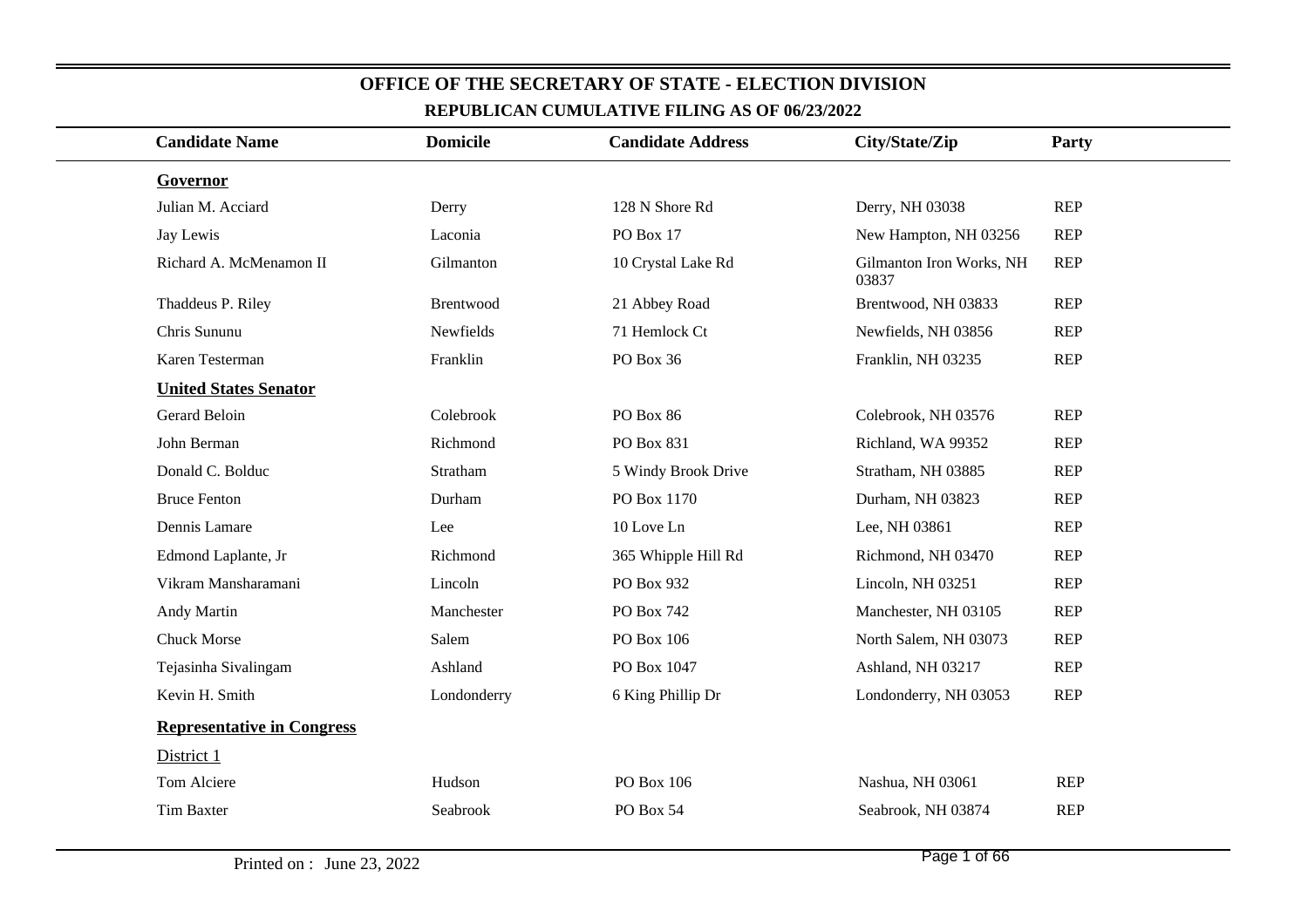# OFFICE OF THE SECRETARY OF STATE - ELECTION DIVISION

## REPUBLICAN CUMULATIVE FILING AS OF 06/23/2022

| Candidate Name | Domicile | Candidate Address | City/State/Zip | Party |
|---|---|---|---|---|
| **Governor** | | | | |
| Julian M. Acciard | Derry | 128 N Shore Rd | Derry, NH 03038 | REP |
| Jay Lewis | Laconia | PO Box 17 | New Hampton, NH 03256 | REP |
| Richard A. McMenamon II | Gilmanton | 10 Crystal Lake Rd | Gilmanton Iron Works, NH 03837 | REP |
| Thaddeus P. Riley | Brentwood | 21 Abbey Road | Brentwood, NH 03833 | REP |
| Chris Sununu | Newfields | 71 Hemlock Ct | Newfields, NH 03856 | REP |
| Karen Testerman | Franklin | PO Box 36 | Franklin, NH 03235 | REP |
| **United States Senator** | | | | |
| Gerard Beloin | Colebrook | PO Box 86 | Colebrook, NH 03576 | REP |
| John Berman | Richmond | PO Box 831 | Richland, WA 99352 | REP |
| Donald C. Bolduc | Stratham | 5 Windy Brook Drive | Stratham, NH 03885 | REP |
| Bruce Fenton | Durham | PO Box 1170 | Durham, NH 03823 | REP |
| Dennis Lamare | Lee | 10 Love Ln | Lee, NH 03861 | REP |
| Edmond Laplante, Jr | Richmond | 365 Whipple Hill Rd | Richmond, NH 03470 | REP |
| Vikram Mansharamani | Lincoln | PO Box 932 | Lincoln, NH 03251 | REP |
| Andy Martin | Manchester | PO Box 742 | Manchester, NH 03105 | REP |
| Chuck Morse | Salem | PO Box 106 | North Salem, NH 03073 | REP |
| Tejasinha Sivalingam | Ashland | PO Box 1047 | Ashland, NH 03217 | REP |
| Kevin H. Smith | Londonderry | 6 King Phillip Dr | Londonderry, NH 03053 | REP |
| **Representative in Congress** | | | | |
| District 1 | | | | |
| Tom Alciere | Hudson | PO Box 106 | Nashua, NH 03061 | REP |
| Tim Baxter | Seabrook | PO Box 54 | Seabrook, NH 03874 | REP |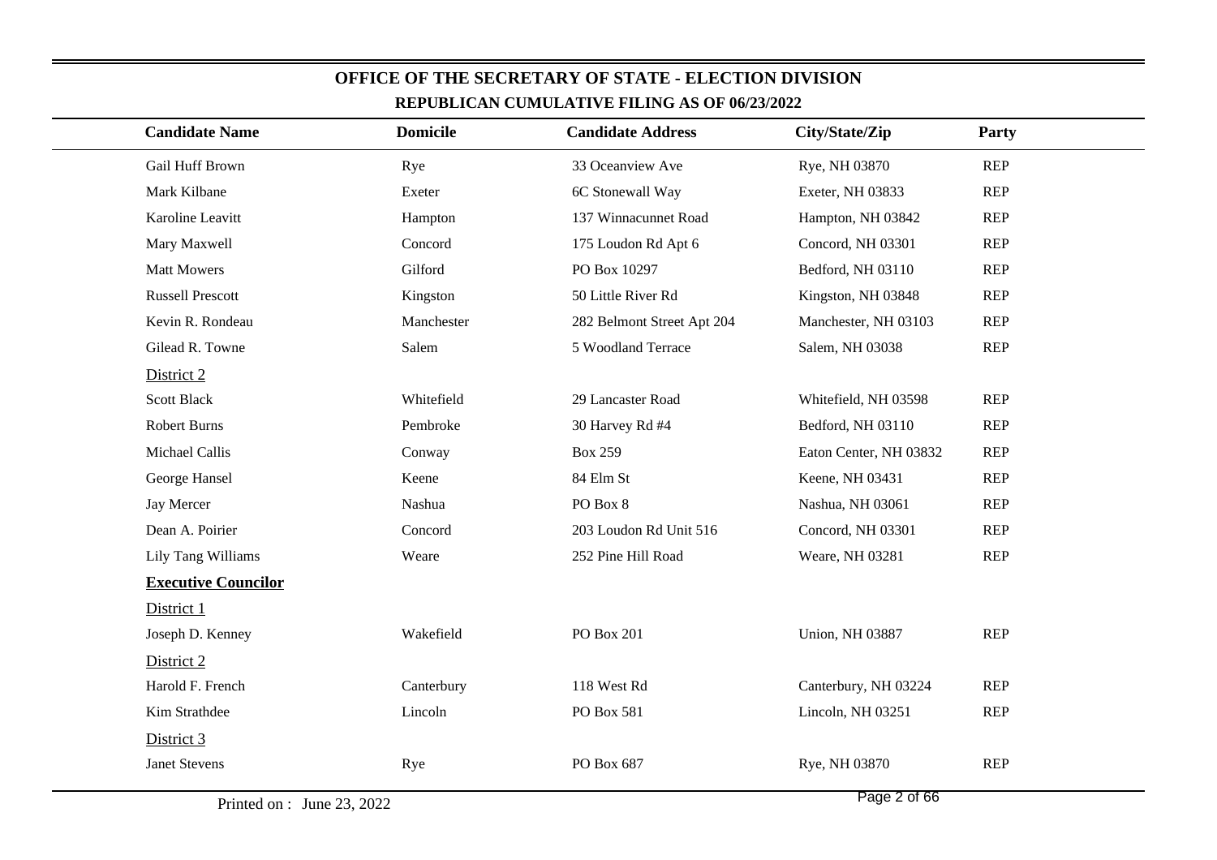## OFFICE OF THE SECRETARY OF STATE - ELECTION DIVISION

### REPUBLICAN CUMULATIVE FILING AS OF 06/23/2022

| Candidate Name | Domicile | Candidate Address | City/State/Zip | Party |
|---|---|---|---|---|
| Gail Huff Brown | Rye | 33 Oceanview Ave | Rye, NH 03870 | REP |
| Mark Kilbane | Exeter | 6C Stonewall Way | Exeter, NH 03833 | REP |
| Karoline Leavitt | Hampton | 137 Winnacunnet Road | Hampton, NH 03842 | REP |
| Mary Maxwell | Concord | 175 Loudon Rd Apt 6 | Concord, NH 03301 | REP |
| Matt Mowers | Gilford | PO Box 10297 | Bedford, NH 03110 | REP |
| Russell Prescott | Kingston | 50 Little River Rd | Kingston, NH 03848 | REP |
| Kevin R. Rondeau | Manchester | 282 Belmont Street Apt 204 | Manchester, NH 03103 | REP |
| Gilead R. Towne | Salem | 5 Woodland Terrace | Salem, NH 03038 | REP |
| District 2 | | | | |
| Scott Black | Whitefield | 29 Lancaster Road | Whitefield, NH 03598 | REP |
| Robert Burns | Pembroke | 30 Harvey Rd #4 | Bedford, NH 03110 | REP |
| Michael Callis | Conway | Box 259 | Eaton Center, NH 03832 | REP |
| George Hansel | Keene | 84 Elm St | Keene, NH 03431 | REP |
| Jay Mercer | Nashua | PO Box 8 | Nashua, NH 03061 | REP |
| Dean A. Poirier | Concord | 203 Loudon Rd Unit 516 | Concord, NH 03301 | REP |
| Lily Tang Williams | Weare | 252 Pine Hill Road | Weare, NH 03281 | REP |
| **Executive Councilor** | | | | |
| District 1 | | | | |
| Joseph D. Kenney | Wakefield | PO Box 201 | Union, NH 03887 | REP |
| District 2 | | | | |
| Harold F. French | Canterbury | 118 West Rd | Canterbury, NH 03224 | REP |
| Kim Strathdee | Lincoln | PO Box 581 | Lincoln, NH 03251 | REP |
| District 3 | | | | |
| Janet Stevens | Rye | PO Box 687 | Rye, NH 03870 | REP |

Printed on : June 23, 2022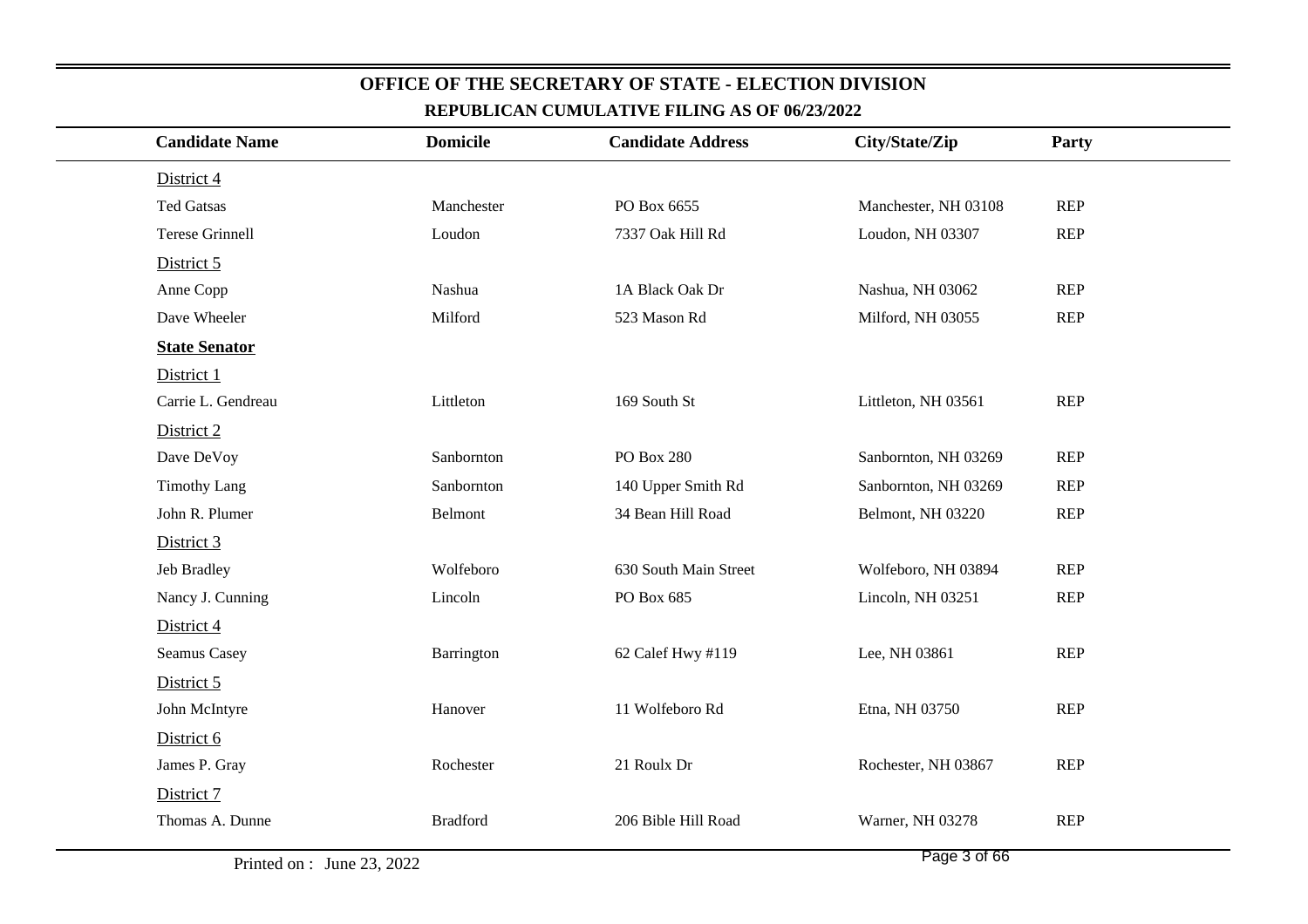# OFFICE OF THE SECRETARY OF STATE - ELECTION DIVISION

## REPUBLICAN CUMULATIVE FILING AS OF 06/23/2022

| Candidate Name | Domicile | Candidate Address | City/State/Zip | Party |
|---|---|---|---|---|
| District 4 | | | | |
| Ted Gatsas | Manchester | PO Box 6655 | Manchester, NH 03108 | REP |
| Terese Grinnell | Loudon | 7337 Oak Hill Rd | Loudon, NH 03307 | REP |
| District 5 | | | | |
| Anne Copp | Nashua | 1A Black Oak Dr | Nashua, NH 03062 | REP |
| Dave Wheeler | Milford | 523 Mason Rd | Milford, NH 03055 | REP |
| **State Senator** | | | | |
| District 1 | | | | |
| Carrie L. Gendreau | Littleton | 169 South St | Littleton, NH 03561 | REP |
| District 2 | | | | |
| Dave DeVoy | Sanbornton | PO Box 280 | Sanbornton, NH 03269 | REP |
| Timothy Lang | Sanbornton | 140 Upper Smith Rd | Sanbornton, NH 03269 | REP |
| John R. Plumer | Belmont | 34 Bean Hill Road | Belmont, NH 03220 | REP |
| District 3 | | | | |
| Jeb Bradley | Wolfeboro | 630 South Main Street | Wolfeboro, NH 03894 | REP |
| Nancy J. Cunning | Lincoln | PO Box 685 | Lincoln, NH 03251 | REP |
| District 4 | | | | |
| Seamus Casey | Barrington | 62 Calef Hwy #119 | Lee, NH 03861 | REP |
| District 5 | | | | |
| John McIntyre | Hanover | 11 Wolfeboro Rd | Etna, NH 03750 | REP |
| District 6 | | | | |
| James P. Gray | Rochester | 21 Roulx Dr | Rochester, NH 03867 | REP |
| District 7 | | | | |
| Thomas A. Dunne | Bradford | 206 Bible Hill Road | Warner, NH 03278 | REP |

Printed on : June 23, 2022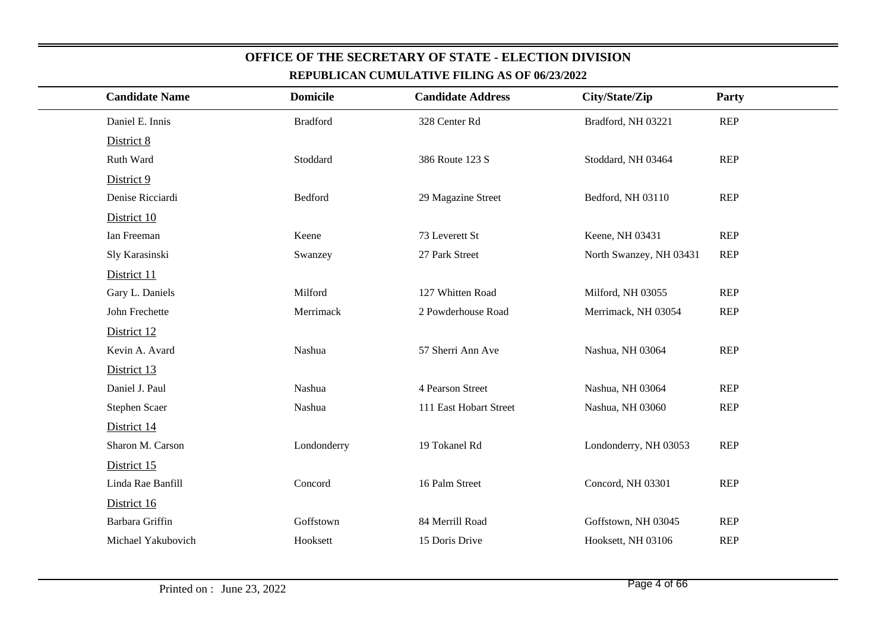## OFFICE OF THE SECRETARY OF STATE - ELECTION DIVISION

### REPUBLICAN CUMULATIVE FILING AS OF 06/23/2022

| Candidate Name | Domicile | Candidate Address | City/State/Zip | Party |
|---|---|---|---|---|
| Daniel E. Innis | Bradford | 328 Center Rd | Bradford, NH 03221 | REP |
| District 8 | | | | |
| Ruth Ward | Stoddard | 386 Route 123 S | Stoddard, NH 03464 | REP |
| District 9 | | | | |
| Denise Ricciardi | Bedford | 29 Magazine Street | Bedford, NH 03110 | REP |
| District 10 | | | | |
| Ian Freeman | Keene | 73 Leverett St | Keene, NH 03431 | REP |
| Sly Karasinski | Swanzey | 27 Park Street | North Swanzey, NH 03431 | REP |
| District 11 | | | | |
| Gary L. Daniels | Milford | 127 Whitten Road | Milford, NH 03055 | REP |
| John Frechette | Merrimack | 2 Powderhouse Road | Merrimack, NH 03054 | REP |
| District 12 | | | | |
| Kevin A. Avard | Nashua | 57 Sherri Ann Ave | Nashua, NH 03064 | REP |
| District 13 | | | | |
| Daniel J. Paul | Nashua | 4 Pearson Street | Nashua, NH 03064 | REP |
| Stephen Scaer | Nashua | 111 East Hobart Street | Nashua, NH 03060 | REP |
| District 14 | | | | |
| Sharon M. Carson | Londonderry | 19 Tokanel Rd | Londonderry, NH 03053 | REP |
| District 15 | | | | |
| Linda Rae Banfill | Concord | 16 Palm Street | Concord, NH 03301 | REP |
| District 16 | | | | |
| Barbara Griffin | Goffstown | 84 Merrill Road | Goffstown, NH 03045 | REP |
| Michael Yakubovich | Hooksett | 15 Doris Drive | Hooksett, NH 03106 | REP |

Printed on : June 23, 2022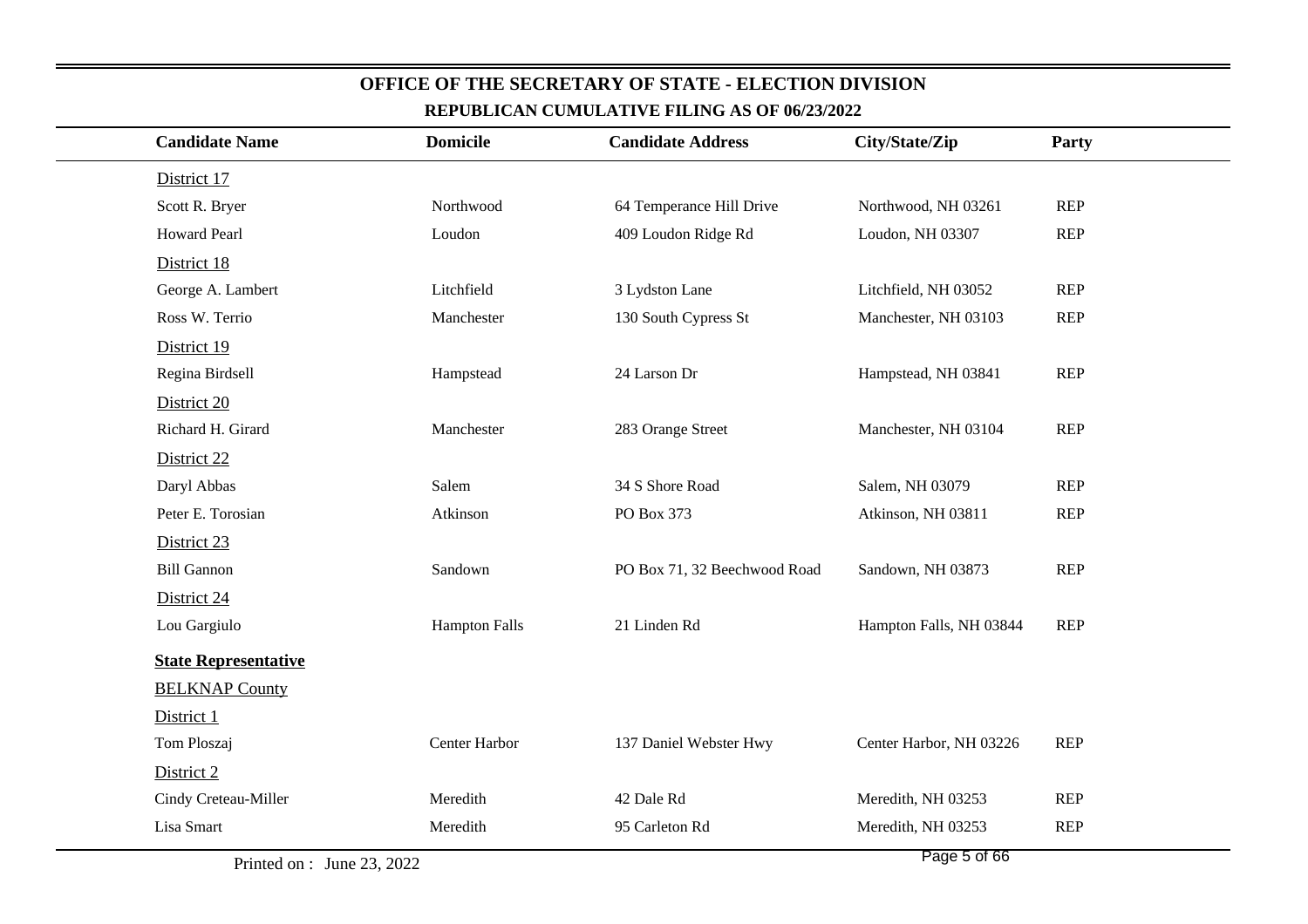## OFFICE OF THE SECRETARY OF STATE - ELECTION DIVISION

### REPUBLICAN CUMULATIVE FILING AS OF 06/23/2022

| Candidate Name | Domicile | Candidate Address | City/State/Zip | Party |
|---|---|---|---|---|
| District 17 | | | | |
| Scott R. Bryer | Northwood | 64 Temperance Hill Drive | Northwood, NH 03261 | REP |
| Howard Pearl | Loudon | 409 Loudon Ridge Rd | Loudon, NH 03307 | REP |
| District 18 | | | | |
| George A. Lambert | Litchfield | 3 Lydston Lane | Litchfield, NH 03052 | REP |
| Ross W. Terrio | Manchester | 130 South Cypress St | Manchester, NH 03103 | REP |
| District 19 | | | | |
| Regina Birdsell | Hampstead | 24 Larson Dr | Hampstead, NH 03841 | REP |
| District 20 | | | | |
| Richard H. Girard | Manchester | 283 Orange Street | Manchester, NH 03104 | REP |
| District 22 | | | | |
| Daryl Abbas | Salem | 34 S Shore Road | Salem, NH 03079 | REP |
| Peter E. Torosian | Atkinson | PO Box 373 | Atkinson, NH 03811 | REP |
| District 23 | | | | |
| Bill Gannon | Sandown | PO Box 71, 32 Beechwood Road | Sandown, NH 03873 | REP |
| District 24 | | | | |
| Lou Gargiulo | Hampton Falls | 21 Linden Rd | Hampton Falls, NH 03844 | REP |
| **State Representative** | | | | |
| BELKNAP County | | | | |
| District 1 | | | | |
| Tom Ploszaj | Center Harbor | 137 Daniel Webster Hwy | Center Harbor, NH 03226 | REP |
| District 2 | | | | |
| Cindy Creteau-Miller | Meredith | 42 Dale Rd | Meredith, NH 03253 | REP |
| Lisa Smart | Meredith | 95 Carleton Rd | Meredith, NH 03253 | REP |

Printed on : June 23, 2022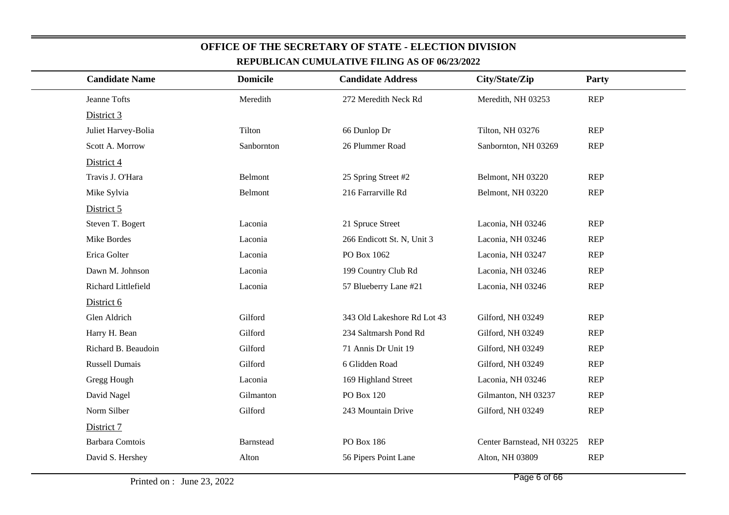## OFFICE OF THE SECRETARY OF STATE - ELECTION DIVISION

### REPUBLICAN CUMULATIVE FILING AS OF 06/23/2022

| Candidate Name | Domicile | Candidate Address | City/State/Zip | Party |
|---|---|---|---|---|
| Jeanne Tofts | Meredith | 272 Meredith Neck Rd | Meredith, NH 03253 | REP |
| District 3 | | | | |
| Juliet Harvey-Bolia | Tilton | 66 Dunlop Dr | Tilton, NH 03276 | REP |
| Scott A. Morrow | Sanbornton | 26 Plummer Road | Sanbornton, NH 03269 | REP |
| District 4 | | | | |
| Travis J. O'Hara | Belmont | 25 Spring Street #2 | Belmont, NH 03220 | REP |
| Mike Sylvia | Belmont | 216 Farrarville Rd | Belmont, NH 03220 | REP |
| District 5 | | | | |
| Steven T. Bogert | Laconia | 21 Spruce Street | Laconia, NH 03246 | REP |
| Mike Bordes | Laconia | 266 Endicott St. N, Unit 3 | Laconia, NH 03246 | REP |
| Erica Golter | Laconia | PO Box 1062 | Laconia, NH 03247 | REP |
| Dawn M. Johnson | Laconia | 199 Country Club Rd | Laconia, NH 03246 | REP |
| Richard Littlefield | Laconia | 57 Blueberry Lane #21 | Laconia, NH 03246 | REP |
| District 6 | | | | |
| Glen Aldrich | Gilford | 343 Old Lakeshore Rd Lot 43 | Gilford, NH 03249 | REP |
| Harry H. Bean | Gilford | 234 Saltmarsh Pond Rd | Gilford, NH 03249 | REP |
| Richard B. Beaudoin | Gilford | 71 Annis Dr Unit 19 | Gilford, NH 03249 | REP |
| Russell Dumais | Gilford | 6 Glidden Road | Gilford, NH 03249 | REP |
| Gregg Hough | Laconia | 169 Highland Street | Laconia, NH 03246 | REP |
| David Nagel | Gilmanton | PO Box 120 | Gilmanton, NH 03237 | REP |
| Norm Silber | Gilford | 243 Mountain Drive | Gilford, NH 03249 | REP |
| District 7 | | | | |
| Barbara Comtois | Barnstead | PO Box 186 | Center Barnstead, NH 03225 | REP |
| David S. Hershey | Alton | 56 Pipers Point Lane | Alton, NH 03809 | REP |

Printed on : June 23, 2022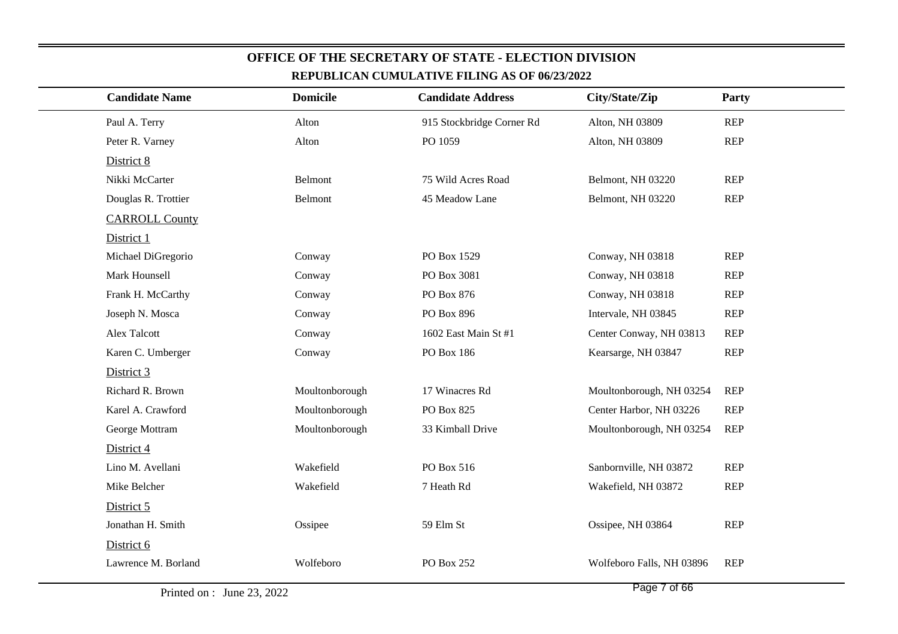# OFFICE OF THE SECRETARY OF STATE - ELECTION DIVISION

## REPUBLICAN CUMULATIVE FILING AS OF 06/23/2022

| Candidate Name | Domicile | Candidate Address | City/State/Zip | Party |
|---|---|---|---|---|
| Paul A. Terry | Alton | 915 Stockbridge Corner Rd | Alton, NH 03809 | REP |
| Peter R. Varney | Alton | PO 1059 | Alton, NH 03809 | REP |
| District 8 | | | | |
| Nikki McCarter | Belmont | 75 Wild Acres Road | Belmont, NH 03220 | REP |
| Douglas R. Trottier | Belmont | 45 Meadow Lane | Belmont, NH 03220 | REP |
| CARROLL County | | | | |
| District 1 | | | | |
| Michael DiGregorio | Conway | PO Box 1529 | Conway, NH 03818 | REP |
| Mark Hounsell | Conway | PO Box 3081 | Conway, NH 03818 | REP |
| Frank H. McCarthy | Conway | PO Box 876 | Conway, NH 03818 | REP |
| Joseph N. Mosca | Conway | PO Box 896 | Intervale, NH 03845 | REP |
| Alex Talcott | Conway | 1602 East Main St #1 | Center Conway, NH 03813 | REP |
| Karen C. Umberger | Conway | PO Box 186 | Kearsarge, NH 03847 | REP |
| District 3 | | | | |
| Richard R. Brown | Moultonborough | 17 Winacres Rd | Moultonborough, NH 03254 | REP |
| Karel A. Crawford | Moultonborough | PO Box 825 | Center Harbor, NH 03226 | REP |
| George Mottram | Moultonborough | 33 Kimball Drive | Moultonborough, NH 03254 | REP |
| District 4 | | | | |
| Lino M. Avellani | Wakefield | PO Box 516 | Sanbornville, NH 03872 | REP |
| Mike Belcher | Wakefield | 7 Heath Rd | Wakefield, NH 03872 | REP |
| District 5 | | | | |
| Jonathan H. Smith | Ossipee | 59 Elm St | Ossipee, NH 03864 | REP |
| District 6 | | | | |
| Lawrence M. Borland | Wolfeboro | PO Box 252 | Wolfeboro Falls, NH 03896 | REP |

Printed on : June 23, 2022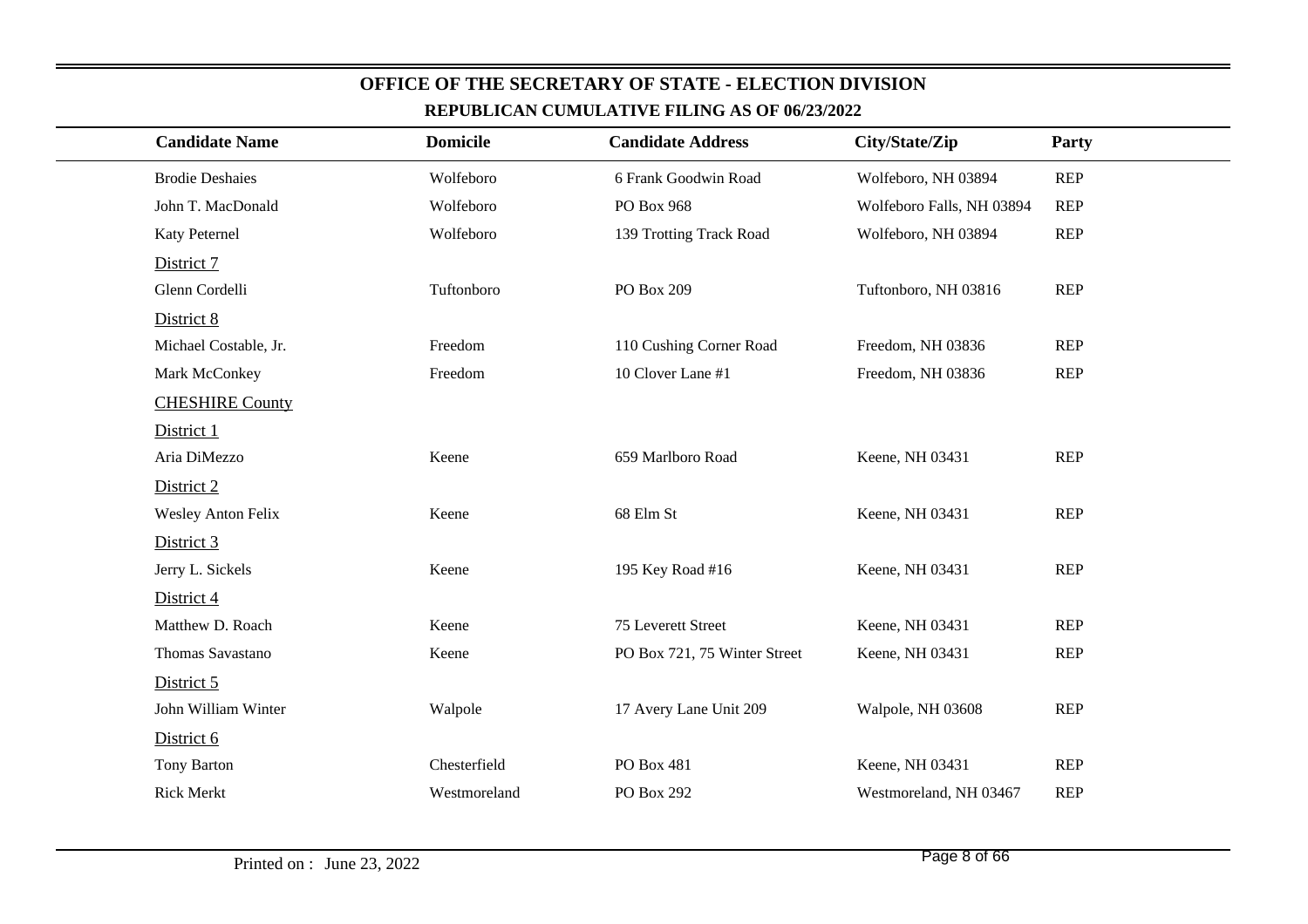# OFFICE OF THE SECRETARY OF STATE - ELECTION DIVISION

## REPUBLICAN CUMULATIVE FILING AS OF 06/23/2022

| Candidate Name | Domicile | Candidate Address | City/State/Zip | Party |
|---|---|---|---|---|
| Brodie Deshaies | Wolfeboro | 6 Frank Goodwin Road | Wolfeboro, NH 03894 | REP |
| John T. MacDonald | Wolfeboro | PO Box 968 | Wolfeboro Falls, NH 03894 | REP |
| Katy Peternel | Wolfeboro | 139 Trotting Track Road | Wolfeboro, NH 03894 | REP |
| District 7 | | | | |
| Glenn Cordelli | Tuftonboro | PO Box 209 | Tuftonboro, NH 03816 | REP |
| District 8 | | | | |
| Michael Costable, Jr. | Freedom | 110 Cushing Corner Road | Freedom, NH 03836 | REP |
| Mark McConkey | Freedom | 10 Clover Lane #1 | Freedom, NH 03836 | REP |
| CHESHIRE County | | | | |
| District 1 | | | | |
| Aria DiMezzo | Keene | 659 Marlboro Road | Keene, NH 03431 | REP |
| District 2 | | | | |
| Wesley Anton Felix | Keene | 68 Elm St | Keene, NH 03431 | REP |
| District 3 | | | | |
| Jerry L. Sickels | Keene | 195 Key Road #16 | Keene, NH 03431 | REP |
| District 4 | | | | |
| Matthew D. Roach | Keene | 75 Leverett Street | Keene, NH 03431 | REP |
| Thomas Savastano | Keene | PO Box 721, 75 Winter Street | Keene, NH 03431 | REP |
| District 5 | | | | |
| John William Winter | Walpole | 17 Avery Lane Unit 209 | Walpole, NH 03608 | REP |
| District 6 | | | | |
| Tony Barton | Chesterfield | PO Box 481 | Keene, NH 03431 | REP |
| Rick Merkt | Westmoreland | PO Box 292 | Westmoreland, NH 03467 | REP |

Printed on : June 23, 2022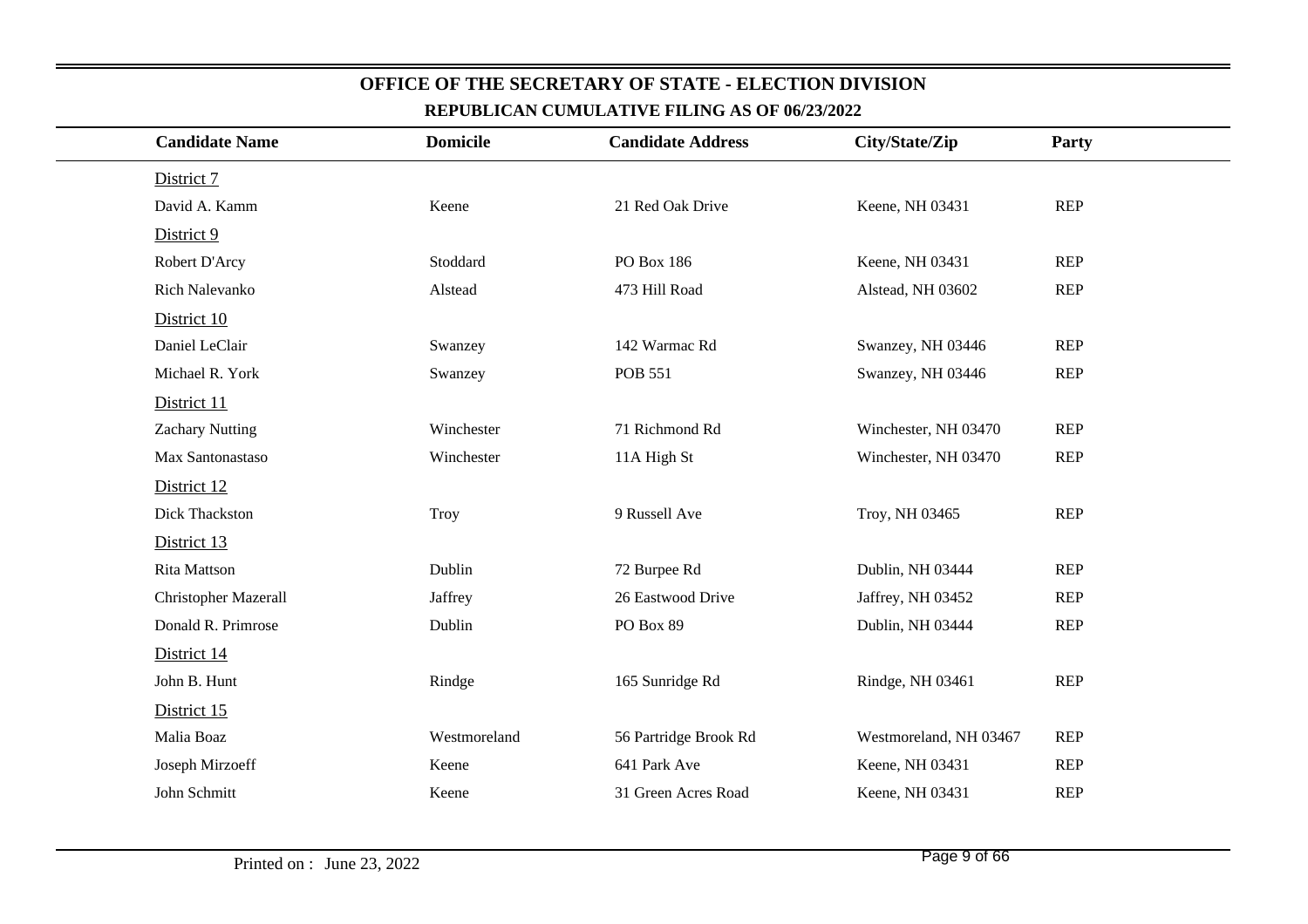## OFFICE OF THE SECRETARY OF STATE - ELECTION DIVISION

### REPUBLICAN CUMULATIVE FILING AS OF 06/23/2022

| Candidate Name | Domicile | Candidate Address | City/State/Zip | Party |
|---|---|---|---|---|
| District 7 | | | | |
| David A. Kamm | Keene | 21 Red Oak Drive | Keene, NH 03431 | REP |
| District 9 | | | | |
| Robert D'Arcy | Stoddard | PO Box 186 | Keene, NH 03431 | REP |
| Rich Nalevanko | Alstead | 473 Hill Road | Alstead, NH 03602 | REP |
| District 10 | | | | |
| Daniel LeClair | Swanzey | 142 Warmac Rd | Swanzey, NH 03446 | REP |
| Michael R. York | Swanzey | POB 551 | Swanzey, NH 03446 | REP |
| District 11 | | | | |
| Zachary Nutting | Winchester | 71 Richmond Rd | Winchester, NH 03470 | REP |
| Max Santonastaso | Winchester | 11A High St | Winchester, NH 03470 | REP |
| District 12 | | | | |
| Dick Thackston | Troy | 9 Russell Ave | Troy, NH 03465 | REP |
| District 13 | | | | |
| Rita Mattson | Dublin | 72 Burpee Rd | Dublin, NH 03444 | REP |
| Christopher Mazerall | Jaffrey | 26 Eastwood Drive | Jaffrey, NH 03452 | REP |
| Donald R. Primrose | Dublin | PO Box 89 | Dublin, NH 03444 | REP |
| District 14 | | | | |
| John B. Hunt | Rindge | 165 Sunridge Rd | Rindge, NH 03461 | REP |
| District 15 | | | | |
| Malia Boaz | Westmoreland | 56 Partridge Brook Rd | Westmoreland, NH 03467 | REP |
| Joseph Mirzoeff | Keene | 641 Park Ave | Keene, NH 03431 | REP |
| John Schmitt | Keene | 31 Green Acres Road | Keene, NH 03431 | REP |

Printed on : June 23, 2022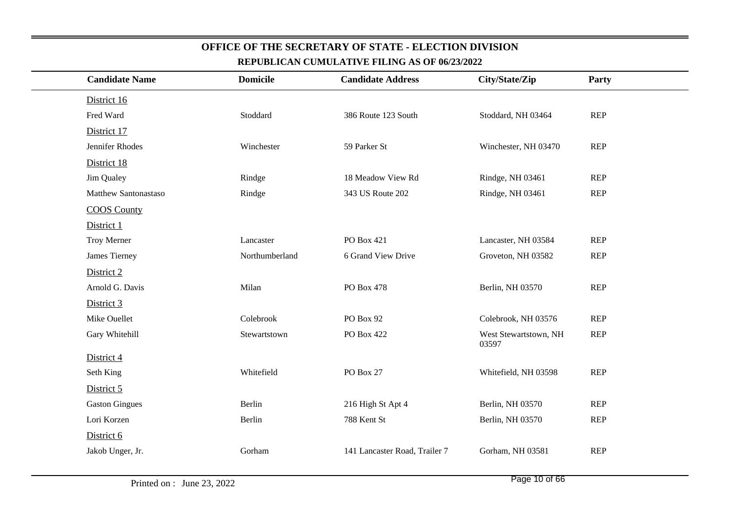# OFFICE OF THE SECRETARY OF STATE - ELECTION DIVISION

## REPUBLICAN CUMULATIVE FILING AS OF 06/23/2022

| Candidate Name | Domicile | Candidate Address | City/State/Zip | Party |
|---|---|---|---|---|
| District 16 | | | | |
| Fred Ward | Stoddard | 386 Route 123 South | Stoddard, NH 03464 | REP |
| District 17 | | | | |
| Jennifer Rhodes | Winchester | 59 Parker St | Winchester, NH 03470 | REP |
| District 18 | | | | |
| Jim Qualey | Rindge | 18 Meadow View Rd | Rindge, NH 03461 | REP |
| Matthew Santonastaso | Rindge | 343 US Route 202 | Rindge, NH 03461 | REP |
| COOS County | | | | |
| District 1 | | | | |
| Troy Merner | Lancaster | PO Box 421 | Lancaster, NH 03584 | REP |
| James Tierney | Northumberland | 6 Grand View Drive | Groveton, NH 03582 | REP |
| District 2 | | | | |
| Arnold G. Davis | Milan | PO Box 478 | Berlin, NH 03570 | REP |
| District 3 | | | | |
| Mike Ouellet | Colebrook | PO Box 92 | Colebrook, NH 03576 | REP |
| Gary Whitehill | Stewartstown | PO Box 422 | West Stewartstown, NH 03597 | REP |
| District 4 | | | | |
| Seth King | Whitefield | PO Box 27 | Whitefield, NH 03598 | REP |
| District 5 | | | | |
| Gaston Gingues | Berlin | 216 High St Apt 4 | Berlin, NH 03570 | REP |
| Lori Korzen | Berlin | 788 Kent St | Berlin, NH 03570 | REP |
| District 6 | | | | |
| Jakob Unger, Jr. | Gorham | 141 Lancaster Road, Trailer 7 | Gorham, NH 03581 | REP |

Printed on : June 23, 2022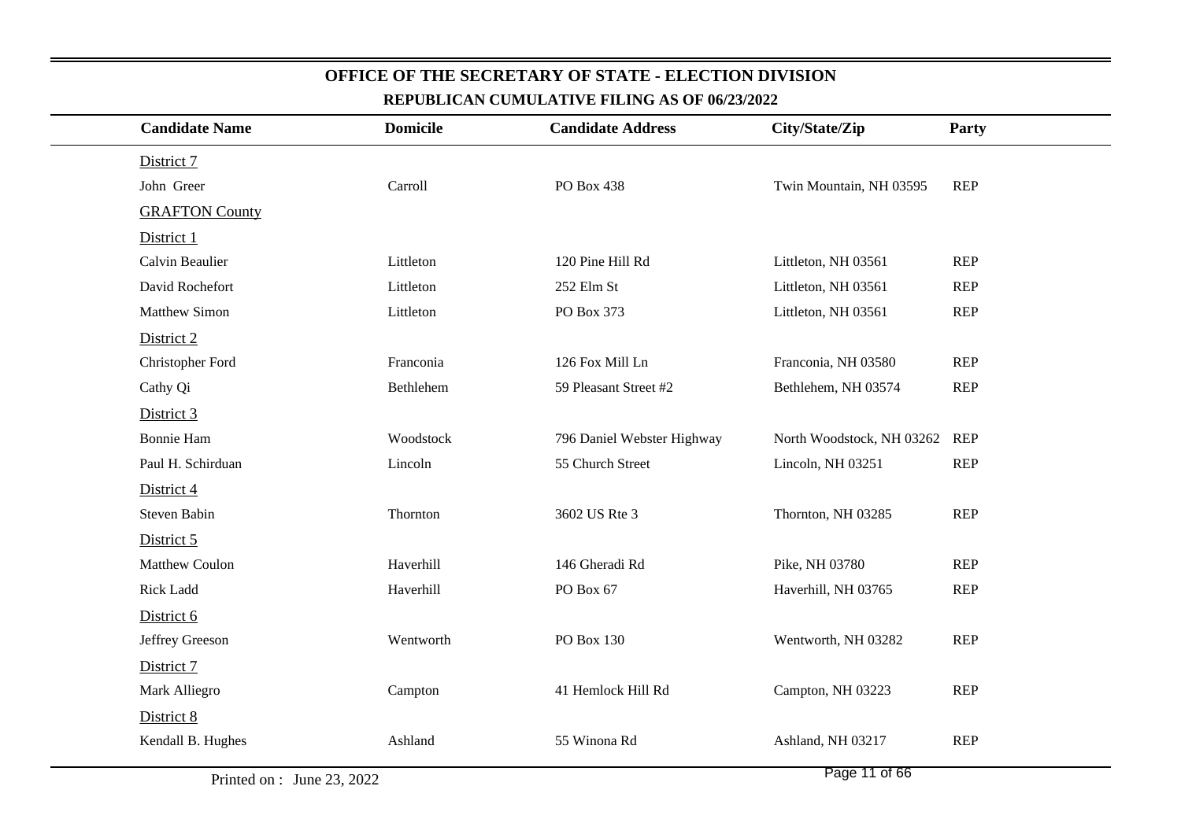# OFFICE OF THE SECRETARY OF STATE - ELECTION DIVISION

## REPUBLICAN CUMULATIVE FILING AS OF 06/23/2022

| Candidate Name | Domicile | Candidate Address | City/State/Zip | Party |
|---|---|---|---|---|
| District 7 | | | | |
| John Greer | Carroll | PO Box 438 | Twin Mountain, NH 03595 | REP |
| GRAFTON County | | | | |
| District 1 | | | | |
| Calvin Beaulier | Littleton | 120 Pine Hill Rd | Littleton, NH 03561 | REP |
| David Rochefort | Littleton | 252 Elm St | Littleton, NH 03561 | REP |
| Matthew Simon | Littleton | PO Box 373 | Littleton, NH 03561 | REP |
| District 2 | | | | |
| Christopher Ford | Franconia | 126 Fox Mill Ln | Franconia, NH 03580 | REP |
| Cathy Qi | Bethlehem | 59 Pleasant Street #2 | Bethlehem, NH 03574 | REP |
| District 3 | | | | |
| Bonnie Ham | Woodstock | 796 Daniel Webster Highway | North Woodstock, NH 03262 | REP |
| Paul H. Schirduan | Lincoln | 55 Church Street | Lincoln, NH 03251 | REP |
| District 4 | | | | |
| Steven Babin | Thornton | 3602 US Rte 3 | Thornton, NH 03285 | REP |
| District 5 | | | | |
| Matthew Coulon | Haverhill | 146 Gheradi Rd | Pike, NH 03780 | REP |
| Rick Ladd | Haverhill | PO Box 67 | Haverhill, NH 03765 | REP |
| District 6 | | | | |
| Jeffrey Greeson | Wentworth | PO Box 130 | Wentworth, NH 03282 | REP |
| District 7 | | | | |
| Mark Alliegro | Campton | 41 Hemlock Hill Rd | Campton, NH 03223 | REP |
| District 8 | | | | |
| Kendall B. Hughes | Ashland | 55 Winona Rd | Ashland, NH 03217 | REP |

Printed on : June 23, 2022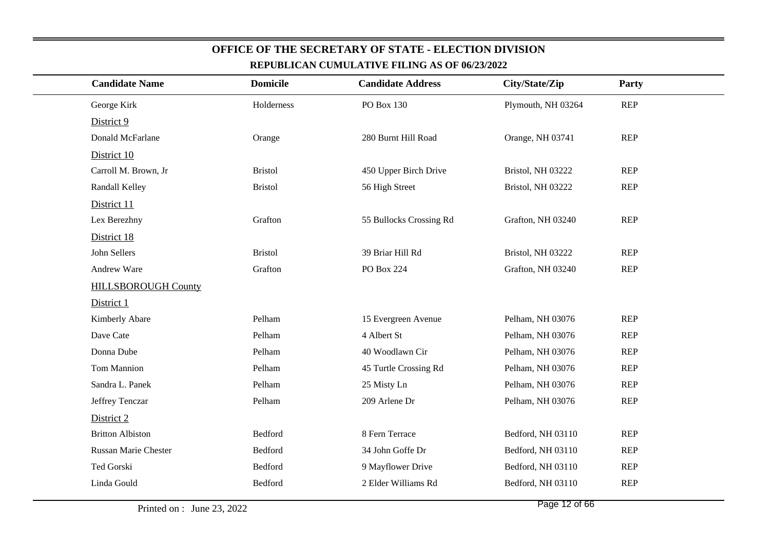# OFFICE OF THE SECRETARY OF STATE - ELECTION DIVISION

## REPUBLICAN CUMULATIVE FILING AS OF 06/23/2022

| Candidate Name | Domicile | Candidate Address | City/State/Zip | Party |
|---|---|---|---|---|
| George Kirk | Holderness | PO Box 130 | Plymouth, NH 03264 | REP |
| District 9 | | | | |
| Donald McFarlane | Orange | 280 Burnt Hill Road | Orange, NH 03741 | REP |
| District 10 | | | | |
| Carroll M. Brown, Jr | Bristol | 450 Upper Birch Drive | Bristol, NH 03222 | REP |
| Randall Kelley | Bristol | 56 High Street | Bristol, NH 03222 | REP |
| District 11 | | | | |
| Lex Berezhny | Grafton | 55 Bullocks Crossing Rd | Grafton, NH 03240 | REP |
| District 18 | | | | |
| John Sellers | Bristol | 39 Briar Hill Rd | Bristol, NH 03222 | REP |
| Andrew Ware | Grafton | PO Box 224 | Grafton, NH 03240 | REP |
| HILLSBOROUGH County | | | | |
| District 1 | | | | |
| Kimberly Abare | Pelham | 15 Evergreen Avenue | Pelham, NH 03076 | REP |
| Dave Cate | Pelham | 4 Albert St | Pelham, NH 03076 | REP |
| Donna Dube | Pelham | 40 Woodlawn Cir | Pelham, NH 03076 | REP |
| Tom Mannion | Pelham | 45 Turtle Crossing Rd | Pelham, NH 03076 | REP |
| Sandra L. Panek | Pelham | 25 Misty Ln | Pelham, NH 03076 | REP |
| Jeffrey Tenczar | Pelham | 209 Arlene Dr | Pelham, NH 03076 | REP |
| District 2 | | | | |
| Britton Albiston | Bedford | 8 Fern Terrace | Bedford, NH 03110 | REP |
| Russan Marie Chester | Bedford | 34 John Goffe Dr | Bedford, NH 03110 | REP |
| Ted Gorski | Bedford | 9 Mayflower Drive | Bedford, NH 03110 | REP |
| Linda Gould | Bedford | 2 Elder Williams Rd | Bedford, NH 03110 | REP |

Printed on : June 23, 2022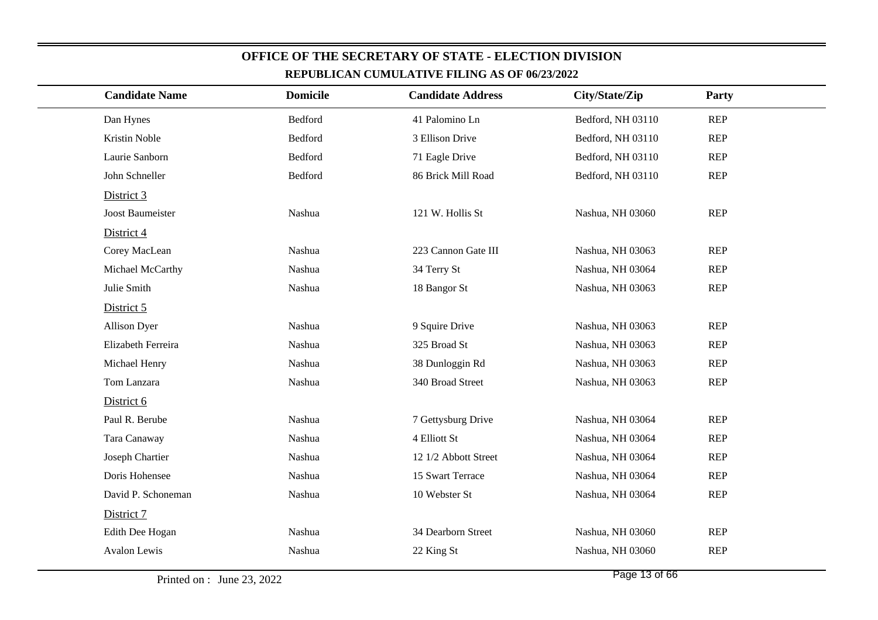# OFFICE OF THE SECRETARY OF STATE - ELECTION DIVISION

## REPUBLICAN CUMULATIVE FILING AS OF 06/23/2022

| Candidate Name | Domicile | Candidate Address | City/State/Zip | Party |
|---|---|---|---|---|
| Dan Hynes | Bedford | 41 Palomino Ln | Bedford, NH 03110 | REP |
| Kristin Noble | Bedford | 3 Ellison Drive | Bedford, NH 03110 | REP |
| Laurie Sanborn | Bedford | 71 Eagle Drive | Bedford, NH 03110 | REP |
| John Schneller | Bedford | 86 Brick Mill Road | Bedford, NH 03110 | REP |
| District 3 | | | | |
| Joost Baumeister | Nashua | 121 W. Hollis St | Nashua, NH 03060 | REP |
| District 4 | | | | |
| Corey MacLean | Nashua | 223 Cannon Gate III | Nashua, NH 03063 | REP |
| Michael McCarthy | Nashua | 34 Terry St | Nashua, NH 03064 | REP |
| Julie Smith | Nashua | 18 Bangor St | Nashua, NH 03063 | REP |
| District 5 | | | | |
| Allison Dyer | Nashua | 9 Squire Drive | Nashua, NH 03063 | REP |
| Elizabeth Ferreira | Nashua | 325 Broad St | Nashua, NH 03063 | REP |
| Michael Henry | Nashua | 38 Dunloggin Rd | Nashua, NH 03063 | REP |
| Tom Lanzara | Nashua | 340 Broad Street | Nashua, NH 03063 | REP |
| District 6 | | | | |
| Paul R. Berube | Nashua | 7 Gettysburg Drive | Nashua, NH 03064 | REP |
| Tara Canaway | Nashua | 4 Elliott St | Nashua, NH 03064 | REP |
| Joseph Chartier | Nashua | 12 1/2 Abbott Street | Nashua, NH 03064 | REP |
| Doris Hohensee | Nashua | 15 Swart Terrace | Nashua, NH 03064 | REP |
| David P. Schoneman | Nashua | 10 Webster St | Nashua, NH 03064 | REP |
| District 7 | | | | |
| Edith Dee Hogan | Nashua | 34 Dearborn Street | Nashua, NH 03060 | REP |
| Avalon Lewis | Nashua | 22 King St | Nashua, NH 03060 | REP |

Printed on : June 23, 2022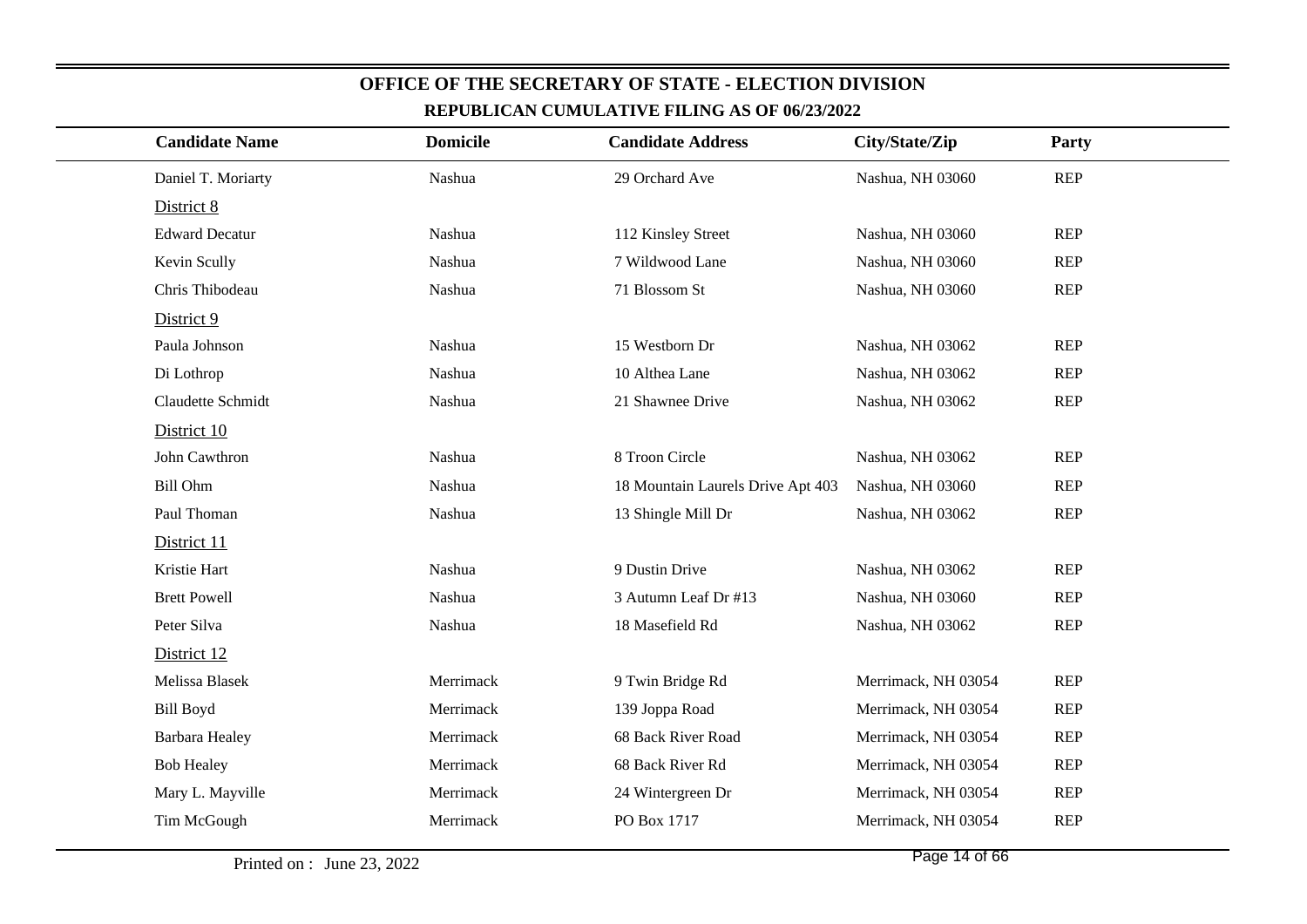# OFFICE OF THE SECRETARY OF STATE - ELECTION DIVISION

## REPUBLICAN CUMULATIVE FILING AS OF 06/23/2022

| Candidate Name | Domicile | Candidate Address | City/State/Zip | Party |
|---|---|---|---|---|
| Daniel T. Moriarty | Nashua | 29 Orchard Ave | Nashua, NH 03060 | REP |
| District 8 | | | | |
| Edward Decatur | Nashua | 112 Kinsley Street | Nashua, NH 03060 | REP |
| Kevin Scully | Nashua | 7 Wildwood Lane | Nashua, NH 03060 | REP |
| Chris Thibodeau | Nashua | 71 Blossom St | Nashua, NH 03060 | REP |
| District 9 | | | | |
| Paula Johnson | Nashua | 15 Westborn Dr | Nashua, NH 03062 | REP |
| Di Lothrop | Nashua | 10 Althea Lane | Nashua, NH 03062 | REP |
| Claudette Schmidt | Nashua | 21 Shawnee Drive | Nashua, NH 03062 | REP |
| District 10 | | | | |
| John Cawthron | Nashua | 8 Troon Circle | Nashua, NH 03062 | REP |
| Bill Ohm | Nashua | 18 Mountain Laurels Drive Apt 403 | Nashua, NH 03060 | REP |
| Paul Thoman | Nashua | 13 Shingle Mill Dr | Nashua, NH 03062 | REP |
| District 11 | | | | |
| Kristie Hart | Nashua | 9 Dustin Drive | Nashua, NH 03062 | REP |
| Brett Powell | Nashua | 3 Autumn Leaf Dr #13 | Nashua, NH 03060 | REP |
| Peter Silva | Nashua | 18 Masefield Rd | Nashua, NH 03062 | REP |
| District 12 | | | | |
| Melissa Blasek | Merrimack | 9 Twin Bridge Rd | Merrimack, NH 03054 | REP |
| Bill Boyd | Merrimack | 139 Joppa Road | Merrimack, NH 03054 | REP |
| Barbara Healey | Merrimack | 68 Back River Road | Merrimack, NH 03054 | REP |
| Bob Healey | Merrimack | 68 Back River Rd | Merrimack, NH 03054 | REP |
| Mary L. Mayville | Merrimack | 24 Wintergreen Dr | Merrimack, NH 03054 | REP |
| Tim McGough | Merrimack | PO Box 1717 | Merrimack, NH 03054 | REP |

Printed on : June 23, 2022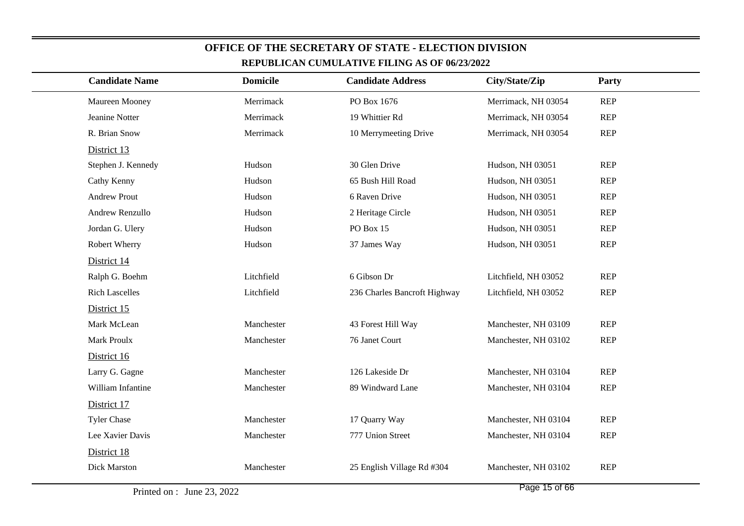# OFFICE OF THE SECRETARY OF STATE - ELECTION DIVISION

## REPUBLICAN CUMULATIVE FILING AS OF 06/23/2022

| Candidate Name | Domicile | Candidate Address | City/State/Zip | Party |
|---|---|---|---|---|
| Maureen Mooney | Merrimack | PO Box 1676 | Merrimack, NH 03054 | REP |
| Jeanine Notter | Merrimack | 19 Whittier Rd | Merrimack, NH 03054 | REP |
| R. Brian Snow | Merrimack | 10 Merrymeeting Drive | Merrimack, NH 03054 | REP |
| District 13 | | | | |
| Stephen J. Kennedy | Hudson | 30 Glen Drive | Hudson, NH 03051 | REP |
| Cathy Kenny | Hudson | 65 Bush Hill Road | Hudson, NH 03051 | REP |
| Andrew Prout | Hudson | 6 Raven Drive | Hudson, NH 03051 | REP |
| Andrew Renzullo | Hudson | 2 Heritage Circle | Hudson, NH 03051 | REP |
| Jordan G. Ulery | Hudson | PO Box 15 | Hudson, NH 03051 | REP |
| Robert Wherry | Hudson | 37 James Way | Hudson, NH 03051 | REP |
| District 14 | | | | |
| Ralph G. Boehm | Litchfield | 6 Gibson Dr | Litchfield, NH 03052 | REP |
| Rich Lascelles | Litchfield | 236 Charles Bancroft Highway | Litchfield, NH 03052 | REP |
| District 15 | | | | |
| Mark McLean | Manchester | 43 Forest Hill Way | Manchester, NH 03109 | REP |
| Mark Proulx | Manchester | 76 Janet Court | Manchester, NH 03102 | REP |
| District 16 | | | | |
| Larry G. Gagne | Manchester | 126 Lakeside Dr | Manchester, NH 03104 | REP |
| William Infantine | Manchester | 89 Windward Lane | Manchester, NH 03104 | REP |
| District 17 | | | | |
| Tyler Chase | Manchester | 17 Quarry Way | Manchester, NH 03104 | REP |
| Lee Xavier Davis | Manchester | 777 Union Street | Manchester, NH 03104 | REP |
| District 18 | | | | |
| Dick Marston | Manchester | 25 English Village Rd #304 | Manchester, NH 03102 | REP |

Printed on : June 23, 2022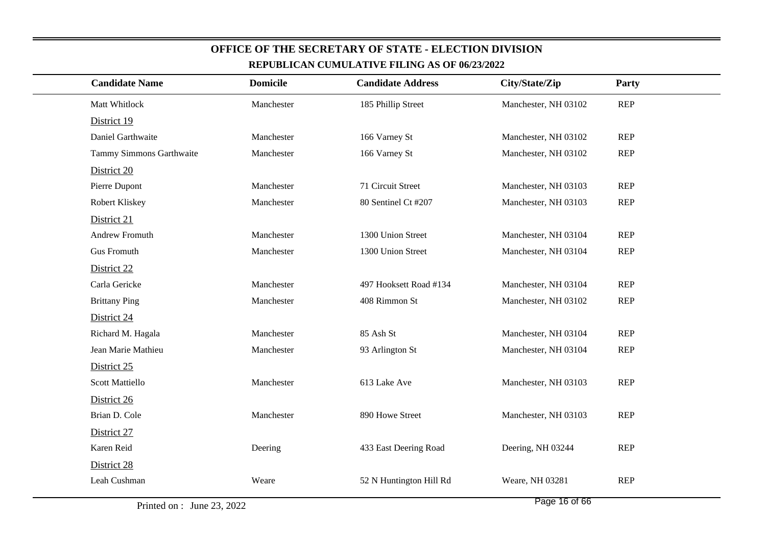# OFFICE OF THE SECRETARY OF STATE - ELECTION DIVISION

## REPUBLICAN CUMULATIVE FILING AS OF 06/23/2022

| Candidate Name | Domicile | Candidate Address | City/State/Zip | Party |
|---|---|---|---|---|
| Matt Whitlock | Manchester | 185 Phillip Street | Manchester, NH 03102 | REP |
| District 19 | | | | |
| Daniel Garthwaite | Manchester | 166 Varney St | Manchester, NH 03102 | REP |
| Tammy Simmons Garthwaite | Manchester | 166 Varney St | Manchester, NH 03102 | REP |
| District 20 | | | | |
| Pierre Dupont | Manchester | 71 Circuit Street | Manchester, NH 03103 | REP |
| Robert Kliskey | Manchester | 80 Sentinel Ct #207 | Manchester, NH 03103 | REP |
| District 21 | | | | |
| Andrew Fromuth | Manchester | 1300 Union Street | Manchester, NH 03104 | REP |
| Gus Fromuth | Manchester | 1300 Union Street | Manchester, NH 03104 | REP |
| District 22 | | | | |
| Carla Gericke | Manchester | 497 Hooksett Road #134 | Manchester, NH 03104 | REP |
| Brittany Ping | Manchester | 408 Rimmon St | Manchester, NH 03102 | REP |
| District 24 | | | | |
| Richard M. Hagala | Manchester | 85 Ash St | Manchester, NH 03104 | REP |
| Jean Marie Mathieu | Manchester | 93 Arlington St | Manchester, NH 03104 | REP |
| District 25 | | | | |
| Scott Mattiello | Manchester | 613 Lake Ave | Manchester, NH 03103 | REP |
| District 26 | | | | |
| Brian D. Cole | Manchester | 890 Howe Street | Manchester, NH 03103 | REP |
| District 27 | | | | |
| Karen Reid | Deering | 433 East Deering Road | Deering, NH 03244 | REP |
| District 28 | | | | |
| Leah Cushman | Weare | 52 N Huntington Hill Rd | Weare, NH 03281 | REP |

Printed on : June 23, 2022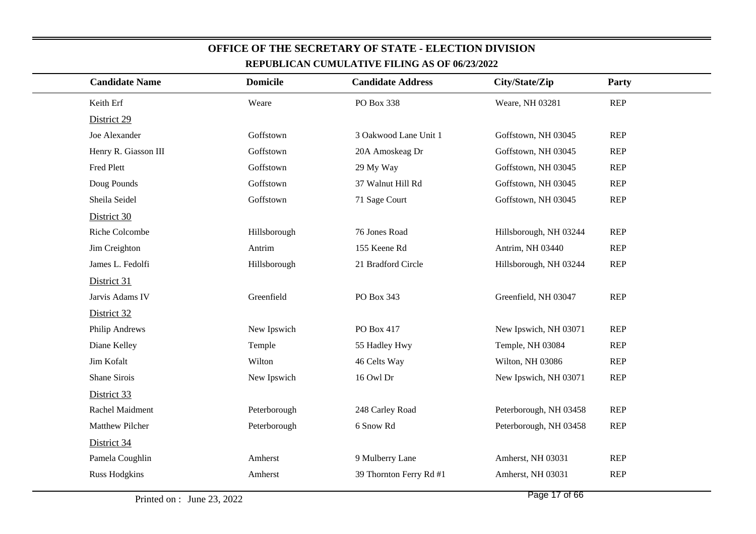# OFFICE OF THE SECRETARY OF STATE - ELECTION DIVISION

## REPUBLICAN CUMULATIVE FILING AS OF 06/23/2022

| Candidate Name | Domicile | Candidate Address | City/State/Zip | Party |
|---|---|---|---|---|
| Keith Erf | Weare | PO Box 338 | Weare, NH 03281 | REP |
| District 29 | | | | |
| Joe Alexander | Goffstown | 3 Oakwood Lane Unit 1 | Goffstown, NH 03045 | REP |
| Henry R. Giasson III | Goffstown | 20A Amoskeag Dr | Goffstown, NH 03045 | REP |
| Fred Plett | Goffstown | 29 My Way | Goffstown, NH 03045 | REP |
| Doug Pounds | Goffstown | 37 Walnut Hill Rd | Goffstown, NH 03045 | REP |
| Sheila Seidel | Goffstown | 71 Sage Court | Goffstown, NH 03045 | REP |
| District 30 | | | | |
| Riche Colcombe | Hillsborough | 76 Jones Road | Hillsborough, NH 03244 | REP |
| Jim Creighton | Antrim | 155 Keene Rd | Antrim, NH 03440 | REP |
| James L. Fedolfi | Hillsborough | 21 Bradford Circle | Hillsborough, NH 03244 | REP |
| District 31 | | | | |
| Jarvis Adams IV | Greenfield | PO Box 343 | Greenfield, NH 03047 | REP |
| District 32 | | | | |
| Philip Andrews | New Ipswich | PO Box 417 | New Ipswich, NH 03071 | REP |
| Diane Kelley | Temple | 55 Hadley Hwy | Temple, NH 03084 | REP |
| Jim Kofalt | Wilton | 46 Celts Way | Wilton, NH 03086 | REP |
| Shane Sirois | New Ipswich | 16 Owl Dr | New Ipswich, NH 03071 | REP |
| District 33 | | | | |
| Rachel Maidment | Peterborough | 248 Carley Road | Peterborough, NH 03458 | REP |
| Matthew Pilcher | Peterborough | 6 Snow Rd | Peterborough, NH 03458 | REP |
| District 34 | | | | |
| Pamela Coughlin | Amherst | 9 Mulberry Lane | Amherst, NH 03031 | REP |
| Russ Hodgkins | Amherst | 39 Thornton Ferry Rd #1 | Amherst, NH 03031 | REP |

Printed on : June 23, 2022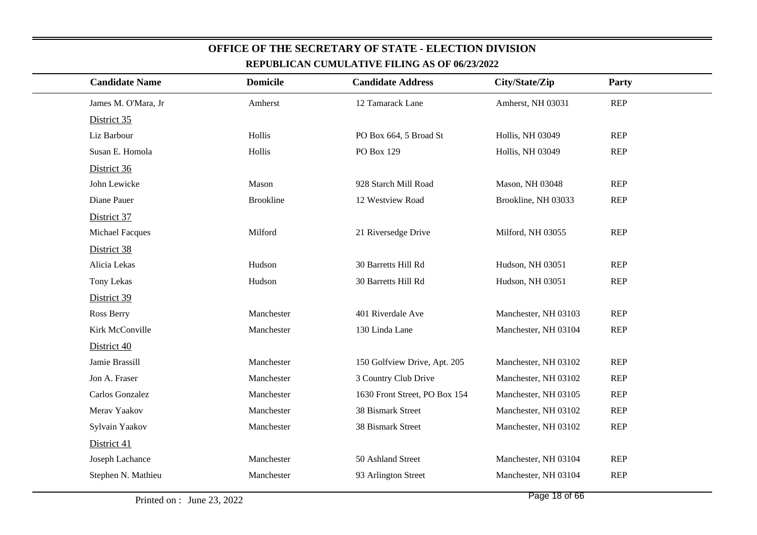## OFFICE OF THE SECRETARY OF STATE - ELECTION DIVISION

### REPUBLICAN CUMULATIVE FILING AS OF 06/23/2022

| Candidate Name | Domicile | Candidate Address | City/State/Zip | Party |
|---|---|---|---|---|
| James M. O'Mara, Jr | Amherst | 12 Tamarack Lane | Amherst, NH 03031 | REP |
| District 35 | | | | |
| Liz Barbour | Hollis | PO Box 664, 5 Broad St | Hollis, NH 03049 | REP |
| Susan E. Homola | Hollis | PO Box 129 | Hollis, NH 03049 | REP |
| District 36 | | | | |
| John Lewicke | Mason | 928 Starch Mill Road | Mason, NH 03048 | REP |
| Diane Pauer | Brookline | 12 Westview Road | Brookline, NH 03033 | REP |
| District 37 | | | | |
| Michael Facques | Milford | 21 Riversedge Drive | Milford, NH 03055 | REP |
| District 38 | | | | |
| Alicia Lekas | Hudson | 30 Barretts Hill Rd | Hudson, NH 03051 | REP |
| Tony Lekas | Hudson | 30 Barretts Hill Rd | Hudson, NH 03051 | REP |
| District 39 | | | | |
| Ross Berry | Manchester | 401 Riverdale Ave | Manchester, NH 03103 | REP |
| Kirk McConville | Manchester | 130 Linda Lane | Manchester, NH 03104 | REP |
| District 40 | | | | |
| Jamie Brassill | Manchester | 150 Golfview Drive, Apt. 205 | Manchester, NH 03102 | REP |
| Jon A. Fraser | Manchester | 3 Country Club Drive | Manchester, NH 03102 | REP |
| Carlos Gonzalez | Manchester | 1630 Front Street, PO Box 154 | Manchester, NH 03105 | REP |
| Merav Yaakov | Manchester | 38 Bismark Street | Manchester, NH 03102 | REP |
| Sylvain Yaakov | Manchester | 38 Bismark Street | Manchester, NH 03102 | REP |
| District 41 | | | | |
| Joseph Lachance | Manchester | 50 Ashland Street | Manchester, NH 03104 | REP |
| Stephen N. Mathieu | Manchester | 93 Arlington Street | Manchester, NH 03104 | REP |

Printed on : June 23, 2022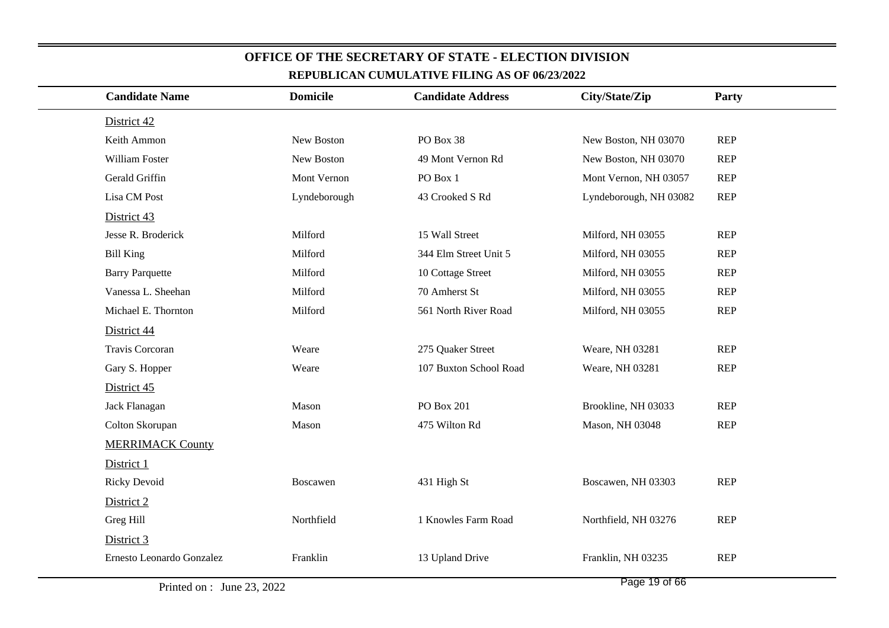## OFFICE OF THE SECRETARY OF STATE - ELECTION DIVISION

### REPUBLICAN CUMULATIVE FILING AS OF 06/23/2022

| Candidate Name | Domicile | Candidate Address | City/State/Zip | Party |
|---|---|---|---|---|
| District 42 | | | | |
| Keith Ammon | New Boston | PO Box 38 | New Boston, NH 03070 | REP |
| William Foster | New Boston | 49 Mont Vernon Rd | New Boston, NH 03070 | REP |
| Gerald Griffin | Mont Vernon | PO Box 1 | Mont Vernon, NH 03057 | REP |
| Lisa CM Post | Lyndeborough | 43 Crooked S Rd | Lyndeborough, NH 03082 | REP |
| District 43 | | | | |
| Jesse R. Broderick | Milford | 15 Wall Street | Milford, NH 03055 | REP |
| Bill King | Milford | 344 Elm Street Unit 5 | Milford, NH 03055 | REP |
| Barry Parquette | Milford | 10 Cottage Street | Milford, NH 03055 | REP |
| Vanessa L. Sheehan | Milford | 70 Amherst St | Milford, NH 03055 | REP |
| Michael E. Thornton | Milford | 561 North River Road | Milford, NH 03055 | REP |
| District 44 | | | | |
| Travis Corcoran | Weare | 275 Quaker Street | Weare, NH 03281 | REP |
| Gary S. Hopper | Weare | 107 Buxton School Road | Weare, NH 03281 | REP |
| District 45 | | | | |
| Jack Flanagan | Mason | PO Box 201 | Brookline, NH 03033 | REP |
| Colton Skorupan | Mason | 475 Wilton Rd | Mason, NH 03048 | REP |
| MERRIMACK County | | | | |
| District 1 | | | | |
| Ricky Devoid | Boscawen | 431 High St | Boscawen, NH 03303 | REP |
| District 2 | | | | |
| Greg Hill | Northfield | 1 Knowles Farm Road | Northfield, NH 03276 | REP |
| District 3 | | | | |
| Ernesto Leonardo Gonzalez | Franklin | 13 Upland Drive | Franklin, NH 03235 | REP |

Printed on : June 23, 2022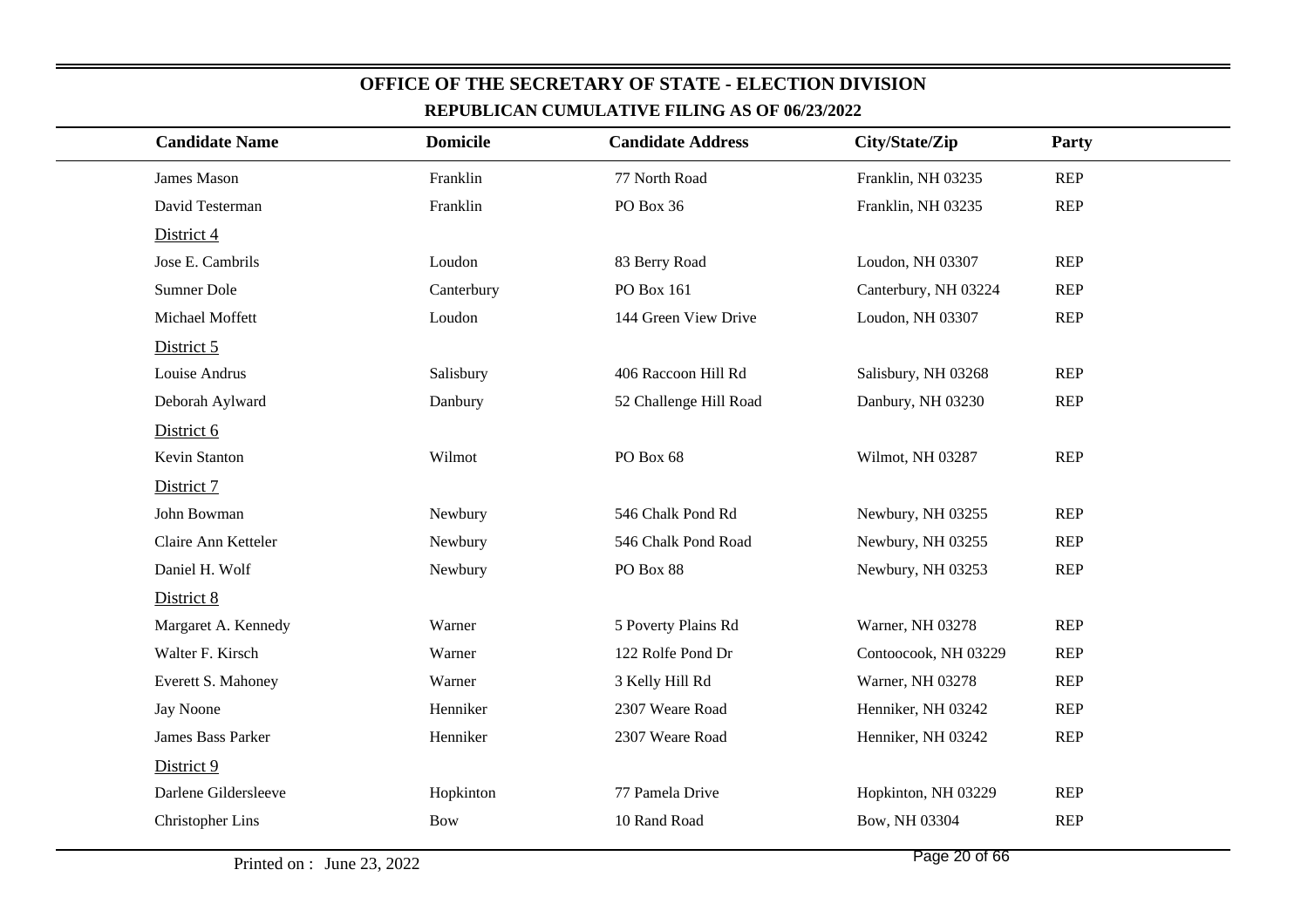## OFFICE OF THE SECRETARY OF STATE - ELECTION DIVISION

### REPUBLICAN CUMULATIVE FILING AS OF 06/23/2022

| Candidate Name | Domicile | Candidate Address | City/State/Zip | Party |
|---|---|---|---|---|
| James Mason | Franklin | 77 North Road | Franklin, NH 03235 | REP |
| David Testerman | Franklin | PO Box 36 | Franklin, NH 03235 | REP |
| District 4 | | | | |
| Jose E. Cambrils | Loudon | 83 Berry Road | Loudon, NH 03307 | REP |
| Sumner Dole | Canterbury | PO Box 161 | Canterbury, NH 03224 | REP |
| Michael Moffett | Loudon | 144 Green View Drive | Loudon, NH 03307 | REP |
| District 5 | | | | |
| Louise Andrus | Salisbury | 406 Raccoon Hill Rd | Salisbury, NH 03268 | REP |
| Deborah Aylward | Danbury | 52 Challenge Hill Road | Danbury, NH 03230 | REP |
| District 6 | | | | |
| Kevin Stanton | Wilmot | PO Box 68 | Wilmot, NH 03287 | REP |
| District 7 | | | | |
| John Bowman | Newbury | 546 Chalk Pond Rd | Newbury, NH 03255 | REP |
| Claire Ann Ketteler | Newbury | 546 Chalk Pond Road | Newbury, NH 03255 | REP |
| Daniel H. Wolf | Newbury | PO Box 88 | Newbury, NH 03253 | REP |
| District 8 | | | | |
| Margaret A. Kennedy | Warner | 5 Poverty Plains Rd | Warner, NH 03278 | REP |
| Walter F. Kirsch | Warner | 122 Rolfe Pond Dr | Contoocook, NH 03229 | REP |
| Everett S. Mahoney | Warner | 3 Kelly Hill Rd | Warner, NH 03278 | REP |
| Jay Noone | Henniker | 2307 Weare Road | Henniker, NH 03242 | REP |
| James Bass Parker | Henniker | 2307 Weare Road | Henniker, NH 03242 | REP |
| District 9 | | | | |
| Darlene Gildersleeve | Hopkinton | 77 Pamela Drive | Hopkinton, NH 03229 | REP |
| Christopher Lins | Bow | 10 Rand Road | Bow, NH 03304 | REP |

Printed on : June 23, 2022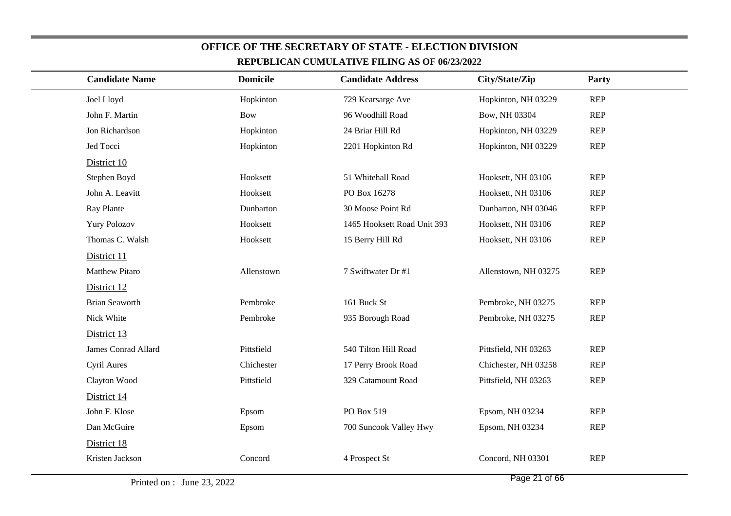## OFFICE OF THE SECRETARY OF STATE - ELECTION DIVISION

### REPUBLICAN CUMULATIVE FILING AS OF 06/23/2022

| Candidate Name | Domicile | Candidate Address | City/State/Zip | Party |
|---|---|---|---|---|
| Joel Lloyd | Hopkinton | 729 Kearsarge Ave | Hopkinton, NH 03229 | REP |
| John F. Martin | Bow | 96 Woodhill Road | Bow, NH 03304 | REP |
| Jon Richardson | Hopkinton | 24 Briar Hill Rd | Hopkinton, NH 03229 | REP |
| Jed Tocci | Hopkinton | 2201 Hopkinton Rd | Hopkinton, NH 03229 | REP |
| District 10 | | | | |
| Stephen Boyd | Hooksett | 51 Whitehall Road | Hooksett, NH 03106 | REP |
| John A. Leavitt | Hooksett | PO Box 16278 | Hooksett, NH 03106 | REP |
| Ray Plante | Dunbarton | 30 Moose Point Rd | Dunbarton, NH 03046 | REP |
| Yury Polozov | Hooksett | 1465 Hooksett Road Unit 393 | Hooksett, NH 03106 | REP |
| Thomas C. Walsh | Hooksett | 15 Berry Hill Rd | Hooksett, NH 03106 | REP |
| District 11 | | | | |
| Matthew Pitaro | Allenstown | 7 Swiftwater Dr #1 | Allenstown, NH 03275 | REP |
| District 12 | | | | |
| Brian Seaworth | Pembroke | 161 Buck St | Pembroke, NH 03275 | REP |
| Nick White | Pembroke | 935 Borough Road | Pembroke, NH 03275 | REP |
| District 13 | | | | |
| James Conrad Allard | Pittsfield | 540 Tilton Hill Road | Pittsfield, NH 03263 | REP |
| Cyril Aures | Chichester | 17 Perry Brook Road | Chichester, NH 03258 | REP |
| Clayton Wood | Pittsfield | 329 Catamount Road | Pittsfield, NH 03263 | REP |
| District 14 | | | | |
| John F. Klose | Epsom | PO Box 519 | Epsom, NH 03234 | REP |
| Dan McGuire | Epsom | 700 Suncook Valley Hwy | Epsom, NH 03234 | REP |
| District 18 | | | | |
| Kristen Jackson | Concord | 4 Prospect St | Concord, NH 03301 | REP |

Printed on : June 23, 2022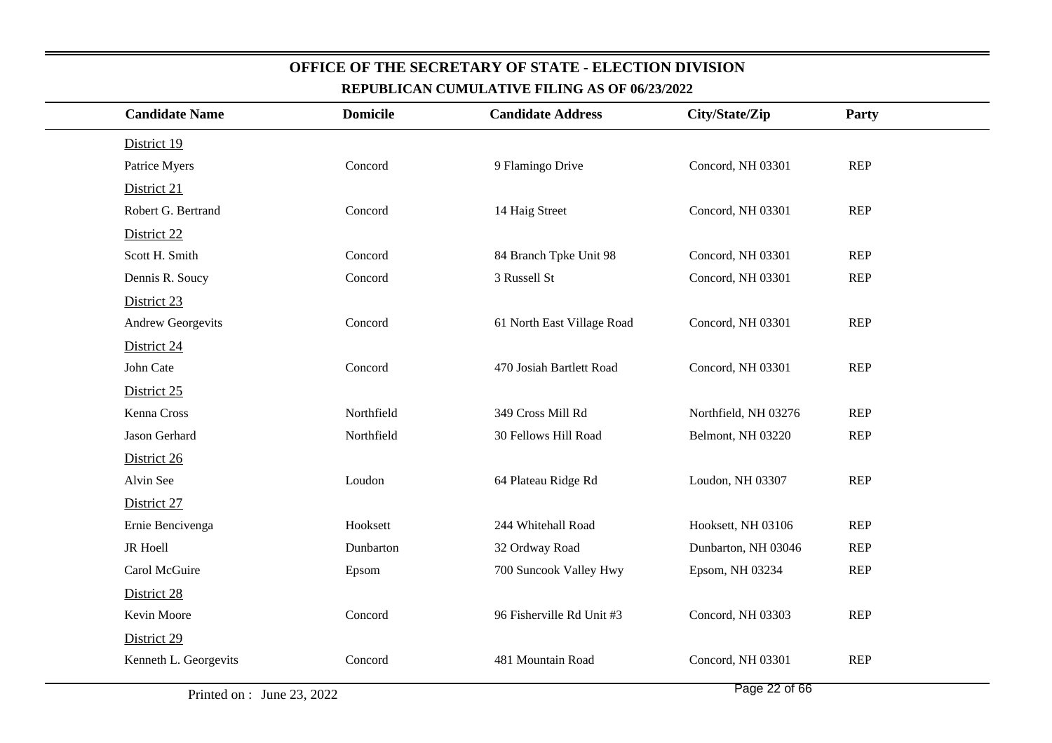## OFFICE OF THE SECRETARY OF STATE - ELECTION DIVISION

### REPUBLICAN CUMULATIVE FILING AS OF 06/23/2022

| Candidate Name | Domicile | Candidate Address | City/State/Zip | Party |
|---|---|---|---|---|
| District 19 | | | | |
| Patrice Myers | Concord | 9 Flamingo Drive | Concord, NH 03301 | REP |
| District 21 | | | | |
| Robert G. Bertrand | Concord | 14 Haig Street | Concord, NH 03301 | REP |
| District 22 | | | | |
| Scott H. Smith | Concord | 84 Branch Tpke Unit 98 | Concord, NH 03301 | REP |
| Dennis R. Soucy | Concord | 3 Russell St | Concord, NH 03301 | REP |
| District 23 | | | | |
| Andrew Georgevits | Concord | 61 North East Village Road | Concord, NH 03301 | REP |
| District 24 | | | | |
| John Cate | Concord | 470 Josiah Bartlett Road | Concord, NH 03301 | REP |
| District 25 | | | | |
| Kenna Cross | Northfield | 349 Cross Mill Rd | Northfield, NH 03276 | REP |
| Jason Gerhard | Northfield | 30 Fellows Hill Road | Belmont, NH 03220 | REP |
| District 26 | | | | |
| Alvin See | Loudon | 64 Plateau Ridge Rd | Loudon, NH 03307 | REP |
| District 27 | | | | |
| Ernie Bencivenga | Hooksett | 244 Whitehall Road | Hooksett, NH 03106 | REP |
| JR Hoell | Dunbarton | 32 Ordway Road | Dunbarton, NH 03046 | REP |
| Carol McGuire | Epsom | 700 Suncook Valley Hwy | Epsom, NH 03234 | REP |
| District 28 | | | | |
| Kevin Moore | Concord | 96 Fisherville Rd Unit #3 | Concord, NH 03303 | REP |
| District 29 | | | | |
| Kenneth L. Georgevits | Concord | 481 Mountain Road | Concord, NH 03301 | REP |

Printed on : June 23, 2022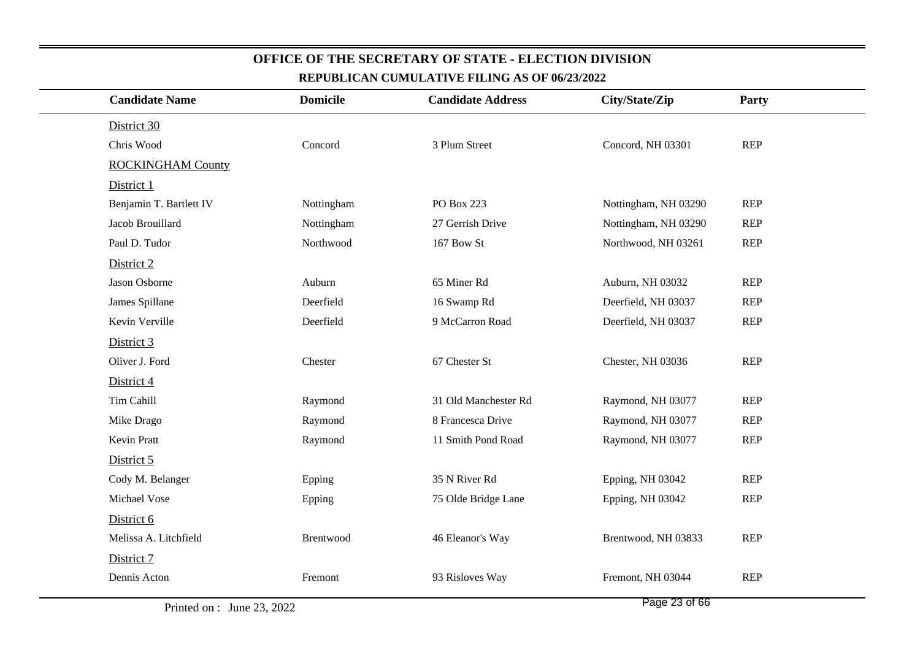# OFFICE OF THE SECRETARY OF STATE - ELECTION DIVISION

## REPUBLICAN CUMULATIVE FILING AS OF 06/23/2022

| Candidate Name | Domicile | Candidate Address | City/State/Zip | Party |
|---|---|---|---|---|
| District 30 | | | | |
| Chris Wood | Concord | 3 Plum Street | Concord, NH 03301 | REP |
| ROCKINGHAM County | | | | |
| District 1 | | | | |
| Benjamin T. Bartlett IV | Nottingham | PO Box 223 | Nottingham, NH 03290 | REP |
| Jacob Brouillard | Nottingham | 27 Gerrish Drive | Nottingham, NH 03290 | REP |
| Paul D. Tudor | Northwood | 167 Bow St | Northwood, NH 03261 | REP |
| District 2 | | | | |
| Jason Osborne | Auburn | 65 Miner Rd | Auburn, NH 03032 | REP |
| James Spillane | Deerfield | 16 Swamp Rd | Deerfield, NH 03037 | REP |
| Kevin Verville | Deerfield | 9 McCarron Road | Deerfield, NH 03037 | REP |
| District 3 | | | | |
| Oliver J. Ford | Chester | 67 Chester St | Chester, NH 03036 | REP |
| District 4 | | | | |
| Tim Cahill | Raymond | 31 Old Manchester Rd | Raymond, NH 03077 | REP |
| Mike Drago | Raymond | 8 Francesca Drive | Raymond, NH 03077 | REP |
| Kevin Pratt | Raymond | 11 Smith Pond Road | Raymond, NH 03077 | REP |
| District 5 | | | | |
| Cody M. Belanger | Epping | 35 N River Rd | Epping, NH 03042 | REP |
| Michael Vose | Epping | 75 Olde Bridge Lane | Epping, NH 03042 | REP |
| District 6 | | | | |
| Melissa A. Litchfield | Brentwood | 46 Eleanor's Way | Brentwood, NH 03833 | REP |
| District 7 | | | | |
| Dennis Acton | Fremont | 93 Risloves Way | Fremont, NH 03044 | REP |

Printed on : June 23, 2022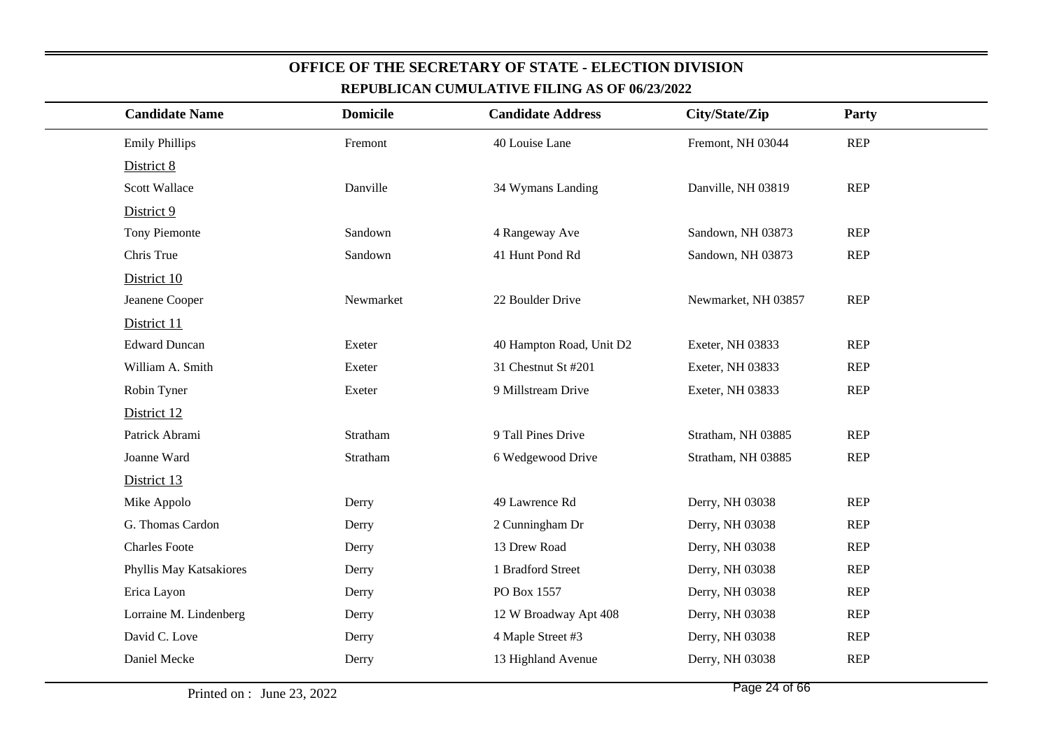# OFFICE OF THE SECRETARY OF STATE - ELECTION DIVISION

## REPUBLICAN CUMULATIVE FILING AS OF 06/23/2022

| Candidate Name | Domicile | Candidate Address | City/State/Zip | Party |
|---|---|---|---|---|
| Emily Phillips | Fremont | 40 Louise Lane | Fremont, NH 03044 | REP |
| District 8 | | | | |
| Scott Wallace | Danville | 34 Wymans Landing | Danville, NH 03819 | REP |
| District 9 | | | | |
| Tony Piemonte | Sandown | 4 Rangeway Ave | Sandown, NH 03873 | REP |
| Chris True | Sandown | 41 Hunt Pond Rd | Sandown, NH 03873 | REP |
| District 10 | | | | |
| Jeanene Cooper | Newmarket | 22 Boulder Drive | Newmarket, NH 03857 | REP |
| District 11 | | | | |
| Edward Duncan | Exeter | 40 Hampton Road, Unit D2 | Exeter, NH 03833 | REP |
| William A. Smith | Exeter | 31 Chestnut St #201 | Exeter, NH 03833 | REP |
| Robin Tyner | Exeter | 9 Millstream Drive | Exeter, NH 03833 | REP |
| District 12 | | | | |
| Patrick Abrami | Stratham | 9 Tall Pines Drive | Stratham, NH 03885 | REP |
| Joanne Ward | Stratham | 6 Wedgewood Drive | Stratham, NH 03885 | REP |
| District 13 | | | | |
| Mike Appolo | Derry | 49 Lawrence Rd | Derry, NH 03038 | REP |
| G. Thomas Cardon | Derry | 2 Cunningham Dr | Derry, NH 03038 | REP |
| Charles Foote | Derry | 13 Drew Road | Derry, NH 03038 | REP |
| Phyllis May Katsakiores | Derry | 1 Bradford Street | Derry, NH 03038 | REP |
| Erica Layon | Derry | PO Box 1557 | Derry, NH 03038 | REP |
| Lorraine M. Lindenberg | Derry | 12 W Broadway Apt 408 | Derry, NH 03038 | REP |
| David C. Love | Derry | 4 Maple Street #3 | Derry, NH 03038 | REP |
| Daniel Mecke | Derry | 13 Highland Avenue | Derry, NH 03038 | REP |

Printed on : June 23, 2022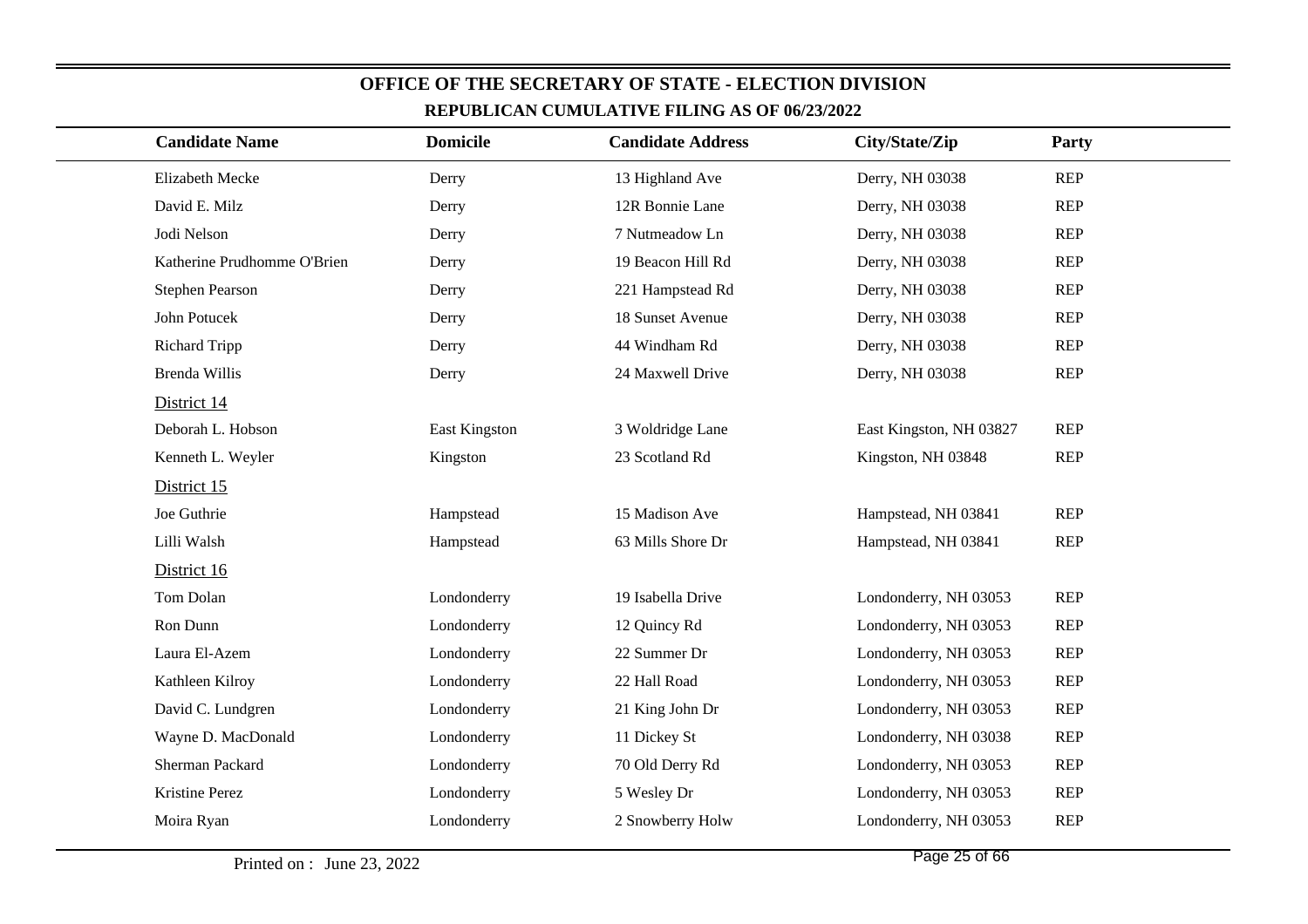# OFFICE OF THE SECRETARY OF STATE - ELECTION DIVISION

## REPUBLICAN CUMULATIVE FILING AS OF 06/23/2022

| Candidate Name | Domicile | Candidate Address | City/State/Zip | Party |
|---|---|---|---|---|
| Elizabeth Mecke | Derry | 13 Highland Ave | Derry, NH 03038 | REP |
| David E. Milz | Derry | 12R Bonnie Lane | Derry, NH 03038 | REP |
| Jodi Nelson | Derry | 7 Nutmeadow Ln | Derry, NH 03038 | REP |
| Katherine Prudhomme O'Brien | Derry | 19 Beacon Hill Rd | Derry, NH 03038 | REP |
| Stephen Pearson | Derry | 221 Hampstead Rd | Derry, NH 03038 | REP |
| John Potucek | Derry | 18 Sunset Avenue | Derry, NH 03038 | REP |
| Richard Tripp | Derry | 44 Windham Rd | Derry, NH 03038 | REP |
| Brenda Willis | Derry | 24 Maxwell Drive | Derry, NH 03038 | REP |
| District 14 | | | | |
| Deborah L. Hobson | East Kingston | 3 Woldridge Lane | East Kingston, NH 03827 | REP |
| Kenneth L. Weyler | Kingston | 23 Scotland Rd | Kingston, NH 03848 | REP |
| District 15 | | | | |
| Joe Guthrie | Hampstead | 15 Madison Ave | Hampstead, NH 03841 | REP |
| Lilli Walsh | Hampstead | 63 Mills Shore Dr | Hampstead, NH 03841 | REP |
| District 16 | | | | |
| Tom Dolan | Londonderry | 19 Isabella Drive | Londonderry, NH 03053 | REP |
| Ron Dunn | Londonderry | 12 Quincy Rd | Londonderry, NH 03053 | REP |
| Laura El-Azem | Londonderry | 22 Summer Dr | Londonderry, NH 03053 | REP |
| Kathleen Kilroy | Londonderry | 22 Hall Road | Londonderry, NH 03053 | REP |
| David C. Lundgren | Londonderry | 21 King John Dr | Londonderry, NH 03053 | REP |
| Wayne D. MacDonald | Londonderry | 11 Dickey St | Londonderry, NH 03038 | REP |
| Sherman Packard | Londonderry | 70 Old Derry Rd | Londonderry, NH 03053 | REP |
| Kristine Perez | Londonderry | 5 Wesley Dr | Londonderry, NH 03053 | REP |
| Moira Ryan | Londonderry | 2 Snowberry Holw | Londonderry, NH 03053 | REP |

Printed on : June 23, 2022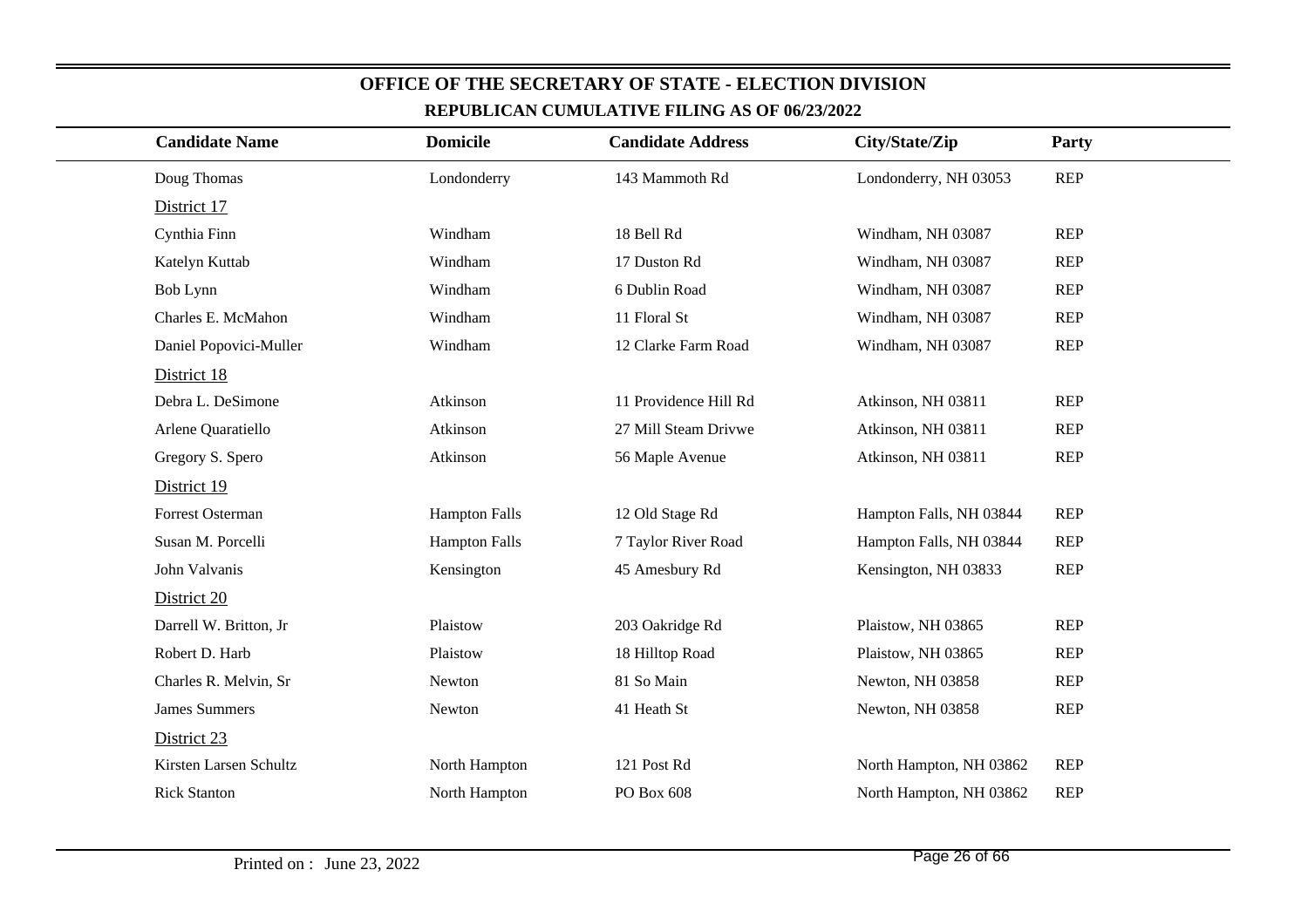## OFFICE OF THE SECRETARY OF STATE - ELECTION DIVISION

### REPUBLICAN CUMULATIVE FILING AS OF 06/23/2022

| Candidate Name | Domicile | Candidate Address | City/State/Zip | Party |
|---|---|---|---|---|
| Doug Thomas | Londonderry | 143 Mammoth Rd | Londonderry, NH 03053 | REP |
| District 17 | | | | |
| Cynthia Finn | Windham | 18 Bell Rd | Windham, NH 03087 | REP |
| Katelyn Kuttab | Windham | 17 Duston Rd | Windham, NH 03087 | REP |
| Bob Lynn | Windham | 6 Dublin Road | Windham, NH 03087 | REP |
| Charles E. McMahon | Windham | 11 Floral St | Windham, NH 03087 | REP |
| Daniel Popovici-Muller | Windham | 12 Clarke Farm Road | Windham, NH 03087 | REP |
| District 18 | | | | |
| Debra L. DeSimone | Atkinson | 11 Providence Hill Rd | Atkinson, NH 03811 | REP |
| Arlene Quaratiello | Atkinson | 27 Mill Steam Drivwe | Atkinson, NH 03811 | REP |
| Gregory S. Spero | Atkinson | 56 Maple Avenue | Atkinson, NH 03811 | REP |
| District 19 | | | | |
| Forrest Osterman | Hampton Falls | 12 Old Stage Rd | Hampton Falls, NH 03844 | REP |
| Susan M. Porcelli | Hampton Falls | 7 Taylor River Road | Hampton Falls, NH 03844 | REP |
| John Valvanis | Kensington | 45 Amesbury Rd | Kensington, NH 03833 | REP |
| District 20 | | | | |
| Darrell W. Britton, Jr | Plaistow | 203 Oakridge Rd | Plaistow, NH 03865 | REP |
| Robert D. Harb | Plaistow | 18 Hilltop Road | Plaistow, NH 03865 | REP |
| Charles R. Melvin, Sr | Newton | 81 So Main | Newton, NH 03858 | REP |
| James Summers | Newton | 41 Heath St | Newton, NH 03858 | REP |
| District 23 | | | | |
| Kirsten Larsen Schultz | North Hampton | 121 Post Rd | North Hampton, NH 03862 | REP |
| Rick Stanton | North Hampton | PO Box 608 | North Hampton, NH 03862 | REP |

Printed on : June 23, 2022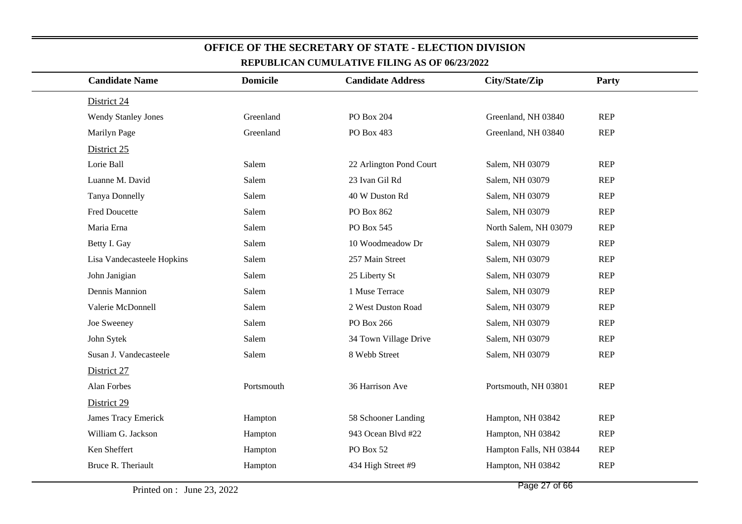## OFFICE OF THE SECRETARY OF STATE - ELECTION DIVISION

### REPUBLICAN CUMULATIVE FILING AS OF 06/23/2022

| Candidate Name | Domicile | Candidate Address | City/State/Zip | Party |
|---|---|---|---|---|
| District 24 | | | | |
| Wendy Stanley Jones | Greenland | PO Box 204 | Greenland, NH 03840 | REP |
| Marilyn Page | Greenland | PO Box 483 | Greenland, NH 03840 | REP |
| District 25 | | | | |
| Lorie Ball | Salem | 22 Arlington Pond Court | Salem, NH 03079 | REP |
| Luanne M. David | Salem | 23 Ivan Gil Rd | Salem, NH 03079 | REP |
| Tanya Donnelly | Salem | 40 W Duston Rd | Salem, NH 03079 | REP |
| Fred Doucette | Salem | PO Box 862 | Salem, NH 03079 | REP |
| Maria Erna | Salem | PO Box 545 | North Salem, NH 03079 | REP |
| Betty I. Gay | Salem | 10 Woodmeadow Dr | Salem, NH 03079 | REP |
| Lisa Vandecasteele Hopkins | Salem | 257 Main Street | Salem, NH 03079 | REP |
| John Janigian | Salem | 25 Liberty St | Salem, NH 03079 | REP |
| Dennis Mannion | Salem | 1 Muse Terrace | Salem, NH 03079 | REP |
| Valerie McDonnell | Salem | 2 West Duston Road | Salem, NH 03079 | REP |
| Joe Sweeney | Salem | PO Box 266 | Salem, NH 03079 | REP |
| John Sytek | Salem | 34 Town Village Drive | Salem, NH 03079 | REP |
| Susan J. Vandecasteele | Salem | 8 Webb Street | Salem, NH 03079 | REP |
| District 27 | | | | |
| Alan Forbes | Portsmouth | 36 Harrison Ave | Portsmouth, NH 03801 | REP |
| District 29 | | | | |
| James Tracy Emerick | Hampton | 58 Schooner Landing | Hampton, NH 03842 | REP |
| William G. Jackson | Hampton | 943 Ocean Blvd #22 | Hampton, NH 03842 | REP |
| Ken Sheffert | Hampton | PO Box 52 | Hampton Falls, NH 03844 | REP |
| Bruce R. Theriault | Hampton | 434 High Street #9 | Hampton, NH 03842 | REP |

Printed on : June 23, 2022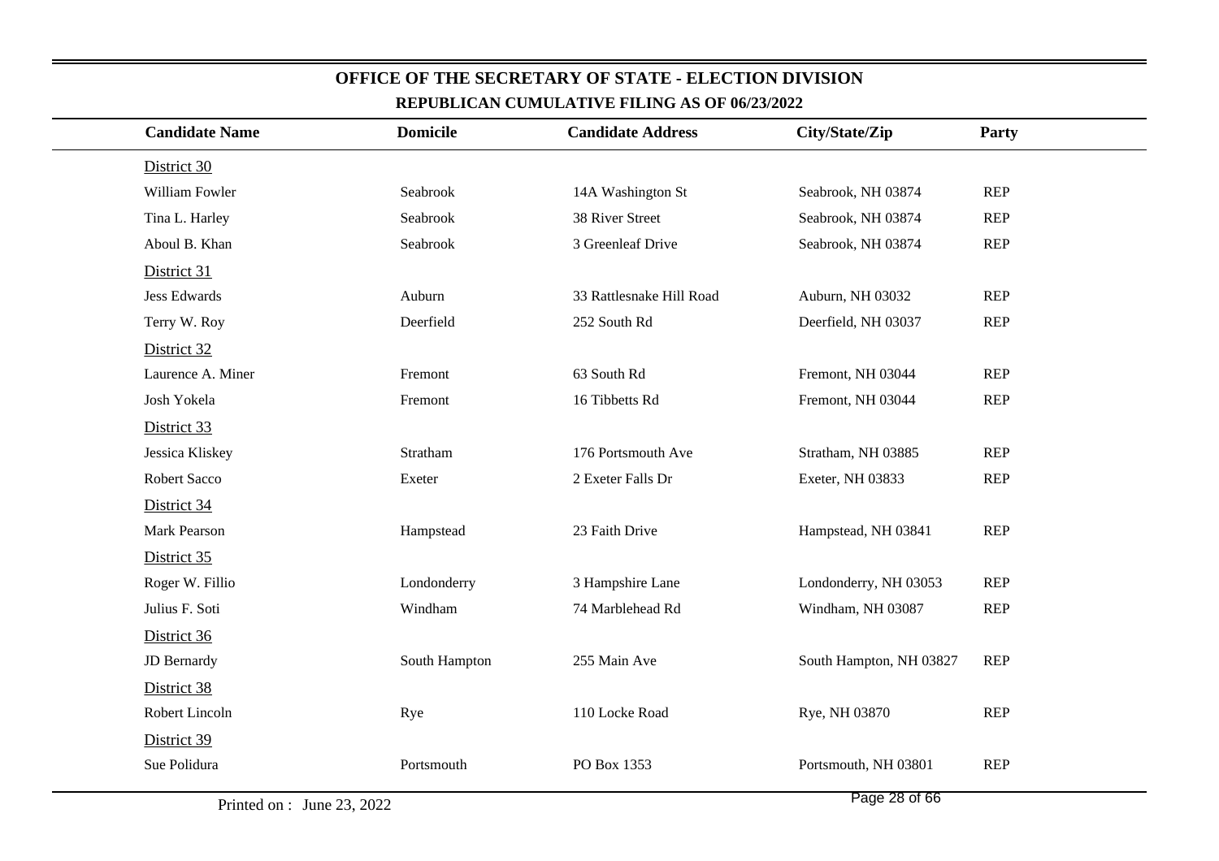## OFFICE OF THE SECRETARY OF STATE - ELECTION DIVISION

### REPUBLICAN CUMULATIVE FILING AS OF 06/23/2022

| Candidate Name | Domicile | Candidate Address | City/State/Zip | Party |
|---|---|---|---|---|
| District 30 | | | | |
| William Fowler | Seabrook | 14A Washington St | Seabrook, NH 03874 | REP |
| Tina L. Harley | Seabrook | 38 River Street | Seabrook, NH 03874 | REP |
| Aboul B. Khan | Seabrook | 3 Greenleaf Drive | Seabrook, NH 03874 | REP |
| District 31 | | | | |
| Jess Edwards | Auburn | 33 Rattlesnake Hill Road | Auburn, NH 03032 | REP |
| Terry W. Roy | Deerfield | 252 South Rd | Deerfield, NH 03037 | REP |
| District 32 | | | | |
| Laurence A. Miner | Fremont | 63 South Rd | Fremont, NH 03044 | REP |
| Josh Yokela | Fremont | 16 Tibbetts Rd | Fremont, NH 03044 | REP |
| District 33 | | | | |
| Jessica Kliskey | Stratham | 176 Portsmouth Ave | Stratham, NH 03885 | REP |
| Robert Sacco | Exeter | 2 Exeter Falls Dr | Exeter, NH 03833 | REP |
| District 34 | | | | |
| Mark Pearson | Hampstead | 23 Faith Drive | Hampstead, NH 03841 | REP |
| District 35 | | | | |
| Roger W. Fillio | Londonderry | 3 Hampshire Lane | Londonderry, NH 03053 | REP |
| Julius F. Soti | Windham | 74 Marblehead Rd | Windham, NH 03087 | REP |
| District 36 | | | | |
| JD Bernardy | South Hampton | 255 Main Ave | South Hampton, NH 03827 | REP |
| District 38 | | | | |
| Robert Lincoln | Rye | 110 Locke Road | Rye, NH 03870 | REP |
| District 39 | | | | |
| Sue Polidura | Portsmouth | PO Box 1353 | Portsmouth, NH 03801 | REP |

Printed on : June 23, 2022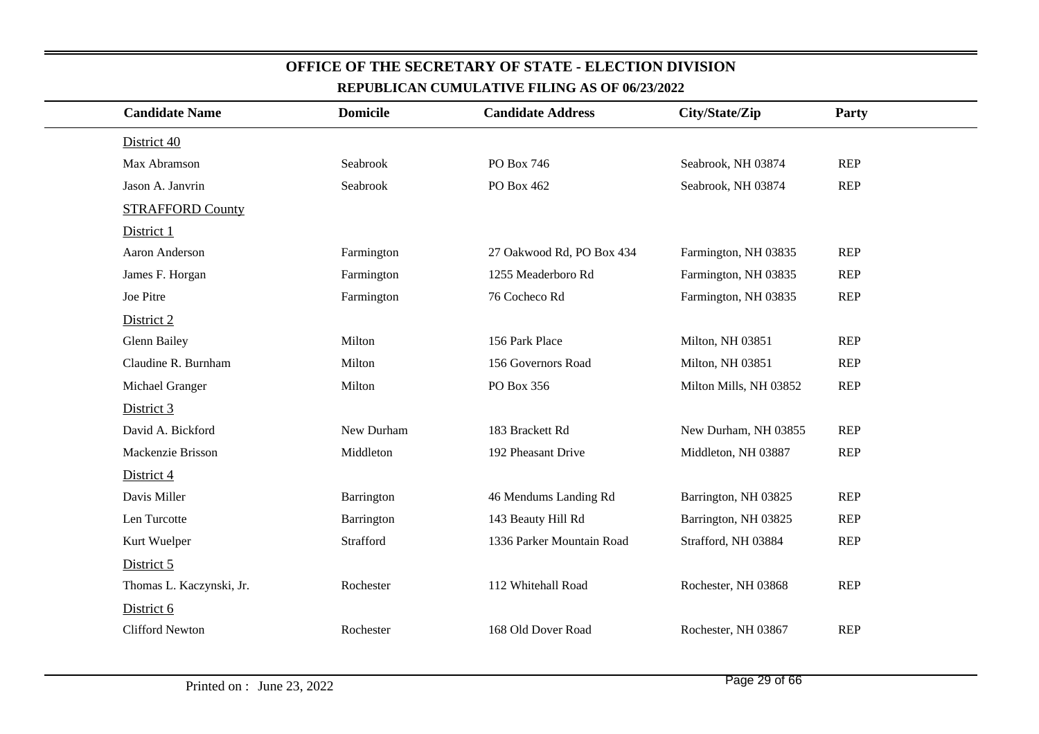# OFFICE OF THE SECRETARY OF STATE - ELECTION DIVISION

## REPUBLICAN CUMULATIVE FILING AS OF 06/23/2022

| Candidate Name | Domicile | Candidate Address | City/State/Zip | Party |
|---|---|---|---|---|
| District 40 | | | | |
| Max Abramson | Seabrook | PO Box 746 | Seabrook, NH 03874 | REP |
| Jason A. Janvrin | Seabrook | PO Box 462 | Seabrook, NH 03874 | REP |
| STRAFFORD County | | | | |
| District 1 | | | | |
| Aaron Anderson | Farmington | 27 Oakwood Rd, PO Box 434 | Farmington, NH 03835 | REP |
| James F. Horgan | Farmington | 1255 Meaderboro Rd | Farmington, NH 03835 | REP |
| Joe Pitre | Farmington | 76 Cocheco Rd | Farmington, NH 03835 | REP |
| District 2 | | | | |
| Glenn Bailey | Milton | 156 Park Place | Milton, NH 03851 | REP |
| Claudine R. Burnham | Milton | 156 Governors Road | Milton, NH 03851 | REP |
| Michael Granger | Milton | PO Box 356 | Milton Mills, NH 03852 | REP |
| District 3 | | | | |
| David A. Bickford | New Durham | 183 Brackett Rd | New Durham, NH 03855 | REP |
| Mackenzie Brisson | Middleton | 192 Pheasant Drive | Middleton, NH 03887 | REP |
| District 4 | | | | |
| Davis Miller | Barrington | 46 Mendums Landing Rd | Barrington, NH 03825 | REP |
| Len Turcotte | Barrington | 143 Beauty Hill Rd | Barrington, NH 03825 | REP |
| Kurt Wuelper | Strafford | 1336 Parker Mountain Road | Strafford, NH 03884 | REP |
| District 5 | | | | |
| Thomas L. Kaczynski, Jr. | Rochester | 112 Whitehall Road | Rochester, NH 03868 | REP |
| District 6 | | | | |
| Clifford Newton | Rochester | 168 Old Dover Road | Rochester, NH 03867 | REP |

Printed on : June 23, 2022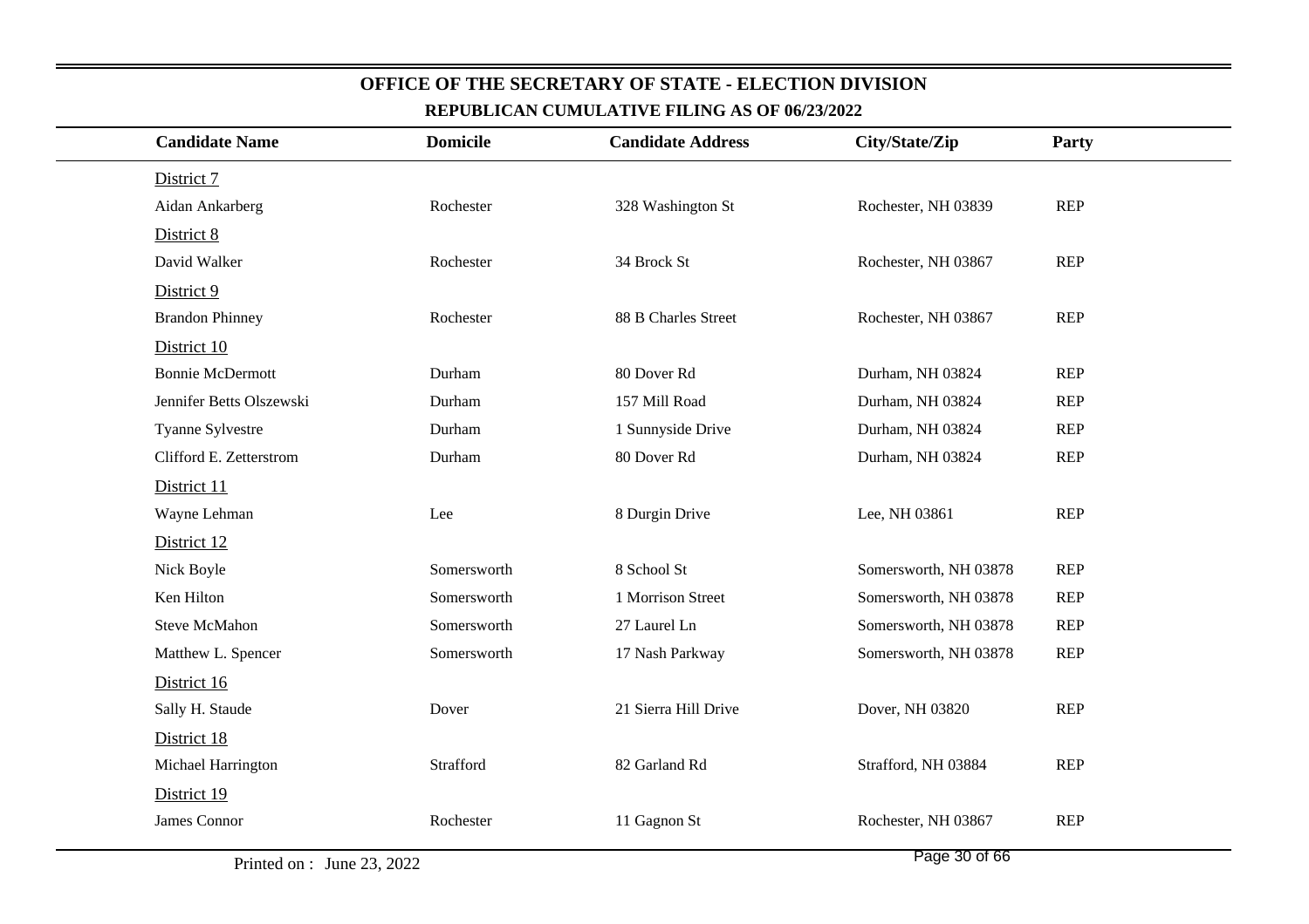## OFFICE OF THE SECRETARY OF STATE - ELECTION DIVISION

### REPUBLICAN CUMULATIVE FILING AS OF 06/23/2022

| Candidate Name | Domicile | Candidate Address | City/State/Zip | Party |
|---|---|---|---|---|
| District 7 | | | | |
| Aidan Ankarberg | Rochester | 328 Washington St | Rochester, NH 03839 | REP |
| District 8 | | | | |
| David Walker | Rochester | 34 Brock St | Rochester, NH 03867 | REP |
| District 9 | | | | |
| Brandon Phinney | Rochester | 88 B Charles Street | Rochester, NH 03867 | REP |
| District 10 | | | | |
| Bonnie McDermott | Durham | 80 Dover Rd | Durham, NH 03824 | REP |
| Jennifer Betts Olszewski | Durham | 157 Mill Road | Durham, NH 03824 | REP |
| Tyanne Sylvestre | Durham | 1 Sunnyside Drive | Durham, NH 03824 | REP |
| Clifford E. Zetterstrom | Durham | 80 Dover Rd | Durham, NH 03824 | REP |
| District 11 | | | | |
| Wayne Lehman | Lee | 8 Durgin Drive | Lee, NH 03861 | REP |
| District 12 | | | | |
| Nick Boyle | Somersworth | 8 School St | Somersworth, NH 03878 | REP |
| Ken Hilton | Somersworth | 1 Morrison Street | Somersworth, NH 03878 | REP |
| Steve McMahon | Somersworth | 27 Laurel Ln | Somersworth, NH 03878 | REP |
| Matthew L. Spencer | Somersworth | 17 Nash Parkway | Somersworth, NH 03878 | REP |
| District 16 | | | | |
| Sally H. Staude | Dover | 21 Sierra Hill Drive | Dover, NH 03820 | REP |
| District 18 | | | | |
| Michael Harrington | Strafford | 82 Garland Rd | Strafford, NH 03884 | REP |
| District 19 | | | | |
| James Connor | Rochester | 11 Gagnon St | Rochester, NH 03867 | REP |

Printed on : June 23, 2022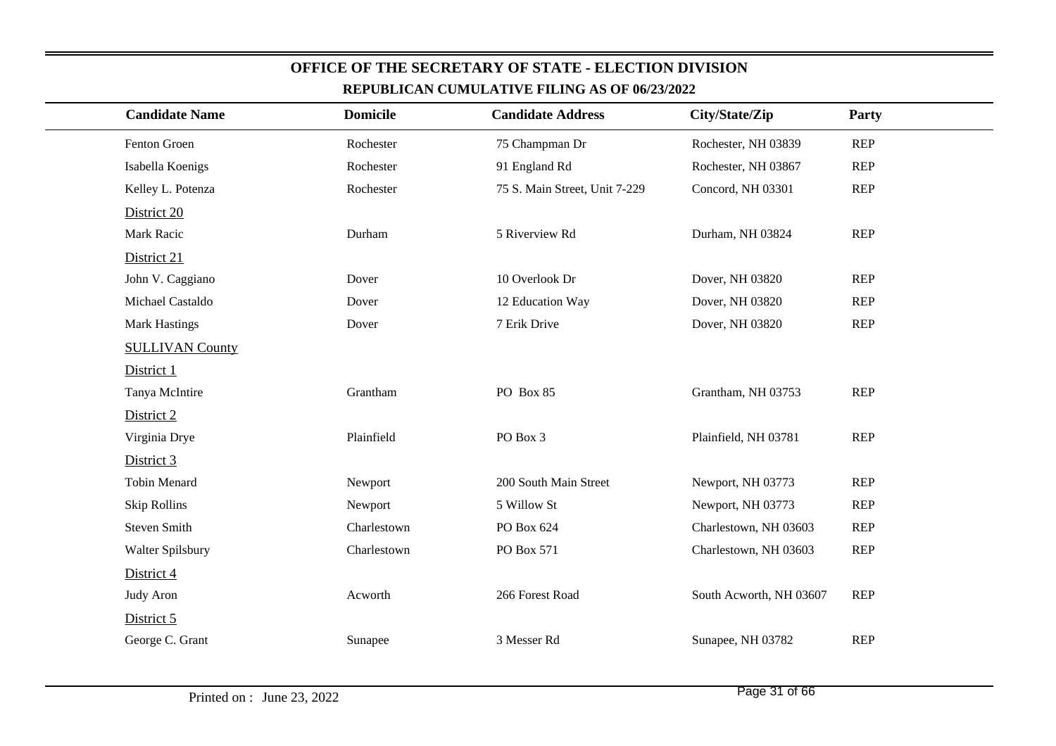# OFFICE OF THE SECRETARY OF STATE - ELECTION DIVISION

## REPUBLICAN CUMULATIVE FILING AS OF 06/23/2022

| Candidate Name | Domicile | Candidate Address | City/State/Zip | Party |
|---|---|---|---|---|
| Fenton Groen | Rochester | 75 Champman Dr | Rochester, NH 03839 | REP |
| Isabella Koenigs | Rochester | 91 England Rd | Rochester, NH 03867 | REP |
| Kelley L. Potenza | Rochester | 75 S. Main Street, Unit 7-229 | Concord, NH 03301 | REP |
| District 20 | | | | |
| Mark Racic | Durham | 5 Riverview Rd | Durham, NH 03824 | REP |
| District 21 | | | | |
| John V. Caggiano | Dover | 10 Overlook Dr | Dover, NH 03820 | REP |
| Michael Castaldo | Dover | 12 Education Way | Dover, NH 03820 | REP |
| Mark Hastings | Dover | 7 Erik Drive | Dover, NH 03820 | REP |
| SULLIVAN County | | | | |
| District 1 | | | | |
| Tanya McIntire | Grantham | PO Box 85 | Grantham, NH 03753 | REP |
| District 2 | | | | |
| Virginia Drye | Plainfield | PO Box 3 | Plainfield, NH 03781 | REP |
| District 3 | | | | |
| Tobin Menard | Newport | 200 South Main Street | Newport, NH 03773 | REP |
| Skip Rollins | Newport | 5 Willow St | Newport, NH 03773 | REP |
| Steven Smith | Charlestown | PO Box 624 | Charlestown, NH 03603 | REP |
| Walter Spilsbury | Charlestown | PO Box 571 | Charlestown, NH 03603 | REP |
| District 4 | | | | |
| Judy Aron | Acworth | 266 Forest Road | South Acworth, NH 03607 | REP |
| District 5 | | | | |
| George C. Grant | Sunapee | 3 Messer Rd | Sunapee, NH 03782 | REP |

Printed on : June 23, 2022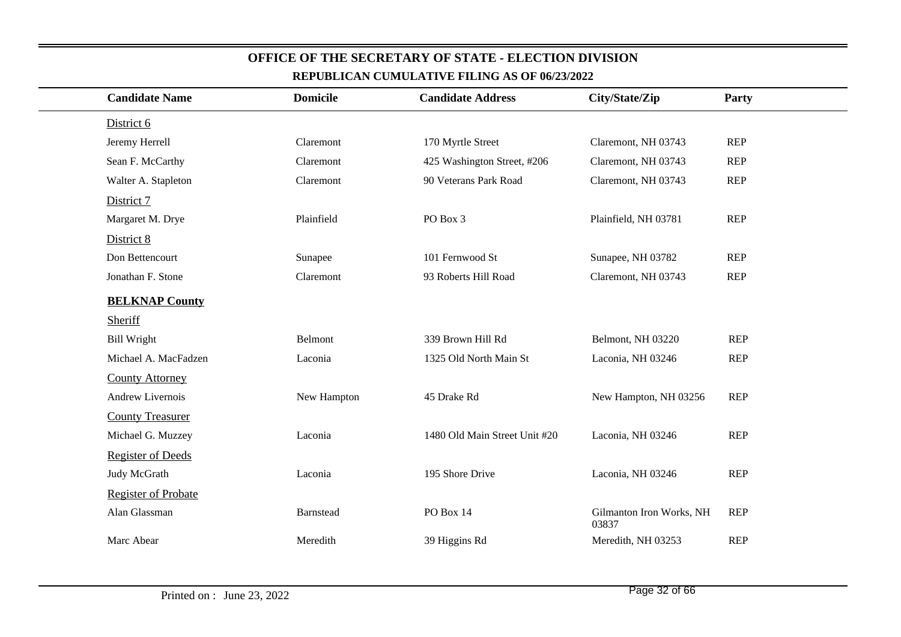# OFFICE OF THE SECRETARY OF STATE - ELECTION DIVISION

## REPUBLICAN CUMULATIVE FILING AS OF 06/23/2022

| Candidate Name | Domicile | Candidate Address | City/State/Zip | Party |
|---|---|---|---|---|
| District 6 | | | | |
| Jeremy Herrell | Claremont | 170 Myrtle Street | Claremont, NH 03743 | REP |
| Sean F. McCarthy | Claremont | 425 Washington Street, #206 | Claremont, NH 03743 | REP |
| Walter A. Stapleton | Claremont | 90 Veterans Park Road | Claremont, NH 03743 | REP |
| District 7 | | | | |
| Margaret M. Drye | Plainfield | PO Box 3 | Plainfield, NH 03781 | REP |
| District 8 | | | | |
| Don Bettencourt | Sunapee | 101 Fernwood St | Sunapee, NH 03782 | REP |
| Jonathan F. Stone | Claremont | 93 Roberts Hill Road | Claremont, NH 03743 | REP |
| **BELKNAP County** | | | | |
| Sheriff | | | | |
| Bill Wright | Belmont | 339 Brown Hill Rd | Belmont, NH 03220 | REP |
| Michael A. MacFadzen | Laconia | 1325 Old North Main St | Laconia, NH 03246 | REP |
| County Attorney | | | | |
| Andrew Livernois | New Hampton | 45 Drake Rd | New Hampton, NH 03256 | REP |
| County Treasurer | | | | |
| Michael G. Muzzey | Laconia | 1480 Old Main Street Unit #20 | Laconia, NH 03246 | REP |
| Register of Deeds | | | | |
| Judy McGrath | Laconia | 195 Shore Drive | Laconia, NH 03246 | REP |
| Register of Probate | | | | |
| Alan Glassman | Barnstead | PO Box 14 | Gilmanton Iron Works, NH 03837 | REP |
| Marc Abear | Meredith | 39 Higgins Rd | Meredith, NH 03253 | REP |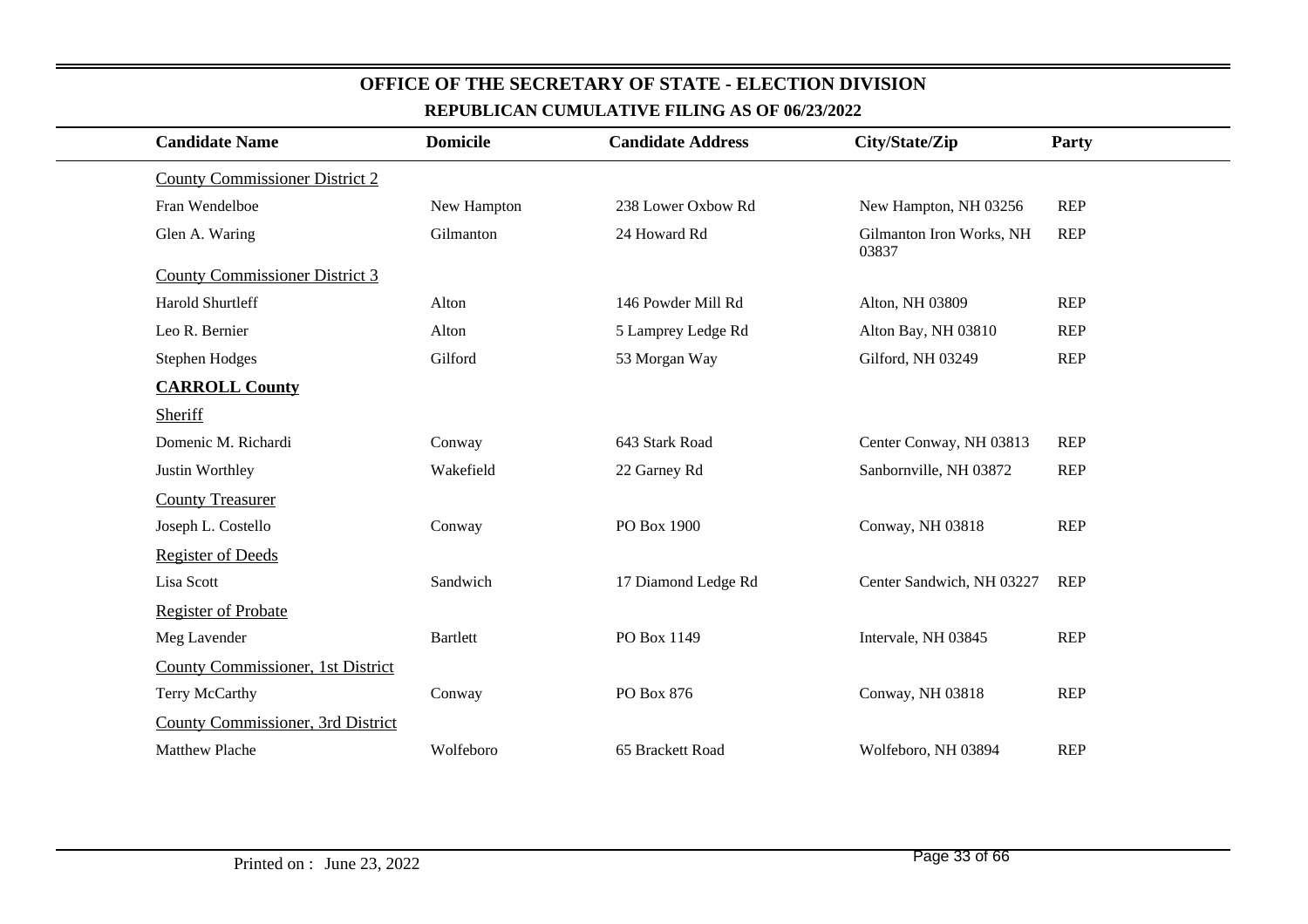## OFFICE OF THE SECRETARY OF STATE - ELECTION DIVISION

### REPUBLICAN CUMULATIVE FILING AS OF 06/23/2022

| Candidate Name | Domicile | Candidate Address | City/State/Zip | Party |
|---|---|---|---|---|
| County Commissioner District 2 | | | | |
| Fran Wendelboe | New Hampton | 238 Lower Oxbow Rd | New Hampton, NH 03256 | REP |
| Glen A. Waring | Gilmanton | 24 Howard Rd | Gilmanton Iron Works, NH 03837 | REP |
| County Commissioner District 3 | | | | |
| Harold Shurtleff | Alton | 146 Powder Mill Rd | Alton, NH 03809 | REP |
| Leo R. Bernier | Alton | 5 Lamprey Ledge Rd | Alton Bay, NH 03810 | REP |
| Stephen Hodges | Gilford | 53 Morgan Way | Gilford, NH 03249 | REP |
| **CARROLL County** | | | | |
| Sheriff | | | | |
| Domenic M. Richardi | Conway | 643 Stark Road | Center Conway, NH 03813 | REP |
| Justin Worthley | Wakefield | 22 Garney Rd | Sanbornville, NH 03872 | REP |
| County Treasurer | | | | |
| Joseph L. Costello | Conway | PO Box 1900 | Conway, NH 03818 | REP |
| Register of Deeds | | | | |
| Lisa Scott | Sandwich | 17 Diamond Ledge Rd | Center Sandwich, NH 03227 | REP |
| Register of Probate | | | | |
| Meg Lavender | Bartlett | PO Box 1149 | Intervale, NH 03845 | REP |
| County Commissioner, 1st District | | | | |
| Terry McCarthy | Conway | PO Box 876 | Conway, NH 03818 | REP |
| County Commissioner, 3rd District | | | | |
| Matthew Plache | Wolfeboro | 65 Brackett Road | Wolfeboro, NH 03894 | REP |

Printed on : June 23, 2022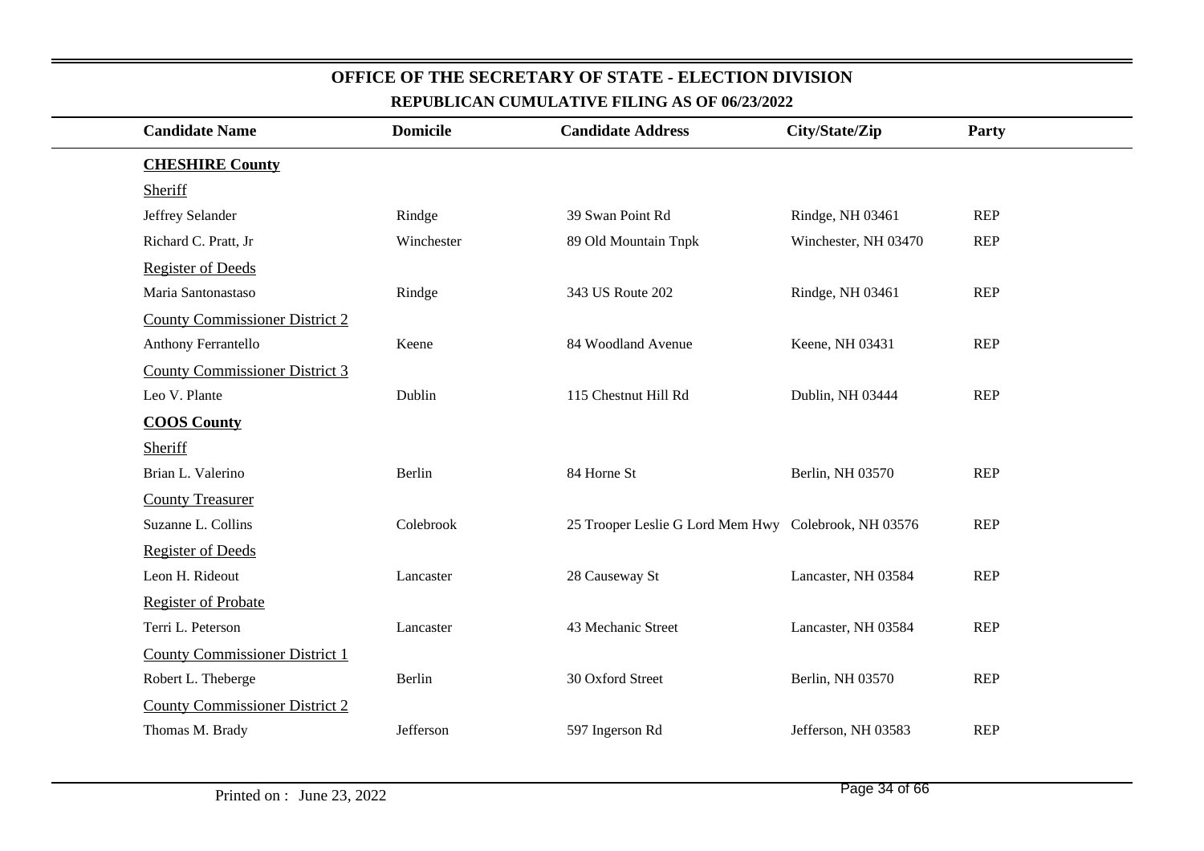## OFFICE OF THE SECRETARY OF STATE - ELECTION DIVISION

### REPUBLICAN CUMULATIVE FILING AS OF 06/23/2022

| Candidate Name | Domicile | Candidate Address | City/State/Zip | Party |
|---|---|---|---|---|
| **CHESHIRE County** | | | | |
| Sheriff | | | | |
| Jeffrey Selander | Rindge | 39 Swan Point Rd | Rindge, NH 03461 | REP |
| Richard C. Pratt, Jr | Winchester | 89 Old Mountain Tnpk | Winchester, NH 03470 | REP |
| Register of Deeds | | | | |
| Maria Santonastaso | Rindge | 343 US Route 202 | Rindge, NH 03461 | REP |
| County Commissioner District 2 | | | | |
| Anthony Ferrantello | Keene | 84 Woodland Avenue | Keene, NH 03431 | REP |
| County Commissioner District 3 | | | | |
| Leo V. Plante | Dublin | 115 Chestnut Hill Rd | Dublin, NH 03444 | REP |
| **COOS County** | | | | |
| Sheriff | | | | |
| Brian L. Valerino | Berlin | 84 Horne St | Berlin, NH 03570 | REP |
| County Treasurer | | | | |
| Suzanne L. Collins | Colebrook | 25 Trooper Leslie G Lord Mem Hwy | Colebrook, NH 03576 | REP |
| Register of Deeds | | | | |
| Leon H. Rideout | Lancaster | 28 Causeway St | Lancaster, NH 03584 | REP |
| Register of Probate | | | | |
| Terri L. Peterson | Lancaster | 43 Mechanic Street | Lancaster, NH 03584 | REP |
| County Commissioner District 1 | | | | |
| Robert L. Theberge | Berlin | 30 Oxford Street | Berlin, NH 03570 | REP |
| County Commissioner District 2 | | | | |
| Thomas M. Brady | Jefferson | 597 Ingerson Rd | Jefferson, NH 03583 | REP |

Printed on : June 23, 2022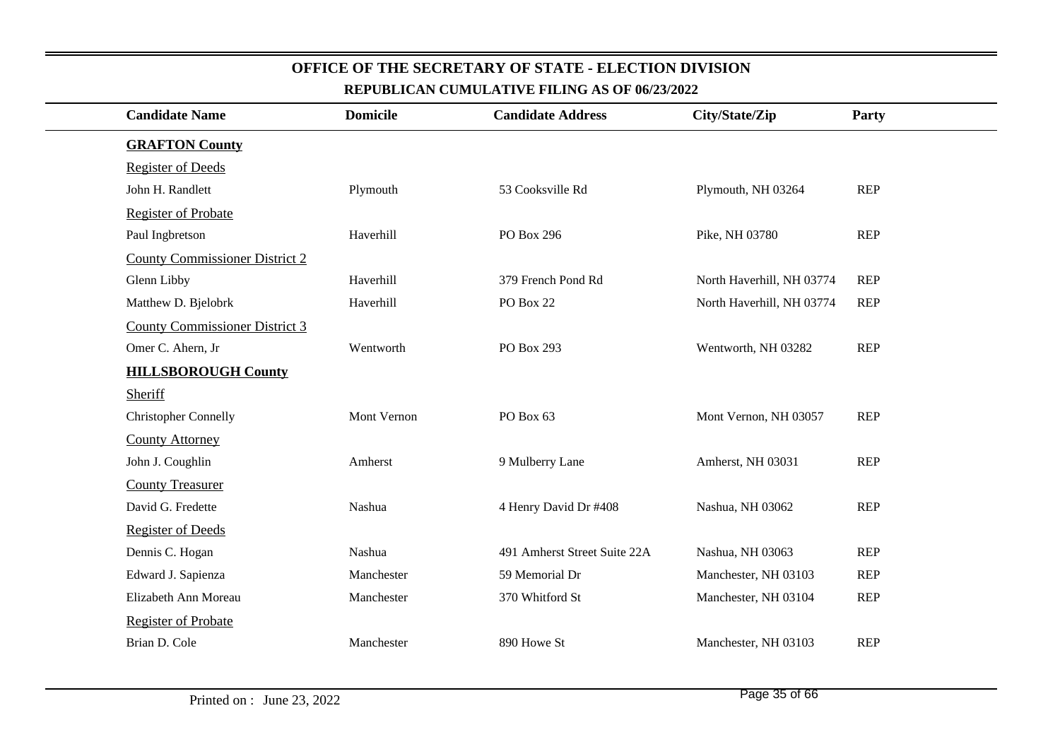# OFFICE OF THE SECRETARY OF STATE - ELECTION DIVISION

## REPUBLICAN CUMULATIVE FILING AS OF 06/23/2022

| Candidate Name | Domicile | Candidate Address | City/State/Zip | Party |
|---|---|---|---|---|
| **GRAFTON County** | | | | |
| Register of Deeds | | | | |
| John H. Randlett | Plymouth | 53 Cooksville Rd | Plymouth, NH 03264 | REP |
| Register of Probate | | | | |
| Paul Ingbretson | Haverhill | PO Box 296 | Pike, NH 03780 | REP |
| County Commissioner District 2 | | | | |
| Glenn Libby | Haverhill | 379 French Pond Rd | North Haverhill, NH 03774 | REP |
| Matthew D. Bjelobrk | Haverhill | PO Box 22 | North Haverhill, NH 03774 | REP |
| County Commissioner District 3 | | | | |
| Omer C. Ahern, Jr | Wentworth | PO Box 293 | Wentworth, NH 03282 | REP |
| **HILLSBOROUGH County** | | | | |
| Sheriff | | | | |
| Christopher Connelly | Mont Vernon | PO Box 63 | Mont Vernon, NH 03057 | REP |
| County Attorney | | | | |
| John J. Coughlin | Amherst | 9 Mulberry Lane | Amherst, NH 03031 | REP |
| County Treasurer | | | | |
| David G. Fredette | Nashua | 4 Henry David Dr #408 | Nashua, NH 03062 | REP |
| Register of Deeds | | | | |
| Dennis C. Hogan | Nashua | 491 Amherst Street Suite 22A | Nashua, NH 03063 | REP |
| Edward J. Sapienza | Manchester | 59 Memorial Dr | Manchester, NH 03103 | REP |
| Elizabeth Ann Moreau | Manchester | 370 Whitford St | Manchester, NH 03104 | REP |
| Register of Probate | | | | |
| Brian D. Cole | Manchester | 890 Howe St | Manchester, NH 03103 | REP |

Printed on : June 23, 2022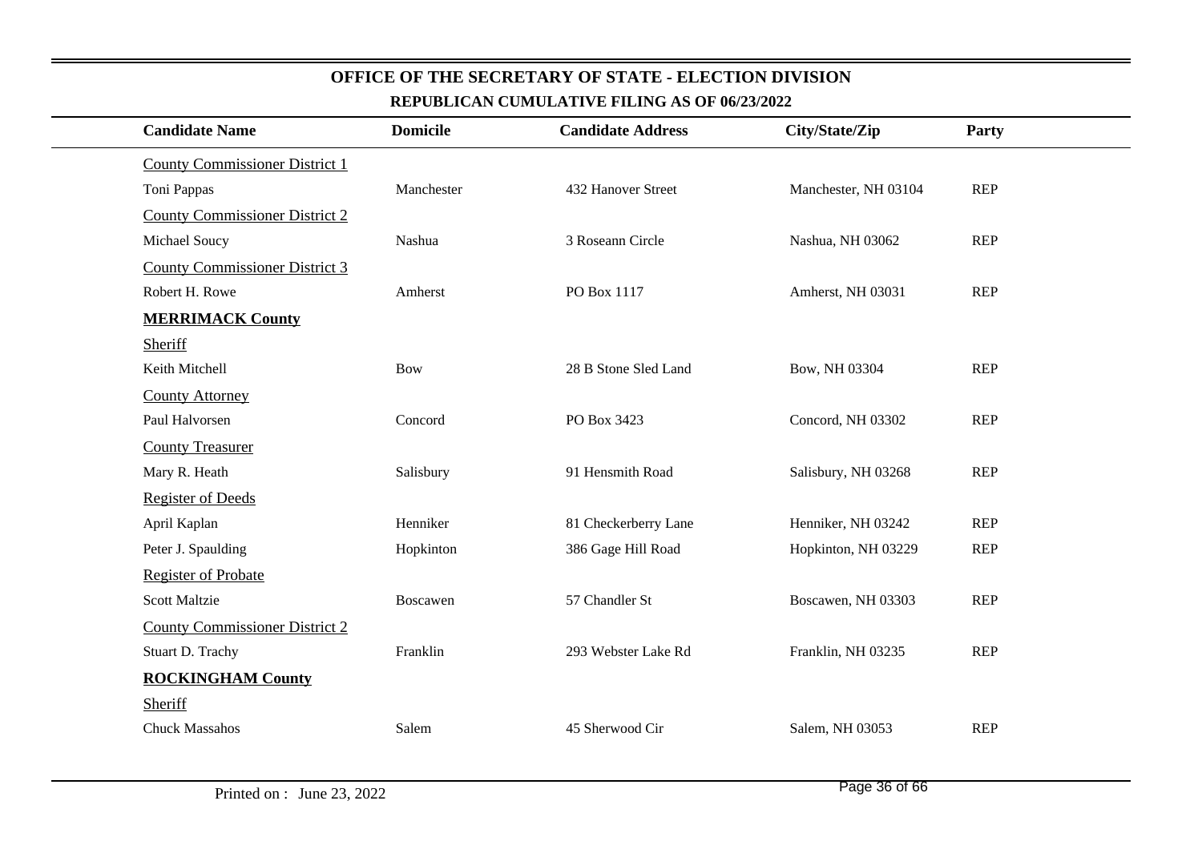## OFFICE OF THE SECRETARY OF STATE - ELECTION DIVISION

### REPUBLICAN CUMULATIVE FILING AS OF 06/23/2022

| Candidate Name | Domicile | Candidate Address | City/State/Zip | Party |
|---|---|---|---|---|
| County Commissioner District 1 | | | | |
| Toni Pappas | Manchester | 432 Hanover Street | Manchester, NH 03104 | REP |
| County Commissioner District 2 | | | | |
| Michael Soucy | Nashua | 3 Roseann Circle | Nashua, NH 03062 | REP |
| County Commissioner District 3 | | | | |
| Robert H. Rowe | Amherst | PO Box 1117 | Amherst, NH 03031 | REP |
| **MERRIMACK County** | | | | |
| Sheriff | | | | |
| Keith Mitchell | Bow | 28 B Stone Sled Land | Bow, NH 03304 | REP |
| County Attorney | | | | |
| Paul Halvorsen | Concord | PO Box 3423 | Concord, NH 03302 | REP |
| County Treasurer | | | | |
| Mary R. Heath | Salisbury | 91 Hensmith Road | Salisbury, NH 03268 | REP |
| Register of Deeds | | | | |
| April Kaplan | Henniker | 81 Checkerberry Lane | Henniker, NH 03242 | REP |
| Peter J. Spaulding | Hopkinton | 386 Gage Hill Road | Hopkinton, NH 03229 | REP |
| Register of Probate | | | | |
| Scott Maltzie | Boscawen | 57 Chandler St | Boscawen, NH 03303 | REP |
| County Commissioner District 2 | | | | |
| Stuart D. Trachy | Franklin | 293 Webster Lake Rd | Franklin, NH 03235 | REP |
| **ROCKINGHAM County** | | | | |
| Sheriff | | | | |
| Chuck Massahos | Salem | 45 Sherwood Cir | Salem, NH 03053 | REP |

Printed on : June 23, 2022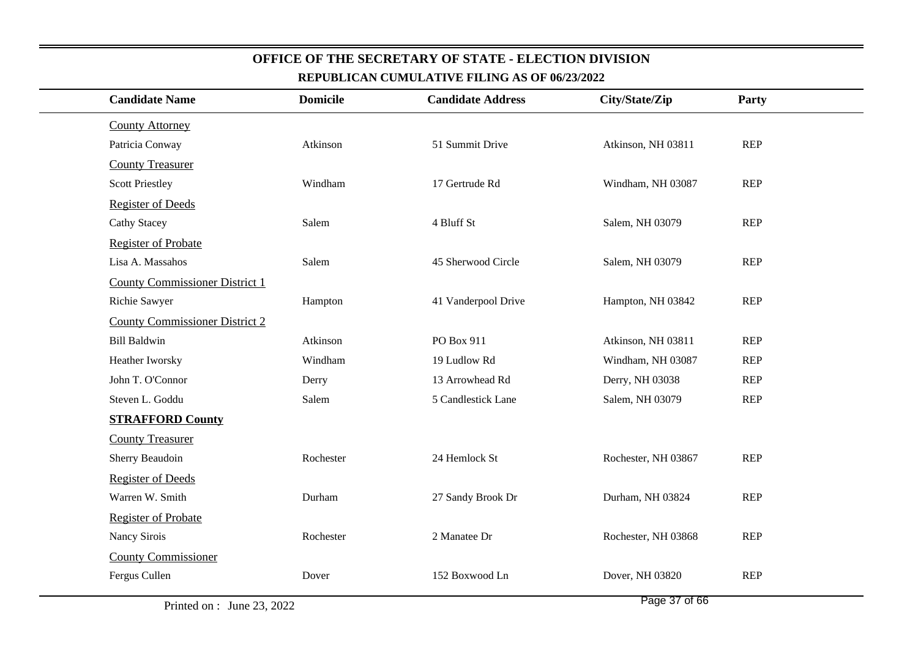# OFFICE OF THE SECRETARY OF STATE - ELECTION DIVISION

## REPUBLICAN CUMULATIVE FILING AS OF 06/23/2022

| Candidate Name | Domicile | Candidate Address | City/State/Zip | Party |
|---|---|---|---|---|
| County Attorney | | | | |
| Patricia Conway | Atkinson | 51 Summit Drive | Atkinson, NH 03811 | REP |
| County Treasurer | | | | |
| Scott Priestley | Windham | 17 Gertrude Rd | Windham, NH 03087 | REP |
| Register of Deeds | | | | |
| Cathy Stacey | Salem | 4 Bluff St | Salem, NH 03079 | REP |
| Register of Probate | | | | |
| Lisa A. Massahos | Salem | 45 Sherwood Circle | Salem, NH 03079 | REP |
| County Commissioner District 1 | | | | |
| Richie Sawyer | Hampton | 41 Vanderpool Drive | Hampton, NH 03842 | REP |
| County Commissioner District 2 | | | | |
| Bill Baldwin | Atkinson | PO Box 911 | Atkinson, NH 03811 | REP |
| Heather Iworsky | Windham | 19 Ludlow Rd | Windham, NH 03087 | REP |
| John T. O'Connor | Derry | 13 Arrowhead Rd | Derry, NH 03038 | REP |
| Steven L. Goddu | Salem | 5 Candlestick Lane | Salem, NH 03079 | REP |
| **STRAFFORD County** | | | | |
| County Treasurer | | | | |
| Sherry Beaudoin | Rochester | 24 Hemlock St | Rochester, NH 03867 | REP |
| Register of Deeds | | | | |
| Warren W. Smith | Durham | 27 Sandy Brook Dr | Durham, NH 03824 | REP |
| Register of Probate | | | | |
| Nancy Sirois | Rochester | 2 Manatee Dr | Rochester, NH 03868 | REP |
| County Commissioner | | | | |
| Fergus Cullen | Dover | 152 Boxwood Ln | Dover, NH 03820 | REP |

Printed on : June 23, 2022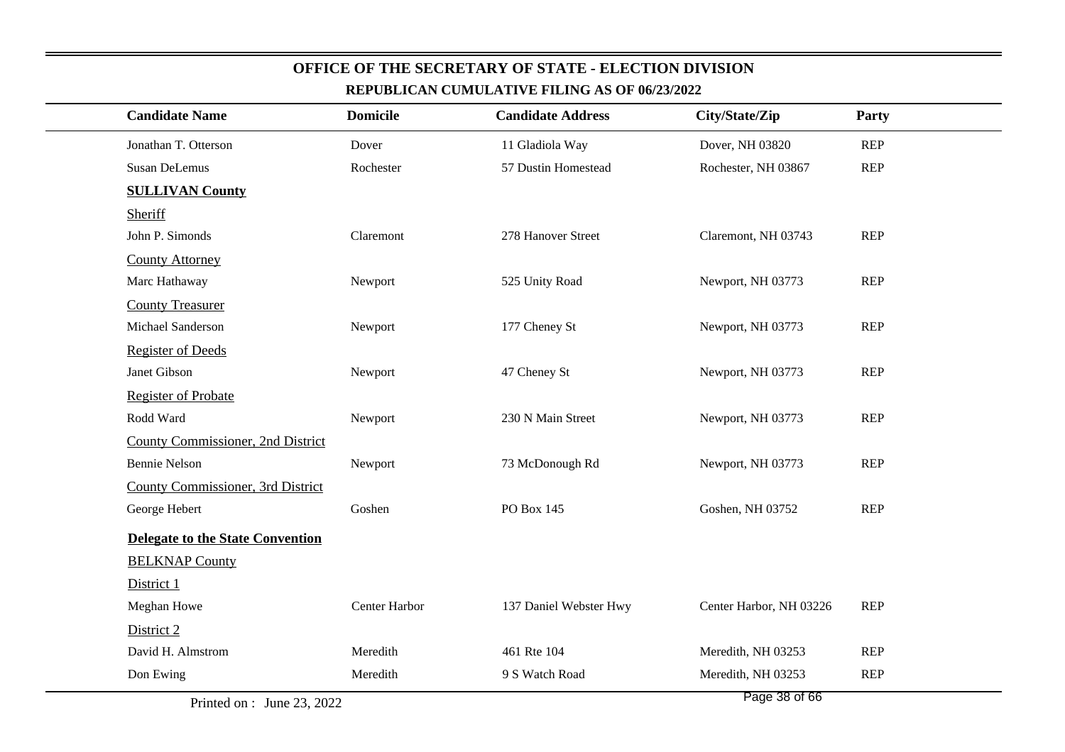# OFFICE OF THE SECRETARY OF STATE - ELECTION DIVISION

## REPUBLICAN CUMULATIVE FILING AS OF 06/23/2022

| Candidate Name | Domicile | Candidate Address | City/State/Zip | Party |
|---|---|---|---|---|
| Jonathan T. Otterson | Dover | 11 Gladiola Way | Dover, NH 03820 | REP |
| Susan DeLemus | Rochester | 57 Dustin Homestead | Rochester, NH 03867 | REP |
| **SULLIVAN County** | | | | |
| Sheriff | | | | |
| John P. Simonds | Claremont | 278 Hanover Street | Claremont, NH 03743 | REP |
| County Attorney | | | | |
| Marc Hathaway | Newport | 525 Unity Road | Newport, NH 03773 | REP |
| County Treasurer | | | | |
| Michael Sanderson | Newport | 177 Cheney St | Newport, NH 03773 | REP |
| Register of Deeds | | | | |
| Janet Gibson | Newport | 47 Cheney St | Newport, NH 03773 | REP |
| Register of Probate | | | | |
| Rodd Ward | Newport | 230 N Main Street | Newport, NH 03773 | REP |
| County Commissioner, 2nd District | | | | |
| Bennie Nelson | Newport | 73 McDonough Rd | Newport, NH 03773 | REP |
| County Commissioner, 3rd District | | | | |
| George Hebert | Goshen | PO Box 145 | Goshen, NH 03752 | REP |
| **Delegate to the State Convention** | | | | |
| BELKNAP County | | | | |
| District 1 | | | | |
| Meghan Howe | Center Harbor | 137 Daniel Webster Hwy | Center Harbor, NH 03226 | REP |
| District 2 | | | | |
| David H. Almstrom | Meredith | 461 Rte 104 | Meredith, NH 03253 | REP |
| Don Ewing | Meredith | 9 S Watch Road | Meredith, NH 03253 | REP |

Printed on : June 23, 2022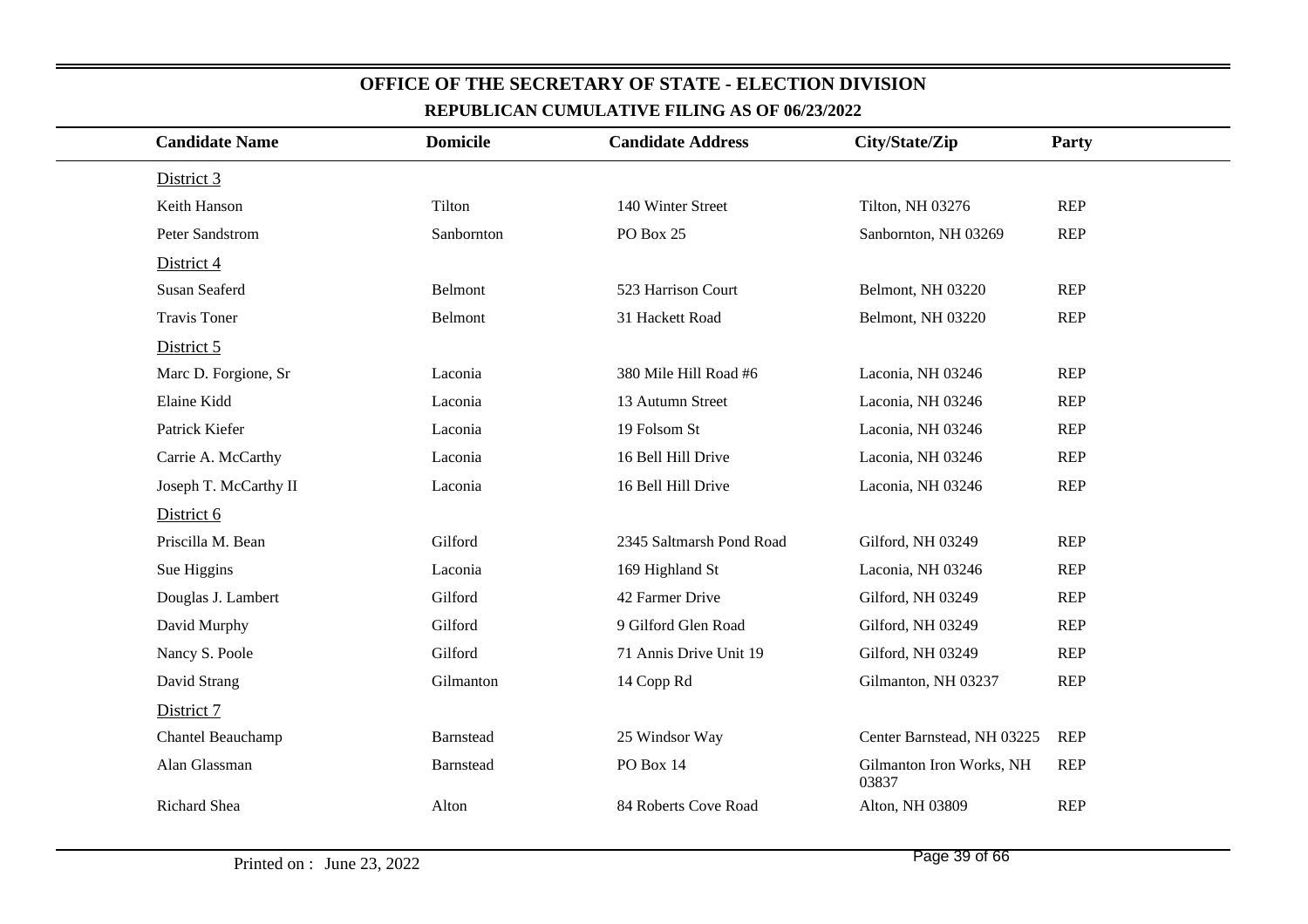# OFFICE OF THE SECRETARY OF STATE - ELECTION DIVISION

## REPUBLICAN CUMULATIVE FILING AS OF 06/23/2022

| Candidate Name | Domicile | Candidate Address | City/State/Zip | Party |
|---|---|---|---|---|
| District 3 | | | | |
| Keith Hanson | Tilton | 140 Winter Street | Tilton, NH 03276 | REP |
| Peter Sandstrom | Sanbornton | PO Box 25 | Sanbornton, NH 03269 | REP |
| District 4 | | | | |
| Susan Seaferd | Belmont | 523 Harrison Court | Belmont, NH 03220 | REP |
| Travis Toner | Belmont | 31 Hackett Road | Belmont, NH 03220 | REP |
| District 5 | | | | |
| Marc D. Forgione, Sr | Laconia | 380 Mile Hill Road #6 | Laconia, NH 03246 | REP |
| Elaine Kidd | Laconia | 13 Autumn Street | Laconia, NH 03246 | REP |
| Patrick Kiefer | Laconia | 19 Folsom St | Laconia, NH 03246 | REP |
| Carrie A. McCarthy | Laconia | 16 Bell Hill Drive | Laconia, NH 03246 | REP |
| Joseph T. McCarthy II | Laconia | 16 Bell Hill Drive | Laconia, NH 03246 | REP |
| District 6 | | | | |
| Priscilla M. Bean | Gilford | 2345 Saltmarsh Pond Road | Gilford, NH 03249 | REP |
| Sue Higgins | Laconia | 169 Highland St | Laconia, NH 03246 | REP |
| Douglas J. Lambert | Gilford | 42 Farmer Drive | Gilford, NH 03249 | REP |
| David Murphy | Gilford | 9 Gilford Glen Road | Gilford, NH 03249 | REP |
| Nancy S. Poole | Gilford | 71 Annis Drive Unit 19 | Gilford, NH 03249 | REP |
| David Strang | Gilmanton | 14 Copp Rd | Gilmanton, NH 03237 | REP |
| District 7 | | | | |
| Chantel Beauchamp | Barnstead | 25 Windsor Way | Center Barnstead, NH 03225 | REP |
| Alan Glassman | Barnstead | PO Box 14 | Gilmanton Iron Works, NH 03837 | REP |
| Richard Shea | Alton | 84 Roberts Cove Road | Alton, NH 03809 | REP |

Printed on : June 23, 2022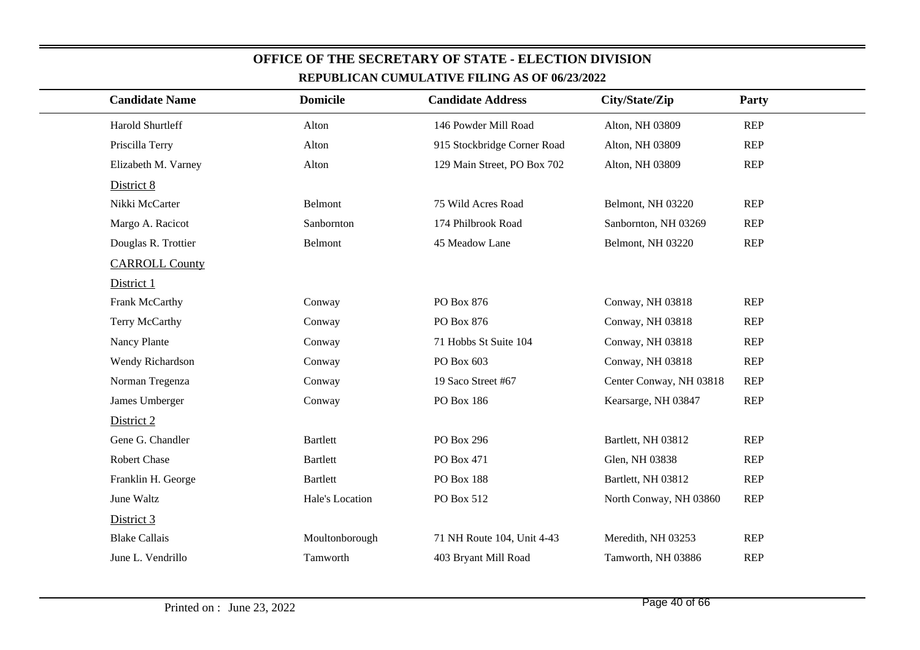## OFFICE OF THE SECRETARY OF STATE - ELECTION DIVISION

### REPUBLICAN CUMULATIVE FILING AS OF 06/23/2022

| Candidate Name | Domicile | Candidate Address | City/State/Zip | Party |
|---|---|---|---|---|
| Harold Shurtleff | Alton | 146 Powder Mill Road | Alton, NH 03809 | REP |
| Priscilla Terry | Alton | 915 Stockbridge Corner Road | Alton, NH 03809 | REP |
| Elizabeth M. Varney | Alton | 129 Main Street, PO Box 702 | Alton, NH 03809 | REP |
| District 8 | | | | |
| Nikki McCarter | Belmont | 75 Wild Acres Road | Belmont, NH 03220 | REP |
| Margo A. Racicot | Sanbornton | 174 Philbrook Road | Sanbornton, NH 03269 | REP |
| Douglas R. Trottier | Belmont | 45 Meadow Lane | Belmont, NH 03220 | REP |
| CARROLL County | | | | |
| District 1 | | | | |
| Frank McCarthy | Conway | PO Box 876 | Conway, NH 03818 | REP |
| Terry McCarthy | Conway | PO Box 876 | Conway, NH 03818 | REP |
| Nancy Plante | Conway | 71 Hobbs St Suite 104 | Conway, NH 03818 | REP |
| Wendy Richardson | Conway | PO Box 603 | Conway, NH 03818 | REP |
| Norman Tregenza | Conway | 19 Saco Street #67 | Center Conway, NH 03818 | REP |
| James Umberger | Conway | PO Box 186 | Kearsarge, NH 03847 | REP |
| District 2 | | | | |
| Gene G. Chandler | Bartlett | PO Box 296 | Bartlett, NH 03812 | REP |
| Robert Chase | Bartlett | PO Box 471 | Glen, NH 03838 | REP |
| Franklin H. George | Bartlett | PO Box 188 | Bartlett, NH 03812 | REP |
| June Waltz | Hale's Location | PO Box 512 | North Conway, NH 03860 | REP |
| District 3 | | | | |
| Blake Callais | Moultonborough | 71 NH Route 104, Unit 4-43 | Meredith, NH 03253 | REP |
| June L. Vendrillo | Tamworth | 403 Bryant Mill Road | Tamworth, NH 03886 | REP |

Printed on : June 23, 2022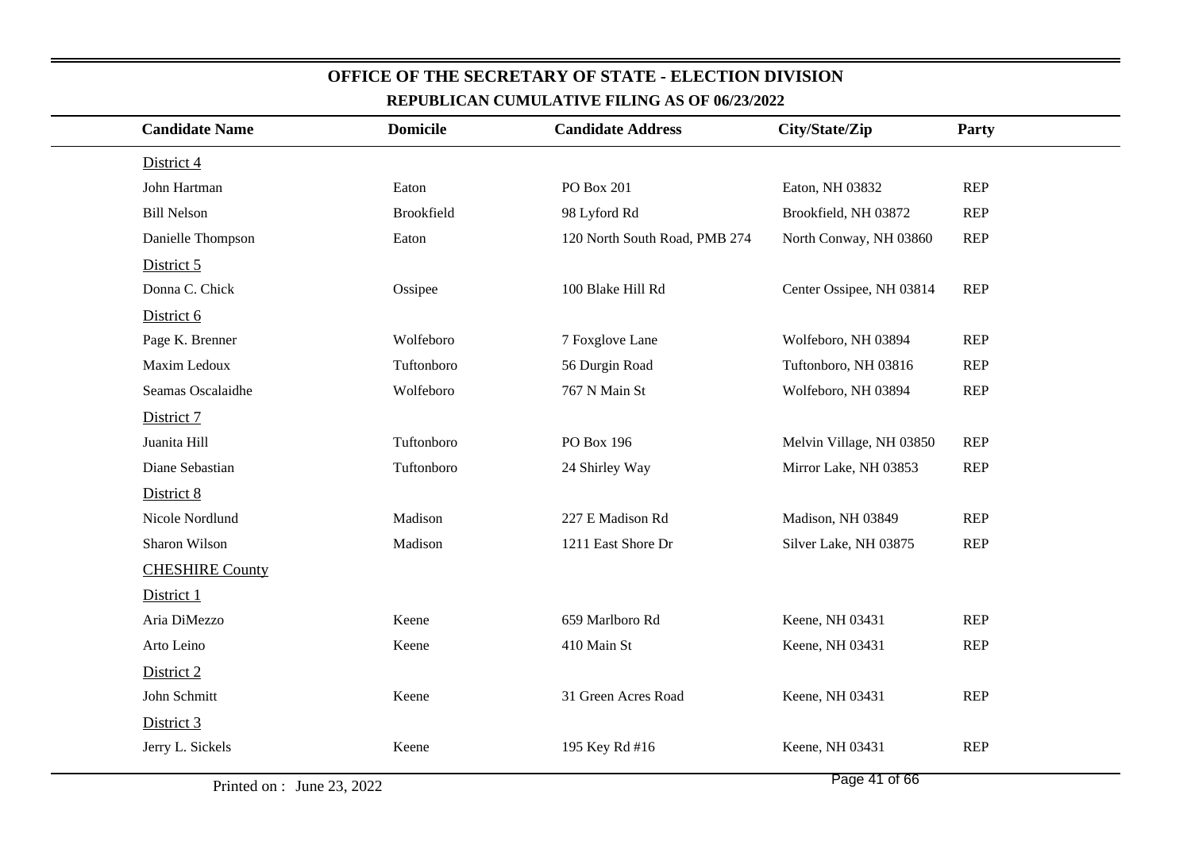# OFFICE OF THE SECRETARY OF STATE - ELECTION DIVISION

## REPUBLICAN CUMULATIVE FILING AS OF 06/23/2022

| Candidate Name | Domicile | Candidate Address | City/State/Zip | Party |
|---|---|---|---|---|
| District 4 | | | | |
| John Hartman | Eaton | PO Box 201 | Eaton, NH 03832 | REP |
| Bill Nelson | Brookfield | 98 Lyford Rd | Brookfield, NH 03872 | REP |
| Danielle Thompson | Eaton | 120 North South Road, PMB 274 | North Conway, NH 03860 | REP |
| District 5 | | | | |
| Donna C. Chick | Ossipee | 100 Blake Hill Rd | Center Ossipee, NH 03814 | REP |
| District 6 | | | | |
| Page K. Brenner | Wolfeboro | 7 Foxglove Lane | Wolfeboro, NH 03894 | REP |
| Maxim Ledoux | Tuftonboro | 56 Durgin Road | Tuftonboro, NH 03816 | REP |
| Seamas Oscalaidhe | Wolfeboro | 767 N Main St | Wolfeboro, NH 03894 | REP |
| District 7 | | | | |
| Juanita Hill | Tuftonboro | PO Box 196 | Melvin Village, NH 03850 | REP |
| Diane Sebastian | Tuftonboro | 24 Shirley Way | Mirror Lake, NH 03853 | REP |
| District 8 | | | | |
| Nicole Nordlund | Madison | 227 E Madison Rd | Madison, NH 03849 | REP |
| Sharon Wilson | Madison | 1211 East Shore Dr | Silver Lake, NH 03875 | REP |
| CHESHIRE County | | | | |
| District 1 | | | | |
| Aria DiMezzo | Keene | 659 Marlboro Rd | Keene, NH 03431 | REP |
| Arto Leino | Keene | 410 Main St | Keene, NH 03431 | REP |
| District 2 | | | | |
| John Schmitt | Keene | 31 Green Acres Road | Keene, NH 03431 | REP |
| District 3 | | | | |
| Jerry L. Sickels | Keene | 195 Key Rd #16 | Keene, NH 03431 | REP |

Printed on : June 23, 2022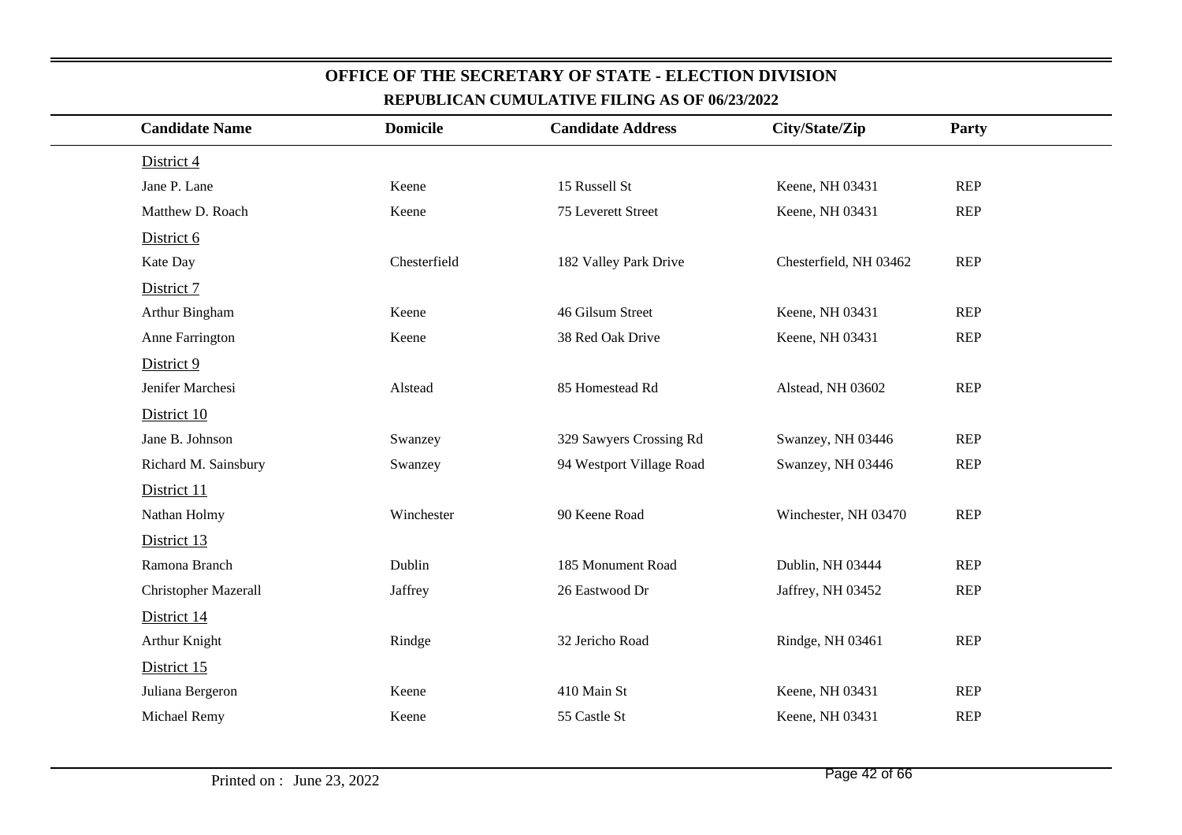# OFFICE OF THE SECRETARY OF STATE - ELECTION DIVISION

## REPUBLICAN CUMULATIVE FILING AS OF 06/23/2022

| Candidate Name | Domicile | Candidate Address | City/State/Zip | Party |
|---|---|---|---|---|
| District 4 | | | | |
| Jane P. Lane | Keene | 15 Russell St | Keene, NH 03431 | REP |
| Matthew D. Roach | Keene | 75 Leverett Street | Keene, NH 03431 | REP |
| District 6 | | | | |
| Kate Day | Chesterfield | 182 Valley Park Drive | Chesterfield, NH 03462 | REP |
| District 7 | | | | |
| Arthur Bingham | Keene | 46 Gilsum Street | Keene, NH 03431 | REP |
| Anne Farrington | Keene | 38 Red Oak Drive | Keene, NH 03431 | REP |
| District 9 | | | | |
| Jenifer Marchesi | Alstead | 85 Homestead Rd | Alstead, NH 03602 | REP |
| District 10 | | | | |
| Jane B. Johnson | Swanzey | 329 Sawyers Crossing Rd | Swanzey, NH 03446 | REP |
| Richard M. Sainsbury | Swanzey | 94 Westport Village Road | Swanzey, NH 03446 | REP |
| District 11 | | | | |
| Nathan Holmy | Winchester | 90 Keene Road | Winchester, NH 03470 | REP |
| District 13 | | | | |
| Ramona Branch | Dublin | 185 Monument Road | Dublin, NH 03444 | REP |
| Christopher Mazerall | Jaffrey | 26 Eastwood Dr | Jaffrey, NH 03452 | REP |
| District 14 | | | | |
| Arthur Knight | Rindge | 32 Jericho Road | Rindge, NH 03461 | REP |
| District 15 | | | | |
| Juliana Bergeron | Keene | 410 Main St | Keene, NH 03431 | REP |
| Michael Remy | Keene | 55 Castle St | Keene, NH 03431 | REP |

Printed on : June 23, 2022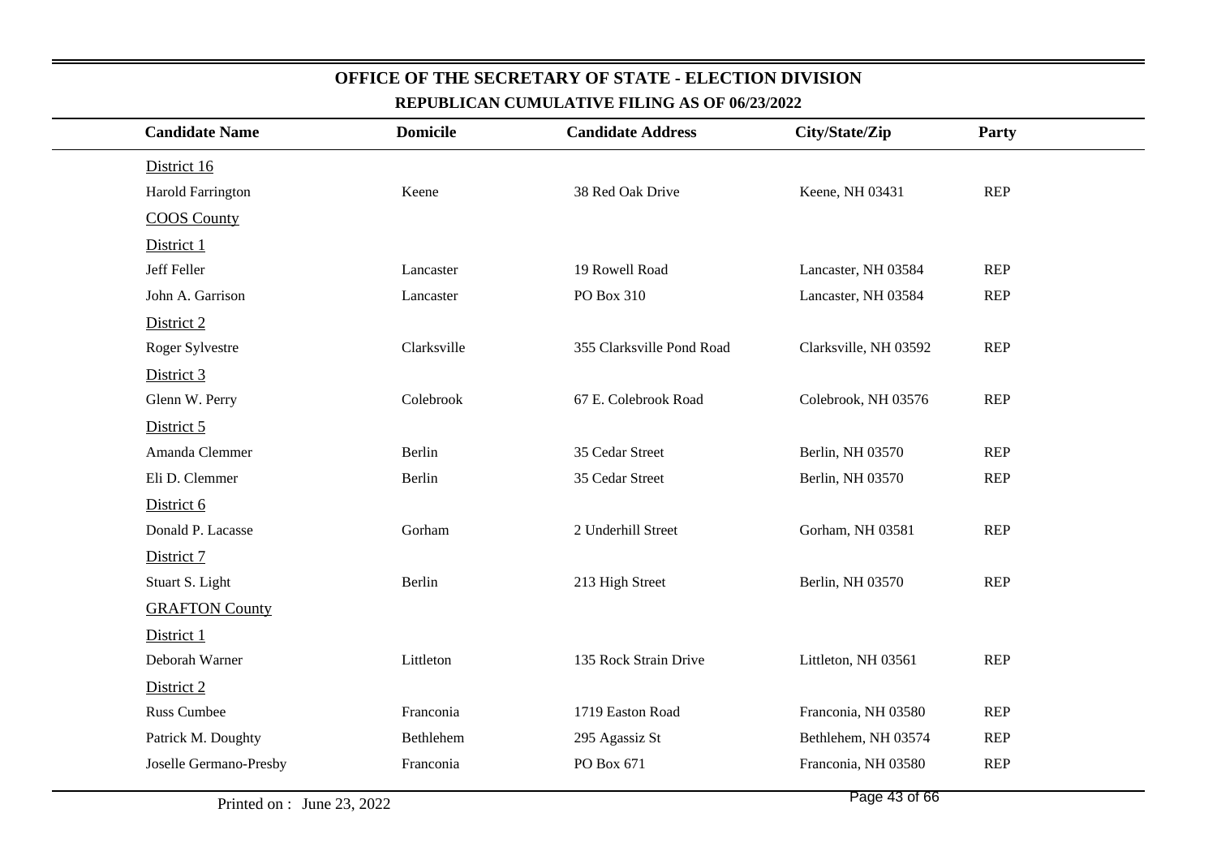## OFFICE OF THE SECRETARY OF STATE - ELECTION DIVISION

### REPUBLICAN CUMULATIVE FILING AS OF 06/23/2022

| Candidate Name | Domicile | Candidate Address | City/State/Zip | Party |
|---|---|---|---|---|
| District 16 | | | | |
| Harold Farrington | Keene | 38 Red Oak Drive | Keene, NH 03431 | REP |
| COOS County | | | | |
| District 1 | | | | |
| Jeff Feller | Lancaster | 19 Rowell Road | Lancaster, NH 03584 | REP |
| John A. Garrison | Lancaster | PO Box 310 | Lancaster, NH 03584 | REP |
| District 2 | | | | |
| Roger Sylvestre | Clarksville | 355 Clarksville Pond Road | Clarksville, NH 03592 | REP |
| District 3 | | | | |
| Glenn W. Perry | Colebrook | 67 E. Colebrook Road | Colebrook, NH 03576 | REP |
| District 5 | | | | |
| Amanda Clemmer | Berlin | 35 Cedar Street | Berlin, NH 03570 | REP |
| Eli D. Clemmer | Berlin | 35 Cedar Street | Berlin, NH 03570 | REP |
| District 6 | | | | |
| Donald P. Lacasse | Gorham | 2 Underhill Street | Gorham, NH 03581 | REP |
| District 7 | | | | |
| Stuart S. Light | Berlin | 213 High Street | Berlin, NH 03570 | REP |
| GRAFTON County | | | | |
| District 1 | | | | |
| Deborah Warner | Littleton | 135 Rock Strain Drive | Littleton, NH 03561 | REP |
| District 2 | | | | |
| Russ Cumbee | Franconia | 1719 Easton Road | Franconia, NH 03580 | REP |
| Patrick M. Doughty | Bethlehem | 295 Agassiz St | Bethlehem, NH 03574 | REP |
| Joselle Germano-Presby | Franconia | PO Box 671 | Franconia, NH 03580 | REP |

Printed on : June 23, 2022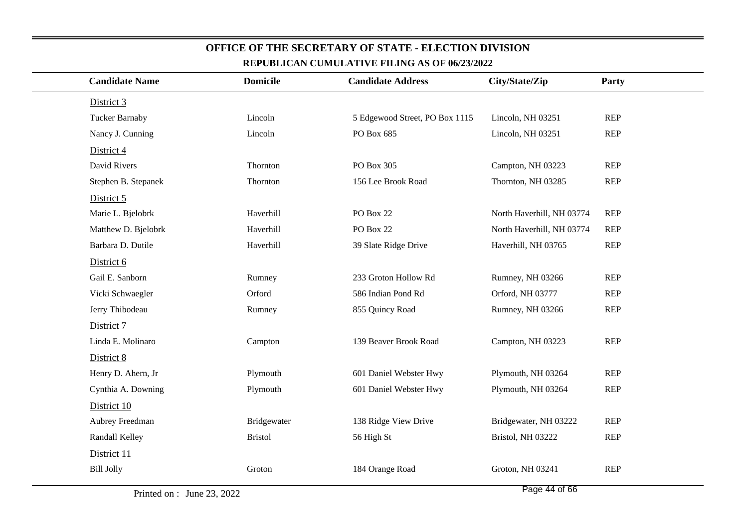# OFFICE OF THE SECRETARY OF STATE - ELECTION DIVISION

## REPUBLICAN CUMULATIVE FILING AS OF 06/23/2022

| Candidate Name | Domicile | Candidate Address | City/State/Zip | Party |
|---|---|---|---|---|
| District 3 | | | | |
| Tucker Barnaby | Lincoln | 5 Edgewood Street, PO Box 1115 | Lincoln, NH 03251 | REP |
| Nancy J. Cunning | Lincoln | PO Box 685 | Lincoln, NH 03251 | REP |
| District 4 | | | | |
| David Rivers | Thornton | PO Box 305 | Campton, NH 03223 | REP |
| Stephen B. Stepanek | Thornton | 156 Lee Brook Road | Thornton, NH 03285 | REP |
| District 5 | | | | |
| Marie L. Bjelobrk | Haverhill | PO Box 22 | North Haverhill, NH 03774 | REP |
| Matthew D. Bjelobrk | Haverhill | PO Box 22 | North Haverhill, NH 03774 | REP |
| Barbara D. Dutile | Haverhill | 39 Slate Ridge Drive | Haverhill, NH 03765 | REP |
| District 6 | | | | |
| Gail E. Sanborn | Rumney | 233 Groton Hollow Rd | Rumney, NH 03266 | REP |
| Vicki Schwaegler | Orford | 586 Indian Pond Rd | Orford, NH 03777 | REP |
| Jerry Thibodeau | Rumney | 855 Quincy Road | Rumney, NH 03266 | REP |
| District 7 | | | | |
| Linda E. Molinaro | Campton | 139 Beaver Brook Road | Campton, NH 03223 | REP |
| District 8 | | | | |
| Henry D. Ahern, Jr | Plymouth | 601 Daniel Webster Hwy | Plymouth, NH 03264 | REP |
| Cynthia A. Downing | Plymouth | 601 Daniel Webster Hwy | Plymouth, NH 03264 | REP |
| District 10 | | | | |
| Aubrey Freedman | Bridgewater | 138 Ridge View Drive | Bridgewater, NH 03222 | REP |
| Randall Kelley | Bristol | 56 High St | Bristol, NH 03222 | REP |
| District 11 | | | | |
| Bill Jolly | Groton | 184 Orange Road | Groton, NH 03241 | REP |

Printed on : June 23, 2022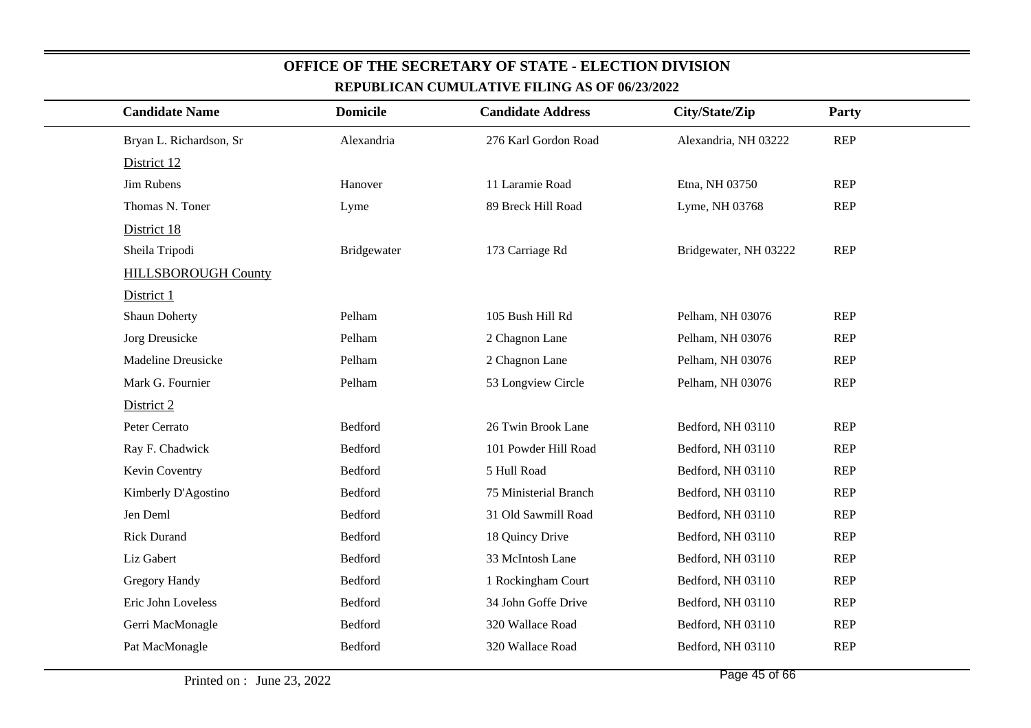## OFFICE OF THE SECRETARY OF STATE - ELECTION DIVISION

### REPUBLICAN CUMULATIVE FILING AS OF 06/23/2022

| Candidate Name | Domicile | Candidate Address | City/State/Zip | Party |
|---|---|---|---|---|
| Bryan L. Richardson, Sr | Alexandria | 276 Karl Gordon Road | Alexandria, NH 03222 | REP |
| District 12 | | | | |
| Jim Rubens | Hanover | 11 Laramie Road | Etna, NH 03750 | REP |
| Thomas N. Toner | Lyme | 89 Breck Hill Road | Lyme, NH 03768 | REP |
| District 18 | | | | |
| Sheila Tripodi | Bridgewater | 173 Carriage Rd | Bridgewater, NH 03222 | REP |
| HILLSBOROUGH County | | | | |
| District 1 | | | | |
| Shaun Doherty | Pelham | 105 Bush Hill Rd | Pelham, NH 03076 | REP |
| Jorg Dreusicke | Pelham | 2 Chagnon Lane | Pelham, NH 03076 | REP |
| Madeline Dreusicke | Pelham | 2 Chagnon Lane | Pelham, NH 03076 | REP |
| Mark G. Fournier | Pelham | 53 Longview Circle | Pelham, NH 03076 | REP |
| District 2 | | | | |
| Peter Cerrato | Bedford | 26 Twin Brook Lane | Bedford, NH 03110 | REP |
| Ray F. Chadwick | Bedford | 101 Powder Hill Road | Bedford, NH 03110 | REP |
| Kevin Coventry | Bedford | 5 Hull Road | Bedford, NH 03110 | REP |
| Kimberly D'Agostino | Bedford | 75 Ministerial Branch | Bedford, NH 03110 | REP |
| Jen Deml | Bedford | 31 Old Sawmill Road | Bedford, NH 03110 | REP |
| Rick Durand | Bedford | 18 Quincy Drive | Bedford, NH 03110 | REP |
| Liz Gabert | Bedford | 33 McIntosh Lane | Bedford, NH 03110 | REP |
| Gregory Handy | Bedford | 1 Rockingham Court | Bedford, NH 03110 | REP |
| Eric John Loveless | Bedford | 34 John Goffe Drive | Bedford, NH 03110 | REP |
| Gerri MacMonagle | Bedford | 320 Wallace Road | Bedford, NH 03110 | REP |
| Pat MacMonagle | Bedford | 320 Wallace Road | Bedford, NH 03110 | REP |

Printed on : June 23, 2022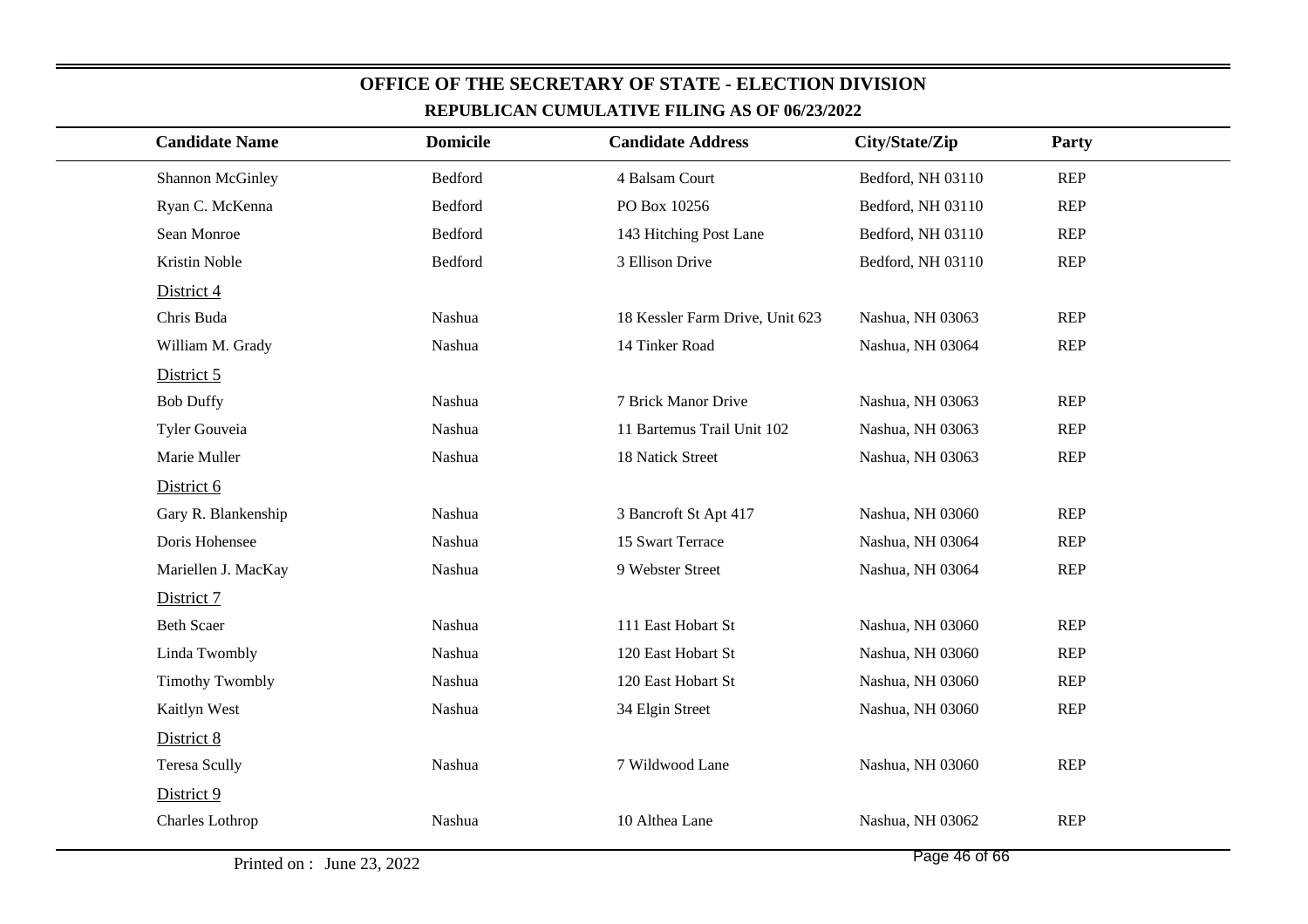# OFFICE OF THE SECRETARY OF STATE - ELECTION DIVISION

## REPUBLICAN CUMULATIVE FILING AS OF 06/23/2022

| Candidate Name | Domicile | Candidate Address | City/State/Zip | Party |
|---|---|---|---|---|
| Shannon McGinley | Bedford | 4 Balsam Court | Bedford, NH 03110 | REP |
| Ryan C. McKenna | Bedford | PO Box 10256 | Bedford, NH 03110 | REP |
| Sean Monroe | Bedford | 143 Hitching Post Lane | Bedford, NH 03110 | REP |
| Kristin Noble | Bedford | 3 Ellison Drive | Bedford, NH 03110 | REP |
| District 4 | | | | |
| Chris Buda | Nashua | 18 Kessler Farm Drive, Unit 623 | Nashua, NH 03063 | REP |
| William M. Grady | Nashua | 14 Tinker Road | Nashua, NH 03064 | REP |
| District 5 | | | | |
| Bob Duffy | Nashua | 7 Brick Manor Drive | Nashua, NH 03063 | REP |
| Tyler Gouveia | Nashua | 11 Bartemus Trail Unit 102 | Nashua, NH 03063 | REP |
| Marie Muller | Nashua | 18 Natick Street | Nashua, NH 03063 | REP |
| District 6 | | | | |
| Gary R. Blankenship | Nashua | 3 Bancroft St Apt 417 | Nashua, NH 03060 | REP |
| Doris Hohensee | Nashua | 15 Swart Terrace | Nashua, NH 03064 | REP |
| Mariellen J. MacKay | Nashua | 9 Webster Street | Nashua, NH 03064 | REP |
| District 7 | | | | |
| Beth Scaer | Nashua | 111 East Hobart St | Nashua, NH 03060 | REP |
| Linda Twombly | Nashua | 120 East Hobart St | Nashua, NH 03060 | REP |
| Timothy Twombly | Nashua | 120 East Hobart St | Nashua, NH 03060 | REP |
| Kaitlyn West | Nashua | 34 Elgin Street | Nashua, NH 03060 | REP |
| District 8 | | | | |
| Teresa Scully | Nashua | 7 Wildwood Lane | Nashua, NH 03060 | REP |
| District 9 | | | | |
| Charles Lothrop | Nashua | 10 Althea Lane | Nashua, NH 03062 | REP |

Printed on : June 23, 2022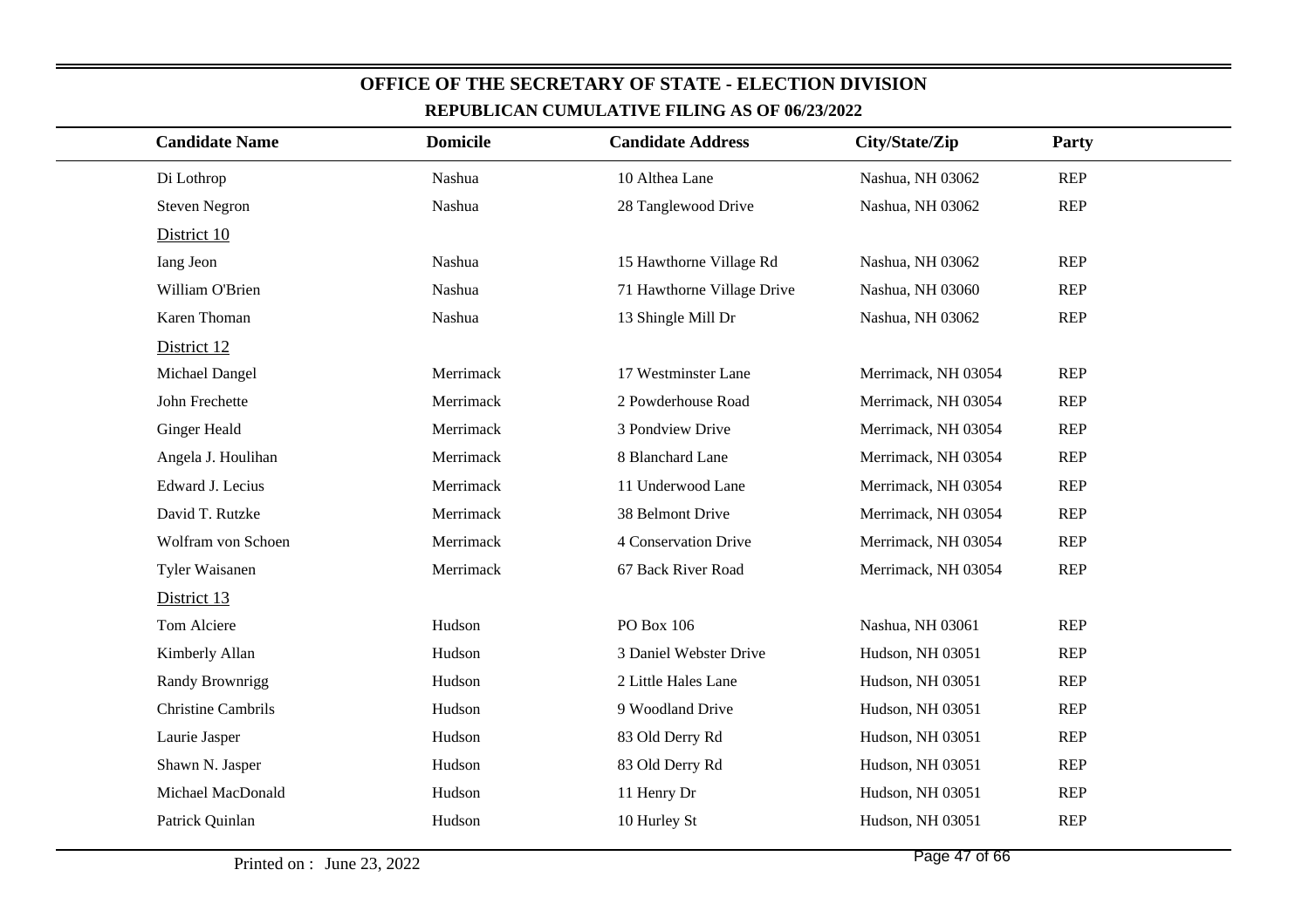## OFFICE OF THE SECRETARY OF STATE - ELECTION DIVISION

### REPUBLICAN CUMULATIVE FILING AS OF 06/23/2022

| Candidate Name | Domicile | Candidate Address | City/State/Zip | Party |
|---|---|---|---|---|
| Di Lothrop | Nashua | 10 Althea Lane | Nashua, NH 03062 | REP |
| Steven Negron | Nashua | 28 Tanglewood Drive | Nashua, NH 03062 | REP |
| District 10 | | | | |
| Iang Jeon | Nashua | 15 Hawthorne Village Rd | Nashua, NH 03062 | REP |
| William O'Brien | Nashua | 71 Hawthorne Village Drive | Nashua, NH 03060 | REP |
| Karen Thoman | Nashua | 13 Shingle Mill Dr | Nashua, NH 03062 | REP |
| District 12 | | | | |
| Michael Dangel | Merrimack | 17 Westminster Lane | Merrimack, NH 03054 | REP |
| John Frechette | Merrimack | 2 Powderhouse Road | Merrimack, NH 03054 | REP |
| Ginger Heald | Merrimack | 3 Pondview Drive | Merrimack, NH 03054 | REP |
| Angela J. Houlihan | Merrimack | 8 Blanchard Lane | Merrimack, NH 03054 | REP |
| Edward J. Lecius | Merrimack | 11 Underwood Lane | Merrimack, NH 03054 | REP |
| David T. Rutzke | Merrimack | 38 Belmont Drive | Merrimack, NH 03054 | REP |
| Wolfram von Schoen | Merrimack | 4 Conservation Drive | Merrimack, NH 03054 | REP |
| Tyler Waisanen | Merrimack | 67 Back River Road | Merrimack, NH 03054 | REP |
| District 13 | | | | |
| Tom Alciere | Hudson | PO Box 106 | Nashua, NH 03061 | REP |
| Kimberly Allan | Hudson | 3 Daniel Webster Drive | Hudson, NH 03051 | REP |
| Randy Brownrigg | Hudson | 2 Little Hales Lane | Hudson, NH 03051 | REP |
| Christine Cambrils | Hudson | 9 Woodland Drive | Hudson, NH 03051 | REP |
| Laurie Jasper | Hudson | 83 Old Derry Rd | Hudson, NH 03051 | REP |
| Shawn N. Jasper | Hudson | 83 Old Derry Rd | Hudson, NH 03051 | REP |
| Michael MacDonald | Hudson | 11 Henry Dr | Hudson, NH 03051 | REP |
| Patrick Quinlan | Hudson | 10 Hurley St | Hudson, NH 03051 | REP |

Printed on : June 23, 2022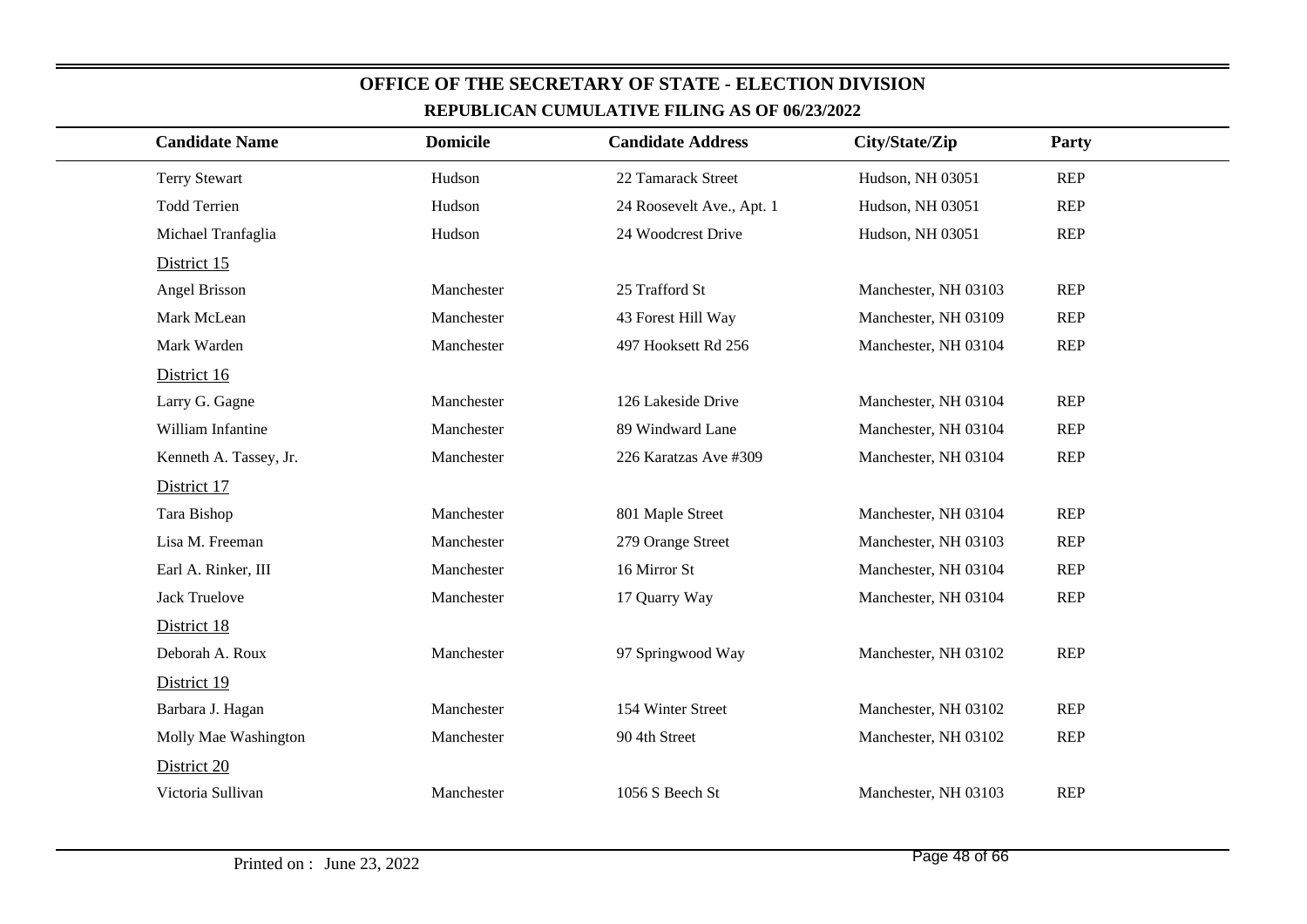# OFFICE OF THE SECRETARY OF STATE - ELECTION DIVISION

## REPUBLICAN CUMULATIVE FILING AS OF 06/23/2022

| Candidate Name | Domicile | Candidate Address | City/State/Zip | Party |
|---|---|---|---|---|
| Terry Stewart | Hudson | 22 Tamarack Street | Hudson, NH 03051 | REP |
| Todd Terrien | Hudson | 24 Roosevelt Ave., Apt. 1 | Hudson, NH 03051 | REP |
| Michael Tranfaglia | Hudson | 24 Woodcrest Drive | Hudson, NH 03051 | REP |
| District 15 | | | | |
| Angel Brisson | Manchester | 25 Trafford St | Manchester, NH 03103 | REP |
| Mark McLean | Manchester | 43 Forest Hill Way | Manchester, NH 03109 | REP |
| Mark Warden | Manchester | 497 Hooksett Rd 256 | Manchester, NH 03104 | REP |
| District 16 | | | | |
| Larry G. Gagne | Manchester | 126 Lakeside Drive | Manchester, NH 03104 | REP |
| William Infantine | Manchester | 89 Windward Lane | Manchester, NH 03104 | REP |
| Kenneth A. Tassey, Jr. | Manchester | 226 Karatzas Ave #309 | Manchester, NH 03104 | REP |
| District 17 | | | | |
| Tara Bishop | Manchester | 801 Maple Street | Manchester, NH 03104 | REP |
| Lisa M. Freeman | Manchester | 279 Orange Street | Manchester, NH 03103 | REP |
| Earl A. Rinker, III | Manchester | 16 Mirror St | Manchester, NH 03104 | REP |
| Jack Truelove | Manchester | 17 Quarry Way | Manchester, NH 03104 | REP |
| District 18 | | | | |
| Deborah A. Roux | Manchester | 97 Springwood Way | Manchester, NH 03102 | REP |
| District 19 | | | | |
| Barbara J. Hagan | Manchester | 154 Winter Street | Manchester, NH 03102 | REP |
| Molly Mae Washington | Manchester | 90 4th Street | Manchester, NH 03102 | REP |
| District 20 | | | | |
| Victoria Sullivan | Manchester | 1056 S Beech St | Manchester, NH 03103 | REP |

Printed on : June 23, 2022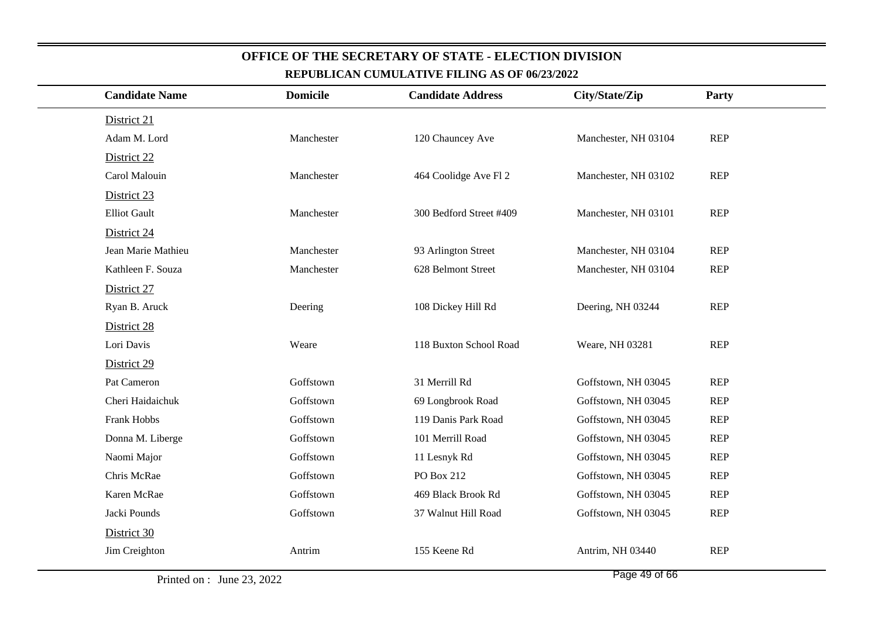## OFFICE OF THE SECRETARY OF STATE - ELECTION DIVISION

### REPUBLICAN CUMULATIVE FILING AS OF 06/23/2022

| Candidate Name | Domicile | Candidate Address | City/State/Zip | Party |
|---|---|---|---|---|
| District 21 | | | | |
| Adam M. Lord | Manchester | 120 Chauncey Ave | Manchester, NH 03104 | REP |
| District 22 | | | | |
| Carol Malouin | Manchester | 464 Coolidge Ave Fl 2 | Manchester, NH 03102 | REP |
| District 23 | | | | |
| Elliot Gault | Manchester | 300 Bedford Street #409 | Manchester, NH 03101 | REP |
| District 24 | | | | |
| Jean Marie Mathieu | Manchester | 93 Arlington Street | Manchester, NH 03104 | REP |
| Kathleen F. Souza | Manchester | 628 Belmont Street | Manchester, NH 03104 | REP |
| District 27 | | | | |
| Ryan B. Aruck | Deering | 108 Dickey Hill Rd | Deering, NH 03244 | REP |
| District 28 | | | | |
| Lori Davis | Weare | 118 Buxton School Road | Weare, NH 03281 | REP |
| District 29 | | | | |
| Pat Cameron | Goffstown | 31 Merrill Rd | Goffstown, NH 03045 | REP |
| Cheri Haidaichuk | Goffstown | 69 Longbrook Road | Goffstown, NH 03045 | REP |
| Frank Hobbs | Goffstown | 119 Danis Park Road | Goffstown, NH 03045 | REP |
| Donna M. Liberge | Goffstown | 101 Merrill Road | Goffstown, NH 03045 | REP |
| Naomi Major | Goffstown | 11 Lesnyk Rd | Goffstown, NH 03045 | REP |
| Chris McRae | Goffstown | PO Box 212 | Goffstown, NH 03045 | REP |
| Karen McRae | Goffstown | 469 Black Brook Rd | Goffstown, NH 03045 | REP |
| Jacki Pounds | Goffstown | 37 Walnut Hill Road | Goffstown, NH 03045 | REP |
| District 30 | | | | |
| Jim Creighton | Antrim | 155 Keene Rd | Antrim, NH 03440 | REP |

Printed on : June 23, 2022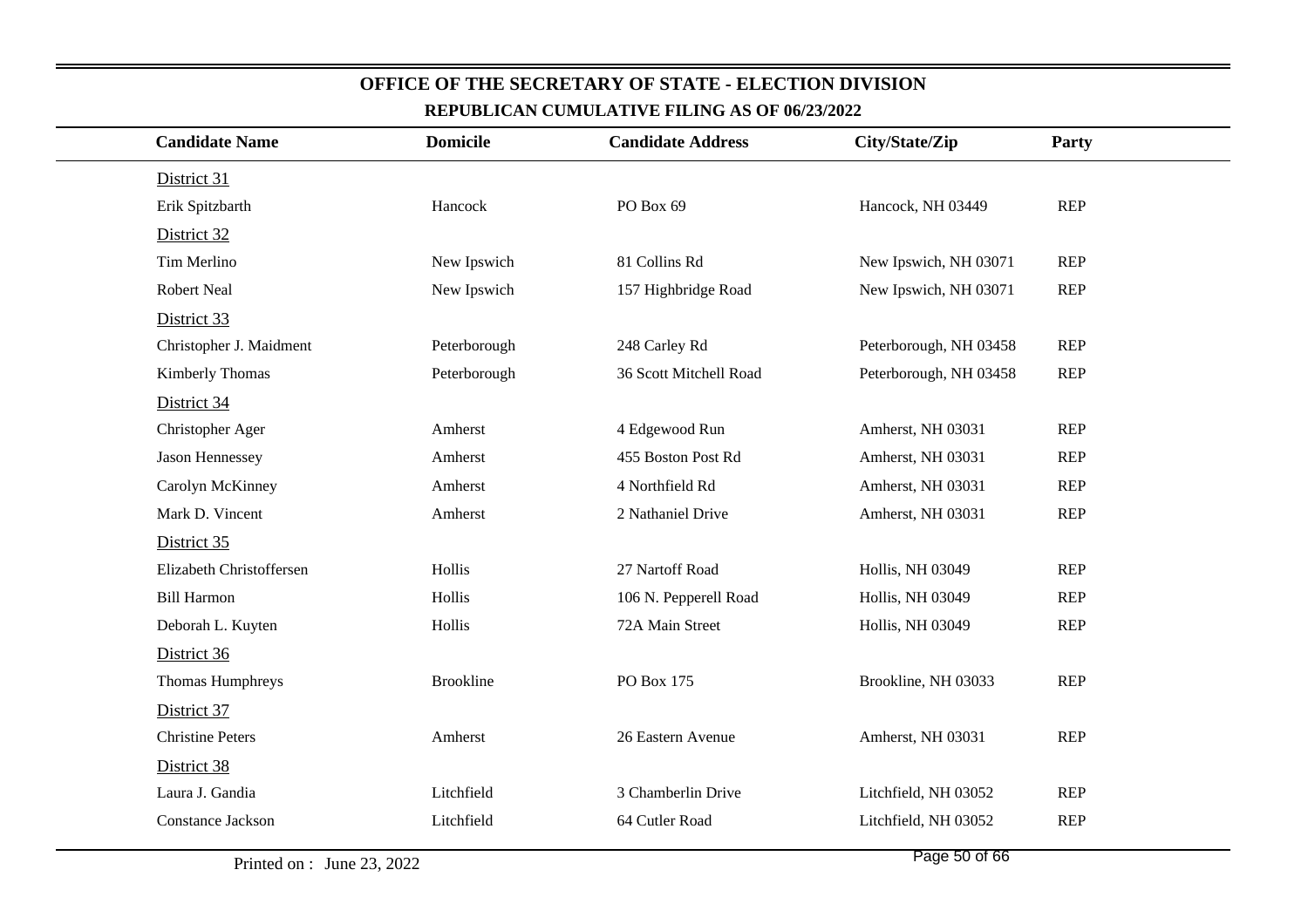## OFFICE OF THE SECRETARY OF STATE - ELECTION DIVISION

### REPUBLICAN CUMULATIVE FILING AS OF 06/23/2022

| Candidate Name | Domicile | Candidate Address | City/State/Zip | Party |
|---|---|---|---|---|
| District 31 | | | | |
| Erik Spitzbarth | Hancock | PO Box 69 | Hancock, NH 03449 | REP |
| District 32 | | | | |
| Tim Merlino | New Ipswich | 81 Collins Rd | New Ipswich, NH 03071 | REP |
| Robert Neal | New Ipswich | 157 Highbridge Road | New Ipswich, NH 03071 | REP |
| District 33 | | | | |
| Christopher J. Maidment | Peterborough | 248 Carley Rd | Peterborough, NH 03458 | REP |
| Kimberly Thomas | Peterborough | 36 Scott Mitchell Road | Peterborough, NH 03458 | REP |
| District 34 | | | | |
| Christopher Ager | Amherst | 4 Edgewood Run | Amherst, NH 03031 | REP |
| Jason Hennessey | Amherst | 455 Boston Post Rd | Amherst, NH 03031 | REP |
| Carolyn McKinney | Amherst | 4 Northfield Rd | Amherst, NH 03031 | REP |
| Mark D. Vincent | Amherst | 2 Nathaniel Drive | Amherst, NH 03031 | REP |
| District 35 | | | | |
| Elizabeth Christoffersen | Hollis | 27 Nartoff Road | Hollis, NH 03049 | REP |
| Bill Harmon | Hollis | 106 N. Pepperell Road | Hollis, NH 03049 | REP |
| Deborah L. Kuyten | Hollis | 72A Main Street | Hollis, NH 03049 | REP |
| District 36 | | | | |
| Thomas Humphreys | Brookline | PO Box 175 | Brookline, NH 03033 | REP |
| District 37 | | | | |
| Christine Peters | Amherst | 26 Eastern Avenue | Amherst, NH 03031 | REP |
| District 38 | | | | |
| Laura J. Gandia | Litchfield | 3 Chamberlin Drive | Litchfield, NH 03052 | REP |
| Constance Jackson | Litchfield | 64 Cutler Road | Litchfield, NH 03052 | REP |

Printed on : June 23, 2022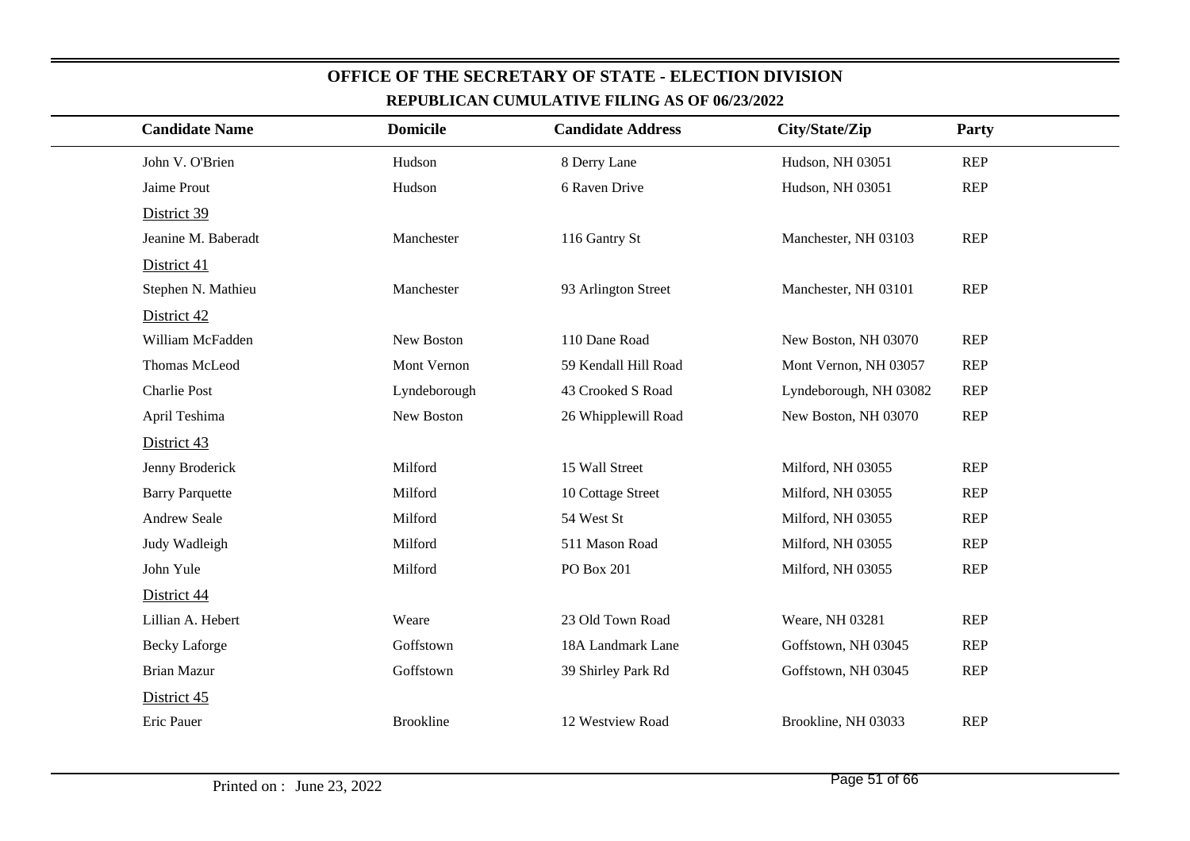## OFFICE OF THE SECRETARY OF STATE - ELECTION DIVISION

### REPUBLICAN CUMULATIVE FILING AS OF 06/23/2022

| Candidate Name | Domicile | Candidate Address | City/State/Zip | Party |
|---|---|---|---|---|
| John V. O'Brien | Hudson | 8 Derry Lane | Hudson, NH 03051 | REP |
| Jaime Prout | Hudson | 6 Raven Drive | Hudson, NH 03051 | REP |
| District 39 | | | | |
| Jeanine M. Baberadt | Manchester | 116 Gantry St | Manchester, NH 03103 | REP |
| District 41 | | | | |
| Stephen N. Mathieu | Manchester | 93 Arlington Street | Manchester, NH 03101 | REP |
| District 42 | | | | |
| William McFadden | New Boston | 110 Dane Road | New Boston, NH 03070 | REP |
| Thomas McLeod | Mont Vernon | 59 Kendall Hill Road | Mont Vernon, NH 03057 | REP |
| Charlie Post | Lyndeborough | 43 Crooked S Road | Lyndeborough, NH 03082 | REP |
| April Teshima | New Boston | 26 Whipplewill Road | New Boston, NH 03070 | REP |
| District 43 | | | | |
| Jenny Broderick | Milford | 15 Wall Street | Milford, NH 03055 | REP |
| Barry Parquette | Milford | 10 Cottage Street | Milford, NH 03055 | REP |
| Andrew Seale | Milford | 54 West St | Milford, NH 03055 | REP |
| Judy Wadleigh | Milford | 511 Mason Road | Milford, NH 03055 | REP |
| John Yule | Milford | PO Box 201 | Milford, NH 03055 | REP |
| District 44 | | | | |
| Lillian A. Hebert | Weare | 23 Old Town Road | Weare, NH 03281 | REP |
| Becky Laforge | Goffstown | 18A Landmark Lane | Goffstown, NH 03045 | REP |
| Brian Mazur | Goffstown | 39 Shirley Park Rd | Goffstown, NH 03045 | REP |
| District 45 | | | | |
| Eric Pauer | Brookline | 12 Westview Road | Brookline, NH 03033 | REP |

Printed on : June 23, 2022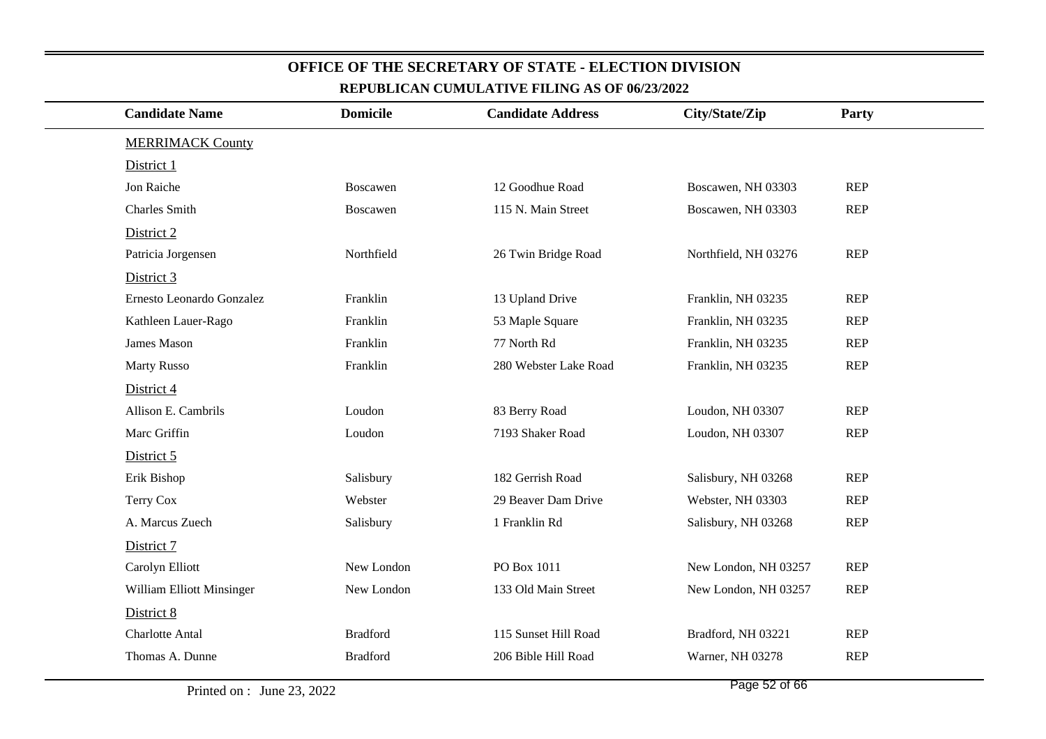# OFFICE OF THE SECRETARY OF STATE - ELECTION DIVISION

## REPUBLICAN CUMULATIVE FILING AS OF 06/23/2022

| Candidate Name | Domicile | Candidate Address | City/State/Zip | Party |
|---|---|---|---|---|
| MERRIMACK County | | | | |
| District 1 | | | | |
| Jon Raiche | Boscawen | 12 Goodhue Road | Boscawen, NH 03303 | REP |
| Charles Smith | Boscawen | 115 N. Main Street | Boscawen, NH 03303 | REP |
| District 2 | | | | |
| Patricia Jorgensen | Northfield | 26 Twin Bridge Road | Northfield, NH 03276 | REP |
| District 3 | | | | |
| Ernesto Leonardo Gonzalez | Franklin | 13 Upland Drive | Franklin, NH 03235 | REP |
| Kathleen Lauer-Rago | Franklin | 53 Maple Square | Franklin, NH 03235 | REP |
| James Mason | Franklin | 77 North Rd | Franklin, NH 03235 | REP |
| Marty Russo | Franklin | 280 Webster Lake Road | Franklin, NH 03235 | REP |
| District 4 | | | | |
| Allison E. Cambrils | Loudon | 83 Berry Road | Loudon, NH 03307 | REP |
| Marc Griffin | Loudon | 7193 Shaker Road | Loudon, NH 03307 | REP |
| District 5 | | | | |
| Erik Bishop | Salisbury | 182 Gerrish Road | Salisbury, NH 03268 | REP |
| Terry Cox | Webster | 29 Beaver Dam Drive | Webster, NH 03303 | REP |
| A. Marcus Zuech | Salisbury | 1 Franklin Rd | Salisbury, NH 03268 | REP |
| District 7 | | | | |
| Carolyn Elliott | New London | PO Box 1011 | New London, NH 03257 | REP |
| William Elliott Minsinger | New London | 133 Old Main Street | New London, NH 03257 | REP |
| District 8 | | | | |
| Charlotte Antal | Bradford | 115 Sunset Hill Road | Bradford, NH 03221 | REP |
| Thomas A. Dunne | Bradford | 206 Bible Hill Road | Warner, NH 03278 | REP |

Printed on : June 23, 2022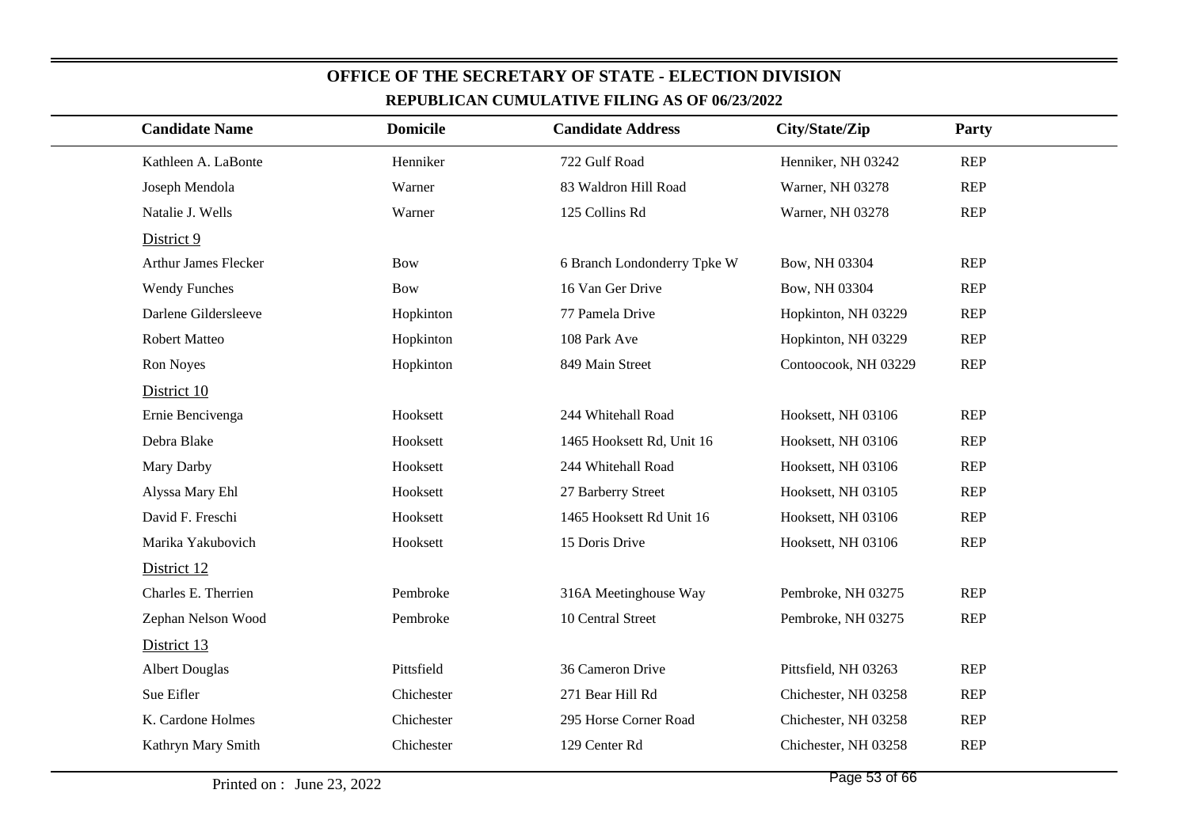## OFFICE OF THE SECRETARY OF STATE - ELECTION DIVISION

### REPUBLICAN CUMULATIVE FILING AS OF 06/23/2022

| Candidate Name | Domicile | Candidate Address | City/State/Zip | Party |
|---|---|---|---|---|
| Kathleen A. LaBonte | Henniker | 722 Gulf Road | Henniker, NH 03242 | REP |
| Joseph Mendola | Warner | 83 Waldron Hill Road | Warner, NH 03278 | REP |
| Natalie J. Wells | Warner | 125 Collins Rd | Warner, NH 03278 | REP |
| District 9 | | | | |
| Arthur James Flecker | Bow | 6 Branch Londonderry Tpke W | Bow, NH 03304 | REP |
| Wendy Funches | Bow | 16 Van Ger Drive | Bow, NH 03304 | REP |
| Darlene Gildersleeve | Hopkinton | 77 Pamela Drive | Hopkinton, NH 03229 | REP |
| Robert Matteo | Hopkinton | 108 Park Ave | Hopkinton, NH 03229 | REP |
| Ron Noyes | Hopkinton | 849 Main Street | Contoocook, NH 03229 | REP |
| District 10 | | | | |
| Ernie Bencivenga | Hooksett | 244 Whitehall Road | Hooksett, NH 03106 | REP |
| Debra Blake | Hooksett | 1465 Hooksett Rd, Unit 16 | Hooksett, NH 03106 | REP |
| Mary Darby | Hooksett | 244 Whitehall Road | Hooksett, NH 03106 | REP |
| Alyssa Mary Ehl | Hooksett | 27 Barberry Street | Hooksett, NH 03105 | REP |
| David F. Freschi | Hooksett | 1465 Hooksett Rd Unit 16 | Hooksett, NH 03106 | REP |
| Marika Yakubovich | Hooksett | 15 Doris Drive | Hooksett, NH 03106 | REP |
| District 12 | | | | |
| Charles E. Therrien | Pembroke | 316A Meetinghouse Way | Pembroke, NH 03275 | REP |
| Zephan Nelson Wood | Pembroke | 10 Central Street | Pembroke, NH 03275 | REP |
| District 13 | | | | |
| Albert Douglas | Pittsfield | 36 Cameron Drive | Pittsfield, NH 03263 | REP |
| Sue Eifler | Chichester | 271 Bear Hill Rd | Chichester, NH 03258 | REP |
| K. Cardone Holmes | Chichester | 295 Horse Corner Road | Chichester, NH 03258 | REP |
| Kathryn Mary Smith | Chichester | 129 Center Rd | Chichester, NH 03258 | REP |

Printed on : June 23, 2022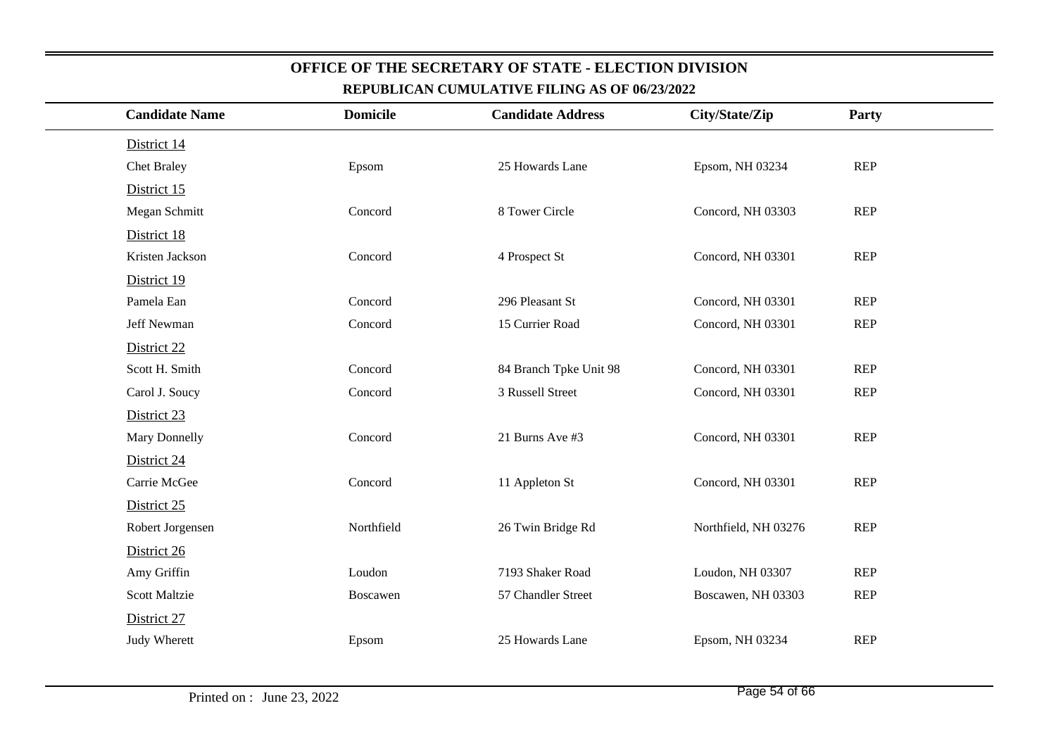# OFFICE OF THE SECRETARY OF STATE - ELECTION DIVISION

## REPUBLICAN CUMULATIVE FILING AS OF 06/23/2022

| Candidate Name | Domicile | Candidate Address | City/State/Zip | Party |
|---|---|---|---|---|
| District 14 | | | | |
| Chet Braley | Epsom | 25 Howards Lane | Epsom, NH 03234 | REP |
| District 15 | | | | |
| Megan Schmitt | Concord | 8 Tower Circle | Concord, NH 03303 | REP |
| District 18 | | | | |
| Kristen Jackson | Concord | 4 Prospect St | Concord, NH 03301 | REP |
| District 19 | | | | |
| Pamela Ean | Concord | 296 Pleasant St | Concord, NH 03301 | REP |
| Jeff Newman | Concord | 15 Currier Road | Concord, NH 03301 | REP |
| District 22 | | | | |
| Scott H. Smith | Concord | 84 Branch Tpke Unit 98 | Concord, NH 03301 | REP |
| Carol J. Soucy | Concord | 3 Russell Street | Concord, NH 03301 | REP |
| District 23 | | | | |
| Mary Donnelly | Concord | 21 Burns Ave #3 | Concord, NH 03301 | REP |
| District 24 | | | | |
| Carrie McGee | Concord | 11 Appleton St | Concord, NH 03301 | REP |
| District 25 | | | | |
| Robert Jorgensen | Northfield | 26 Twin Bridge Rd | Northfield, NH 03276 | REP |
| District 26 | | | | |
| Amy Griffin | Loudon | 7193 Shaker Road | Loudon, NH 03307 | REP |
| Scott Maltzie | Boscawen | 57 Chandler Street | Boscawen, NH 03303 | REP |
| District 27 | | | | |
| Judy Wherett | Epsom | 25 Howards Lane | Epsom, NH 03234 | REP |

Printed on : June 23, 2022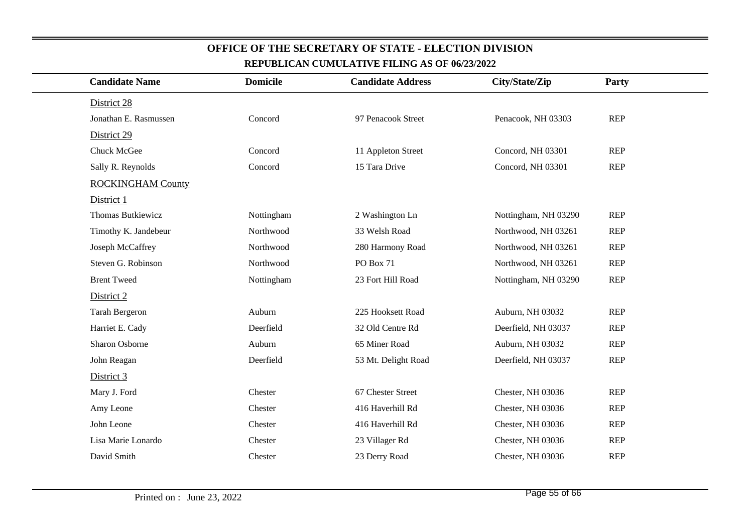# OFFICE OF THE SECRETARY OF STATE - ELECTION DIVISION

## REPUBLICAN CUMULATIVE FILING AS OF 06/23/2022

| Candidate Name | Domicile | Candidate Address | City/State/Zip | Party |
|---|---|---|---|---|
| District 28 | | | | |
| Jonathan E. Rasmussen | Concord | 97 Penacook Street | Penacook, NH 03303 | REP |
| District 29 | | | | |
| Chuck McGee | Concord | 11 Appleton Street | Concord, NH 03301 | REP |
| Sally R. Reynolds | Concord | 15 Tara Drive | Concord, NH 03301 | REP |
| ROCKINGHAM County | | | | |
| District 1 | | | | |
| Thomas Butkiewicz | Nottingham | 2 Washington Ln | Nottingham, NH 03290 | REP |
| Timothy K. Jandebeur | Northwood | 33 Welsh Road | Northwood, NH 03261 | REP |
| Joseph McCaffrey | Northwood | 280 Harmony Road | Northwood, NH 03261 | REP |
| Steven G. Robinson | Northwood | PO Box 71 | Northwood, NH 03261 | REP |
| Brent Tweed | Nottingham | 23 Fort Hill Road | Nottingham, NH 03290 | REP |
| District 2 | | | | |
| Tarah Bergeron | Auburn | 225 Hooksett Road | Auburn, NH 03032 | REP |
| Harriet E. Cady | Deerfield | 32 Old Centre Rd | Deerfield, NH 03037 | REP |
| Sharon Osborne | Auburn | 65 Miner Road | Auburn, NH 03032 | REP |
| John Reagan | Deerfield | 53 Mt. Delight Road | Deerfield, NH 03037 | REP |
| District 3 | | | | |
| Mary J. Ford | Chester | 67 Chester Street | Chester, NH 03036 | REP |
| Amy Leone | Chester | 416 Haverhill Rd | Chester, NH 03036 | REP |
| John Leone | Chester | 416 Haverhill Rd | Chester, NH 03036 | REP |
| Lisa Marie Lonardo | Chester | 23 Villager Rd | Chester, NH 03036 | REP |
| David Smith | Chester | 23 Derry Road | Chester, NH 03036 | REP |

Printed on : June 23, 2022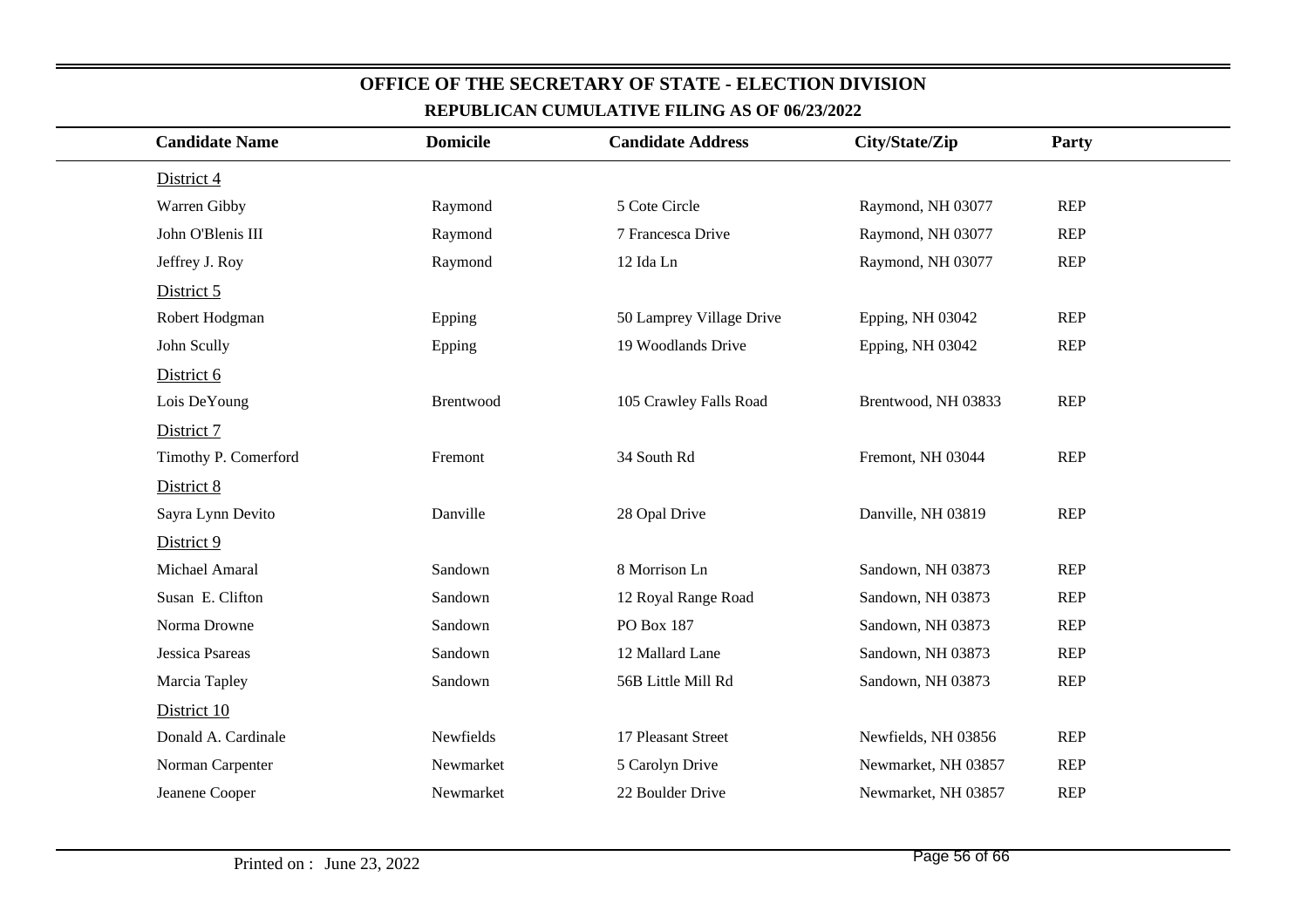## OFFICE OF THE SECRETARY OF STATE - ELECTION DIVISION

### REPUBLICAN CUMULATIVE FILING AS OF 06/23/2022

| Candidate Name | Domicile | Candidate Address | City/State/Zip | Party |
|---|---|---|---|---|
| District 4 | | | | |
| Warren Gibby | Raymond | 5 Cote Circle | Raymond, NH 03077 | REP |
| John O'Blenis III | Raymond | 7 Francesca Drive | Raymond, NH 03077 | REP |
| Jeffrey J. Roy | Raymond | 12 Ida Ln | Raymond, NH 03077 | REP |
| District 5 | | | | |
| Robert Hodgman | Epping | 50 Lamprey Village Drive | Epping, NH 03042 | REP |
| John Scully | Epping | 19 Woodlands Drive | Epping, NH 03042 | REP |
| District 6 | | | | |
| Lois DeYoung | Brentwood | 105 Crawley Falls Road | Brentwood, NH 03833 | REP |
| District 7 | | | | |
| Timothy P. Comerford | Fremont | 34 South Rd | Fremont, NH 03044 | REP |
| District 8 | | | | |
| Sayra Lynn Devito | Danville | 28 Opal Drive | Danville, NH 03819 | REP |
| District 9 | | | | |
| Michael Amaral | Sandown | 8 Morrison Ln | Sandown, NH 03873 | REP |
| Susan E. Clifton | Sandown | 12 Royal Range Road | Sandown, NH 03873 | REP |
| Norma Drowne | Sandown | PO Box 187 | Sandown, NH 03873 | REP |
| Jessica Psareas | Sandown | 12 Mallard Lane | Sandown, NH 03873 | REP |
| Marcia Tapley | Sandown | 56B Little Mill Rd | Sandown, NH 03873 | REP |
| District 10 | | | | |
| Donald A. Cardinale | Newfields | 17 Pleasant Street | Newfields, NH 03856 | REP |
| Norman Carpenter | Newmarket | 5 Carolyn Drive | Newmarket, NH 03857 | REP |
| Jeanene Cooper | Newmarket | 22 Boulder Drive | Newmarket, NH 03857 | REP |

Printed on : June 23, 2022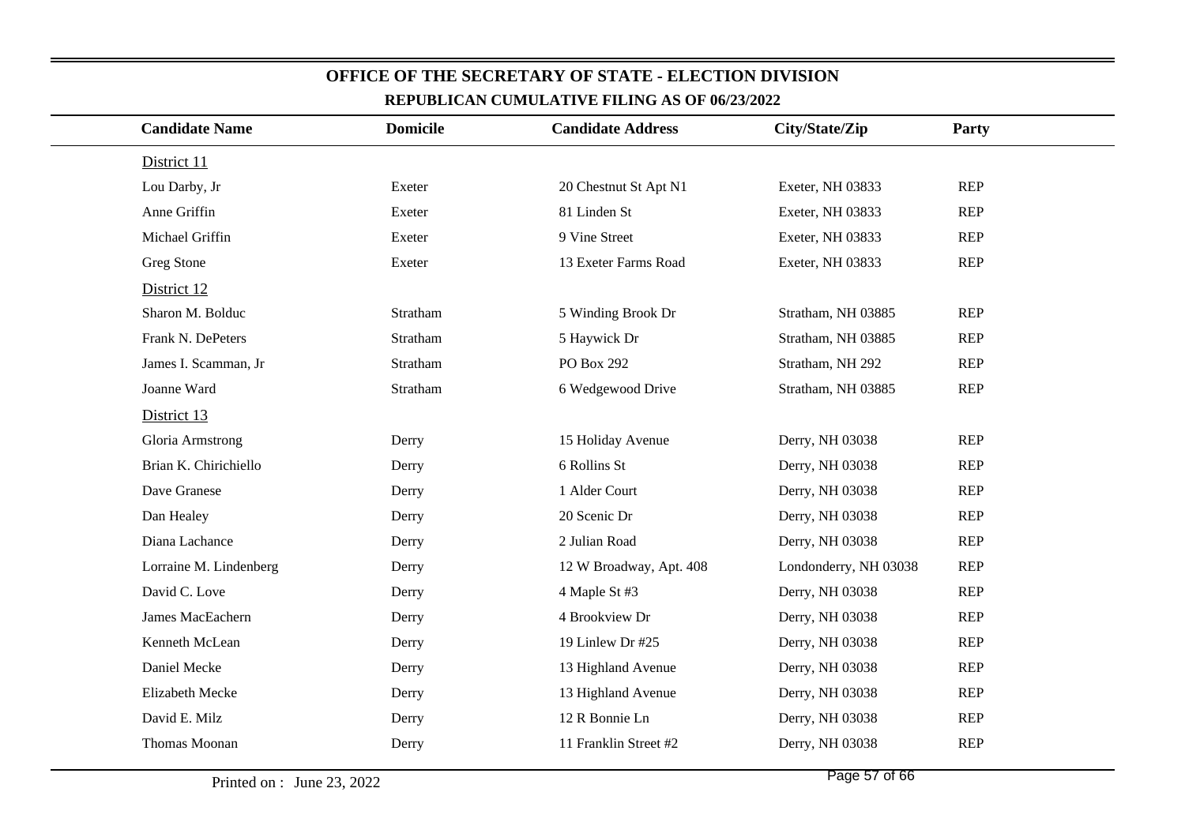## OFFICE OF THE SECRETARY OF STATE - ELECTION DIVISION

### REPUBLICAN CUMULATIVE FILING AS OF 06/23/2022

| Candidate Name | Domicile | Candidate Address | City/State/Zip | Party |
|---|---|---|---|---|
| District 11 | | | | |
| Lou Darby, Jr | Exeter | 20 Chestnut St Apt N1 | Exeter, NH 03833 | REP |
| Anne Griffin | Exeter | 81 Linden St | Exeter, NH 03833 | REP |
| Michael Griffin | Exeter | 9 Vine Street | Exeter, NH 03833 | REP |
| Greg Stone | Exeter | 13 Exeter Farms Road | Exeter, NH 03833 | REP |
| District 12 | | | | |
| Sharon M. Bolduc | Stratham | 5 Winding Brook Dr | Stratham, NH 03885 | REP |
| Frank N. DePeters | Stratham | 5 Haywick Dr | Stratham, NH 03885 | REP |
| James I. Scamman, Jr | Stratham | PO Box 292 | Stratham, NH 292 | REP |
| Joanne Ward | Stratham | 6 Wedgewood Drive | Stratham, NH 03885 | REP |
| District 13 | | | | |
| Gloria Armstrong | Derry | 15 Holiday Avenue | Derry, NH 03038 | REP |
| Brian K. Chirichiello | Derry | 6 Rollins St | Derry, NH 03038 | REP |
| Dave Granese | Derry | 1 Alder Court | Derry, NH 03038 | REP |
| Dan Healey | Derry | 20 Scenic Dr | Derry, NH 03038 | REP |
| Diana Lachance | Derry | 2 Julian Road | Derry, NH 03038 | REP |
| Lorraine M. Lindenberg | Derry | 12 W Broadway, Apt. 408 | Londonderry, NH 03038 | REP |
| David C. Love | Derry | 4 Maple St #3 | Derry, NH 03038 | REP |
| James MacEachern | Derry | 4 Brookview Dr | Derry, NH 03038 | REP |
| Kenneth McLean | Derry | 19 Linlew Dr #25 | Derry, NH 03038 | REP |
| Daniel Mecke | Derry | 13 Highland Avenue | Derry, NH 03038 | REP |
| Elizabeth Mecke | Derry | 13 Highland Avenue | Derry, NH 03038 | REP |
| David E. Milz | Derry | 12 R Bonnie Ln | Derry, NH 03038 | REP |
| Thomas Moonan | Derry | 11 Franklin Street #2 | Derry, NH 03038 | REP |

Printed on : June 23, 2022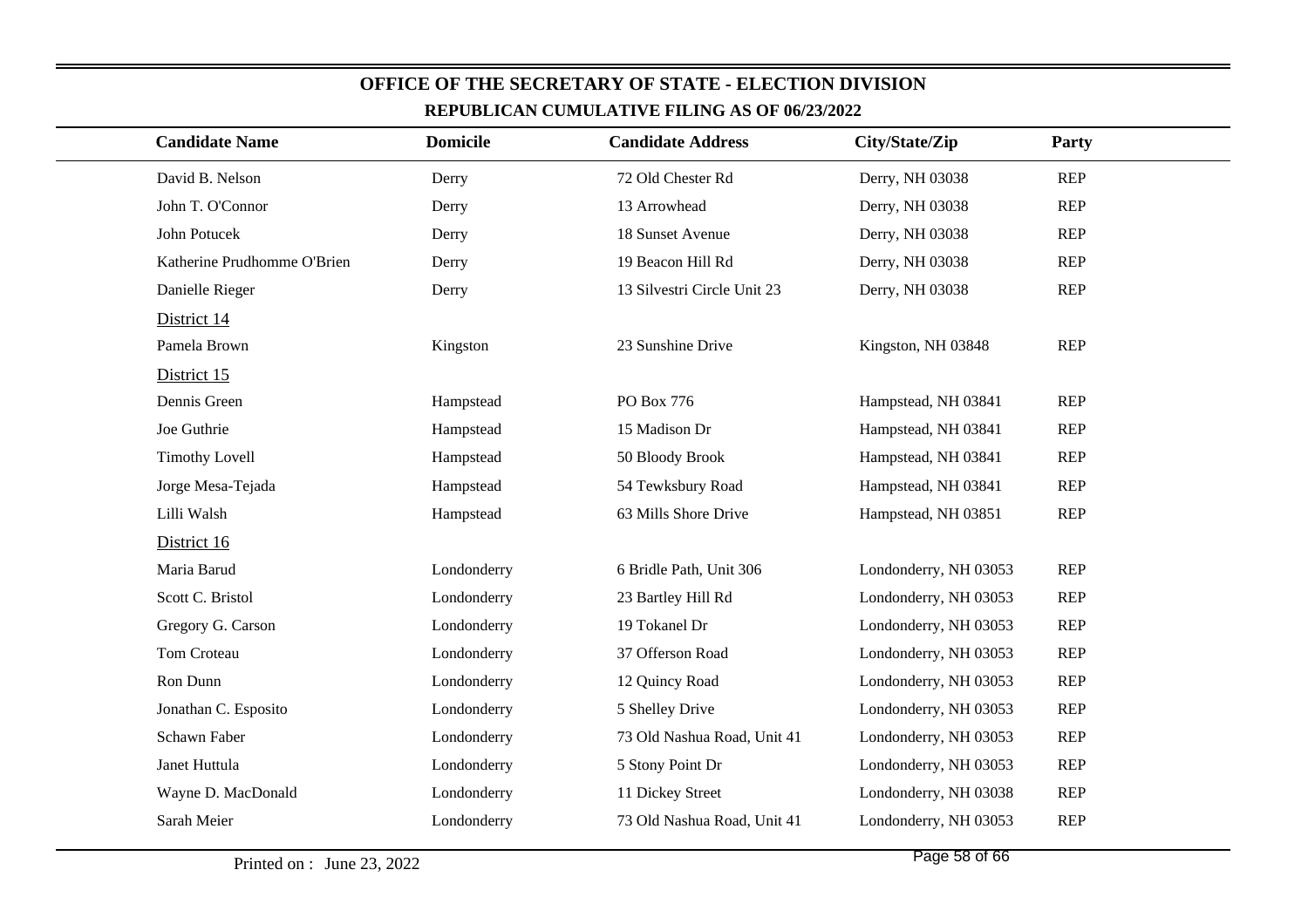# OFFICE OF THE SECRETARY OF STATE - ELECTION DIVISION

## REPUBLICAN CUMULATIVE FILING AS OF 06/23/2022

| Candidate Name | Domicile | Candidate Address | City/State/Zip | Party |
|---|---|---|---|---|
| David B. Nelson | Derry | 72 Old Chester Rd | Derry, NH 03038 | REP |
| John T. O'Connor | Derry | 13 Arrowhead | Derry, NH 03038 | REP |
| John Potucek | Derry | 18 Sunset Avenue | Derry, NH 03038 | REP |
| Katherine Prudhomme O'Brien | Derry | 19 Beacon Hill Rd | Derry, NH 03038 | REP |
| Danielle Rieger | Derry | 13 Silvestri Circle Unit 23 | Derry, NH 03038 | REP |
| District 14 | | | | |
| Pamela Brown | Kingston | 23 Sunshine Drive | Kingston, NH 03848 | REP |
| District 15 | | | | |
| Dennis Green | Hampstead | PO Box 776 | Hampstead, NH 03841 | REP |
| Joe Guthrie | Hampstead | 15 Madison Dr | Hampstead, NH 03841 | REP |
| Timothy Lovell | Hampstead | 50 Bloody Brook | Hampstead, NH 03841 | REP |
| Jorge Mesa-Tejada | Hampstead | 54 Tewksbury Road | Hampstead, NH 03841 | REP |
| Lilli Walsh | Hampstead | 63 Mills Shore Drive | Hampstead, NH 03851 | REP |
| District 16 | | | | |
| Maria Barud | Londonderry | 6 Bridle Path, Unit 306 | Londonderry, NH 03053 | REP |
| Scott C. Bristol | Londonderry | 23 Bartley Hill Rd | Londonderry, NH 03053 | REP |
| Gregory G. Carson | Londonderry | 19 Tokanel Dr | Londonderry, NH 03053 | REP |
| Tom Croteau | Londonderry | 37 Offerson Road | Londonderry, NH 03053 | REP |
| Ron Dunn | Londonderry | 12 Quincy Road | Londonderry, NH 03053 | REP |
| Jonathan C. Esposito | Londonderry | 5 Shelley Drive | Londonderry, NH 03053 | REP |
| Schawn Faber | Londonderry | 73 Old Nashua Road, Unit 41 | Londonderry, NH 03053 | REP |
| Janet Huttula | Londonderry | 5 Stony Point Dr | Londonderry, NH 03053 | REP |
| Wayne D. MacDonald | Londonderry | 11 Dickey Street | Londonderry, NH 03038 | REP |
| Sarah Meier | Londonderry | 73 Old Nashua Road, Unit 41 | Londonderry, NH 03053 | REP |

Printed on : June 23, 2022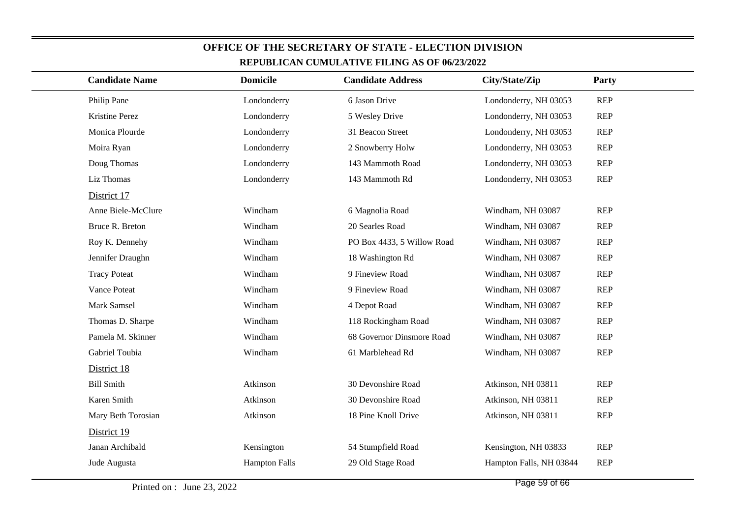# OFFICE OF THE SECRETARY OF STATE - ELECTION DIVISION

## REPUBLICAN CUMULATIVE FILING AS OF 06/23/2022

| Candidate Name | Domicile | Candidate Address | City/State/Zip | Party |
|---|---|---|---|---|
| Philip Pane | Londonderry | 6 Jason Drive | Londonderry, NH 03053 | REP |
| Kristine Perez | Londonderry | 5 Wesley Drive | Londonderry, NH 03053 | REP |
| Monica Plourde | Londonderry | 31 Beacon Street | Londonderry, NH 03053 | REP |
| Moira Ryan | Londonderry | 2 Snowberry Holw | Londonderry, NH 03053 | REP |
| Doug Thomas | Londonderry | 143 Mammoth Road | Londonderry, NH 03053 | REP |
| Liz Thomas | Londonderry | 143 Mammoth Rd | Londonderry, NH 03053 | REP |
| District 17 | | | | |
| Anne Biele-McClure | Windham | 6 Magnolia Road | Windham, NH 03087 | REP |
| Bruce R. Breton | Windham | 20 Searles Road | Windham, NH 03087 | REP |
| Roy K. Dennehy | Windham | PO Box 4433, 5 Willow Road | Windham, NH 03087 | REP |
| Jennifer Draughn | Windham | 18 Washington Rd | Windham, NH 03087 | REP |
| Tracy Poteat | Windham | 9 Fineview Road | Windham, NH 03087 | REP |
| Vance Poteat | Windham | 9 Fineview Road | Windham, NH 03087 | REP |
| Mark Samsel | Windham | 4 Depot Road | Windham, NH 03087 | REP |
| Thomas D. Sharpe | Windham | 118 Rockingham Road | Windham, NH 03087 | REP |
| Pamela M. Skinner | Windham | 68 Governor Dinsmore Road | Windham, NH 03087 | REP |
| Gabriel Toubia | Windham | 61 Marblehead Rd | Windham, NH 03087 | REP |
| District 18 | | | | |
| Bill Smith | Atkinson | 30 Devonshire Road | Atkinson, NH 03811 | REP |
| Karen Smith | Atkinson | 30 Devonshire Road | Atkinson, NH 03811 | REP |
| Mary Beth Torosian | Atkinson | 18 Pine Knoll Drive | Atkinson, NH 03811 | REP |
| District 19 | | | | |
| Janan Archibald | Kensington | 54 Stumpfield Road | Kensington, NH 03833 | REP |
| Jude Augusta | Hampton Falls | 29 Old Stage Road | Hampton Falls, NH 03844 | REP |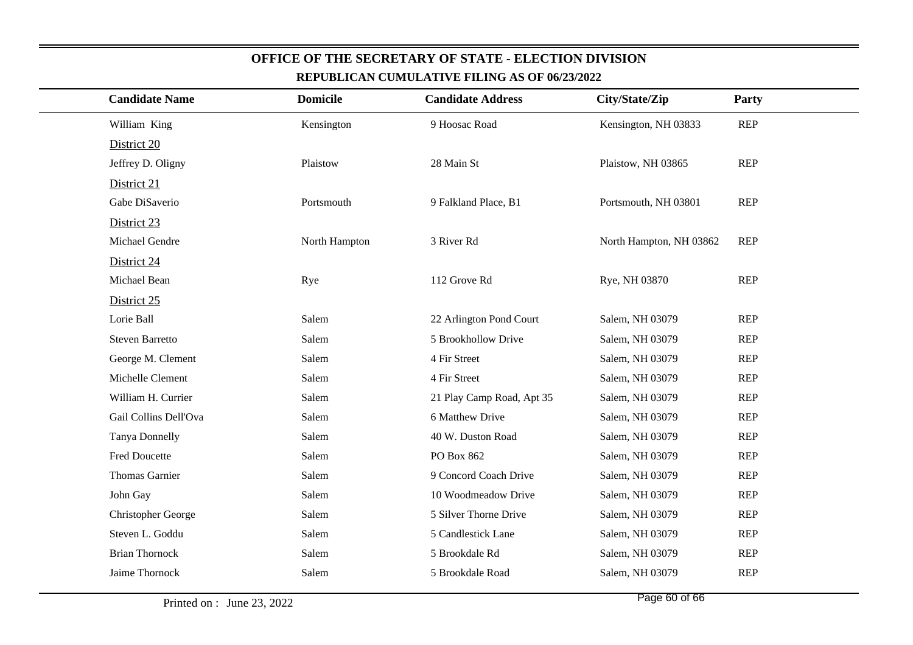## OFFICE OF THE SECRETARY OF STATE - ELECTION DIVISION

### REPUBLICAN CUMULATIVE FILING AS OF 06/23/2022

| Candidate Name | Domicile | Candidate Address | City/State/Zip | Party |
|---|---|---|---|---|
| William King | Kensington | 9 Hoosac Road | Kensington, NH 03833 | REP |
| District 20 | | | | |
| Jeffrey D. Oligny | Plaistow | 28 Main St | Plaistow, NH 03865 | REP |
| District 21 | | | | |
| Gabe DiSaverio | Portsmouth | 9 Falkland Place, B1 | Portsmouth, NH 03801 | REP |
| District 23 | | | | |
| Michael Gendre | North Hampton | 3 River Rd | North Hampton, NH 03862 | REP |
| District 24 | | | | |
| Michael Bean | Rye | 112 Grove Rd | Rye, NH 03870 | REP |
| District 25 | | | | |
| Lorie Ball | Salem | 22 Arlington Pond Court | Salem, NH 03079 | REP |
| Steven Barretto | Salem | 5 Brookhollow Drive | Salem, NH 03079 | REP |
| George M. Clement | Salem | 4 Fir Street | Salem, NH 03079 | REP |
| Michelle Clement | Salem | 4 Fir Street | Salem, NH 03079 | REP |
| William H. Currier | Salem | 21 Play Camp Road, Apt 35 | Salem, NH 03079 | REP |
| Gail Collins Dell'Ova | Salem | 6 Matthew Drive | Salem, NH 03079 | REP |
| Tanya Donnelly | Salem | 40 W. Duston Road | Salem, NH 03079 | REP |
| Fred Doucette | Salem | PO Box 862 | Salem, NH 03079 | REP |
| Thomas Garnier | Salem | 9 Concord Coach Drive | Salem, NH 03079 | REP |
| John Gay | Salem | 10 Woodmeadow Drive | Salem, NH 03079 | REP |
| Christopher George | Salem | 5 Silver Thorne Drive | Salem, NH 03079 | REP |
| Steven L. Goddu | Salem | 5 Candlestick Lane | Salem, NH 03079 | REP |
| Brian Thornock | Salem | 5 Brookdale Rd | Salem, NH 03079 | REP |
| Jaime Thornock | Salem | 5 Brookdale Road | Salem, NH 03079 | REP |

Printed on : June 23, 2022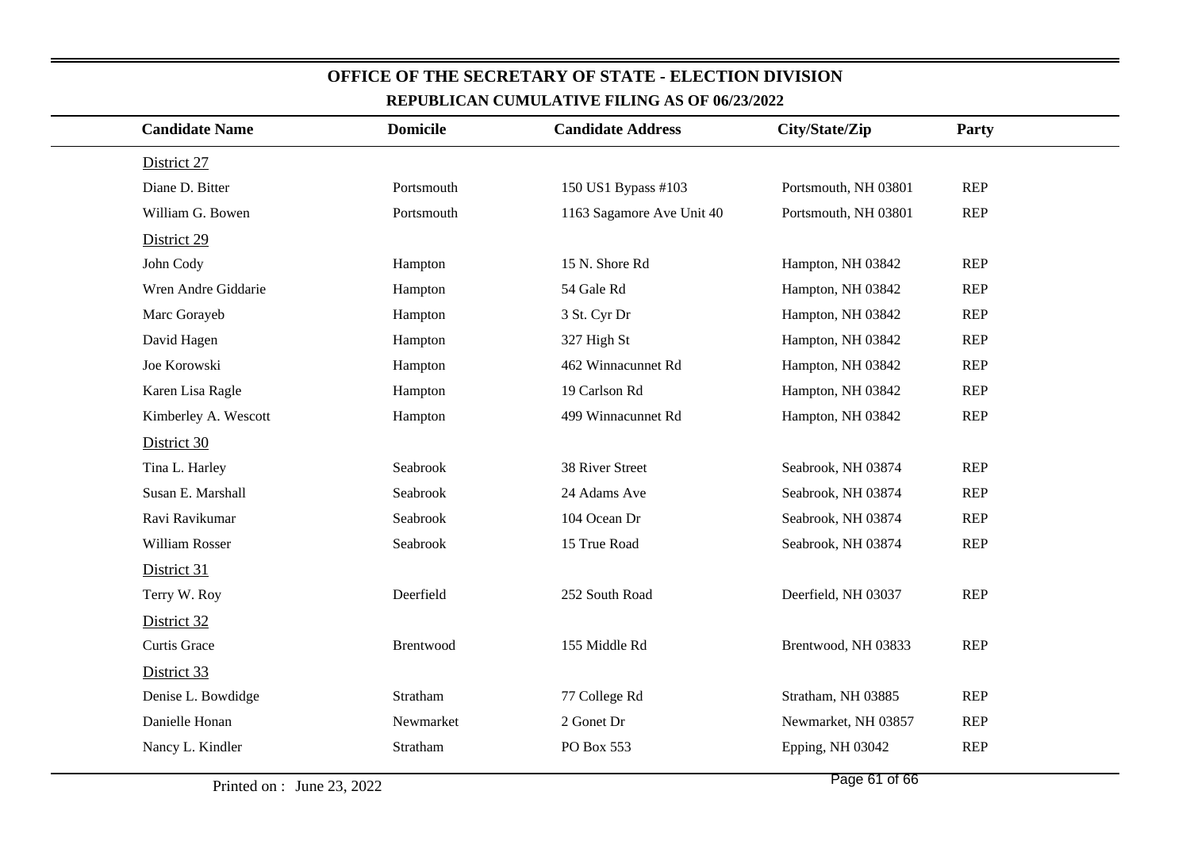# OFFICE OF THE SECRETARY OF STATE - ELECTION DIVISION

## REPUBLICAN CUMULATIVE FILING AS OF 06/23/2022

| Candidate Name | Domicile | Candidate Address | City/State/Zip | Party |
|---|---|---|---|---|
| District 27 | | | | |
| Diane D. Bitter | Portsmouth | 150 US1 Bypass #103 | Portsmouth, NH 03801 | REP |
| William G. Bowen | Portsmouth | 1163 Sagamore Ave Unit 40 | Portsmouth, NH 03801 | REP |
| District 29 | | | | |
| John Cody | Hampton | 15 N. Shore Rd | Hampton, NH 03842 | REP |
| Wren Andre Giddarie | Hampton | 54 Gale Rd | Hampton, NH 03842 | REP |
| Marc Gorayeb | Hampton | 3 St. Cyr Dr | Hampton, NH 03842 | REP |
| David Hagen | Hampton | 327 High St | Hampton, NH 03842 | REP |
| Joe Korowski | Hampton | 462 Winnacunnet Rd | Hampton, NH 03842 | REP |
| Karen Lisa Ragle | Hampton | 19 Carlson Rd | Hampton, NH 03842 | REP |
| Kimberley A. Wescott | Hampton | 499 Winnacunnet Rd | Hampton, NH 03842 | REP |
| District 30 | | | | |
| Tina L. Harley | Seabrook | 38 River Street | Seabrook, NH 03874 | REP |
| Susan E. Marshall | Seabrook | 24 Adams Ave | Seabrook, NH 03874 | REP |
| Ravi Ravikumar | Seabrook | 104 Ocean Dr | Seabrook, NH 03874 | REP |
| William Rosser | Seabrook | 15 True Road | Seabrook, NH 03874 | REP |
| District 31 | | | | |
| Terry W. Roy | Deerfield | 252 South Road | Deerfield, NH 03037 | REP |
| District 32 | | | | |
| Curtis Grace | Brentwood | 155 Middle Rd | Brentwood, NH 03833 | REP |
| District 33 | | | | |
| Denise L. Bowdidge | Stratham | 77 College Rd | Stratham, NH 03885 | REP |
| Danielle Honan | Newmarket | 2 Gonet Dr | Newmarket, NH 03857 | REP |
| Nancy L. Kindler | Stratham | PO Box 553 | Epping, NH 03042 | REP |

Printed on : June 23, 2022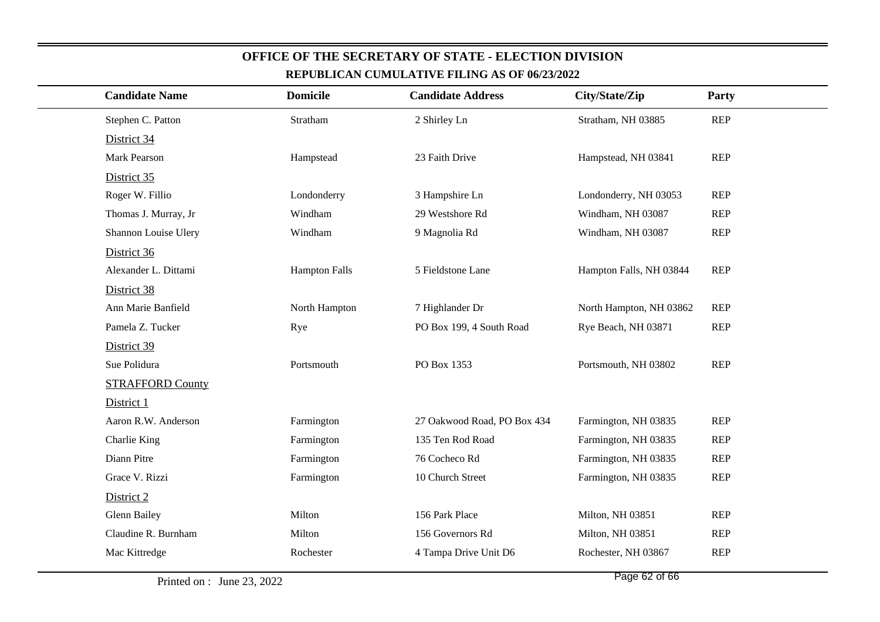## OFFICE OF THE SECRETARY OF STATE - ELECTION DIVISION

### REPUBLICAN CUMULATIVE FILING AS OF 06/23/2022

| Candidate Name | Domicile | Candidate Address | City/State/Zip | Party |
|---|---|---|---|---|
| Stephen C. Patton | Stratham | 2 Shirley Ln | Stratham, NH 03885 | REP |
| District 34 | | | | |
| Mark Pearson | Hampstead | 23 Faith Drive | Hampstead, NH 03841 | REP |
| District 35 | | | | |
| Roger W. Fillio | Londonderry | 3 Hampshire Ln | Londonderry, NH 03053 | REP |
| Thomas J. Murray, Jr | Windham | 29 Westshore Rd | Windham, NH 03087 | REP |
| Shannon Louise Ulery | Windham | 9 Magnolia Rd | Windham, NH 03087 | REP |
| District 36 | | | | |
| Alexander L. Dittami | Hampton Falls | 5 Fieldstone Lane | Hampton Falls, NH 03844 | REP |
| District 38 | | | | |
| Ann Marie Banfield | North Hampton | 7 Highlander Dr | North Hampton, NH 03862 | REP |
| Pamela Z. Tucker | Rye | PO Box 199, 4 South Road | Rye Beach, NH 03871 | REP |
| District 39 | | | | |
| Sue Polidura | Portsmouth | PO Box 1353 | Portsmouth, NH 03802 | REP |
| STRAFFORD County | | | | |
| District 1 | | | | |
| Aaron R.W. Anderson | Farmington | 27 Oakwood Road, PO Box 434 | Farmington, NH 03835 | REP |
| Charlie King | Farmington | 135 Ten Rod Road | Farmington, NH 03835 | REP |
| Diann Pitre | Farmington | 76 Cocheco Rd | Farmington, NH 03835 | REP |
| Grace V. Rizzi | Farmington | 10 Church Street | Farmington, NH 03835 | REP |
| District 2 | | | | |
| Glenn Bailey | Milton | 156 Park Place | Milton, NH 03851 | REP |
| Claudine R. Burnham | Milton | 156 Governors Rd | Milton, NH 03851 | REP |
| Mac Kittredge | Rochester | 4 Tampa Drive Unit D6 | Rochester, NH 03867 | REP |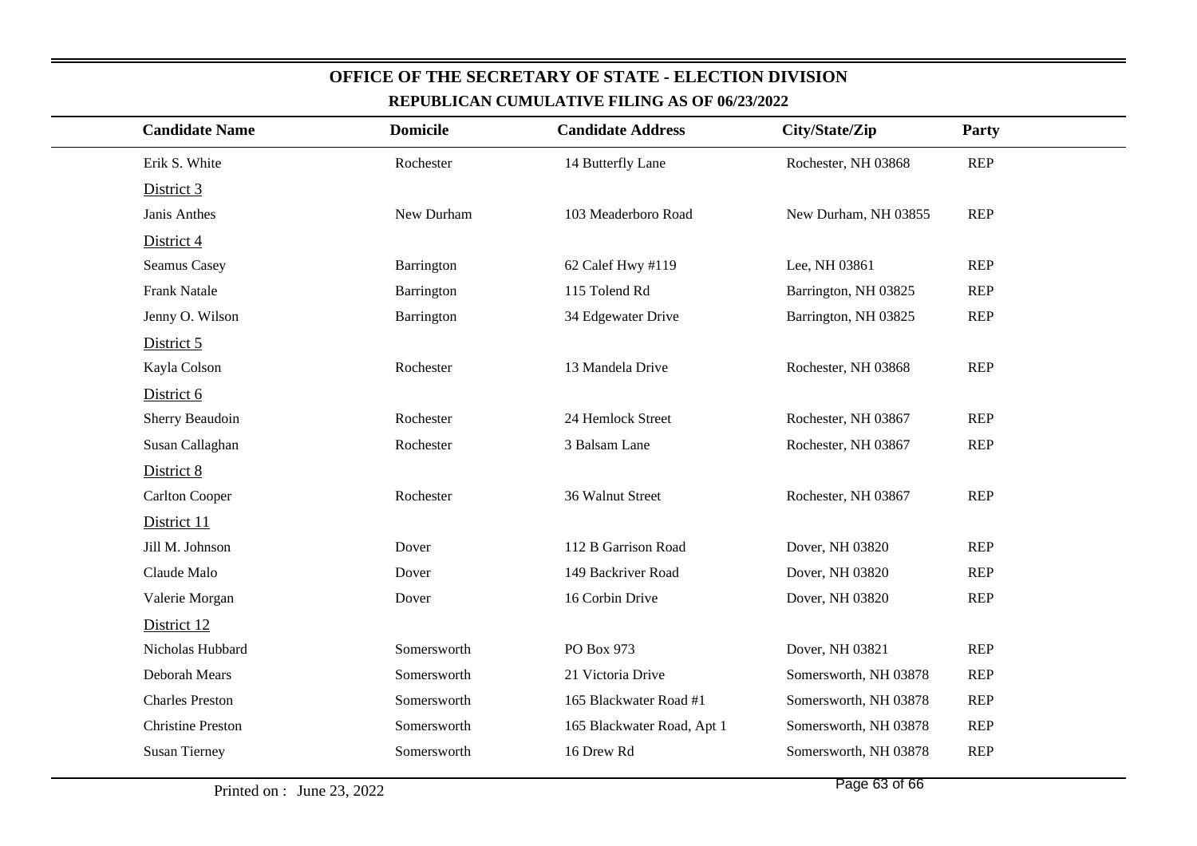# OFFICE OF THE SECRETARY OF STATE - ELECTION DIVISION

## REPUBLICAN CUMULATIVE FILING AS OF 06/23/2022

| Candidate Name | Domicile | Candidate Address | City/State/Zip | Party |
|---|---|---|---|---|
| Erik S. White | Rochester | 14 Butterfly Lane | Rochester, NH 03868 | REP |
| District 3 | | | | |
| Janis Anthes | New Durham | 103 Meaderboro Road | New Durham, NH 03855 | REP |
| District 4 | | | | |
| Seamus Casey | Barrington | 62 Calef Hwy #119 | Lee, NH 03861 | REP |
| Frank Natale | Barrington | 115 Tolend Rd | Barrington, NH 03825 | REP |
| Jenny O. Wilson | Barrington | 34 Edgewater Drive | Barrington, NH 03825 | REP |
| District 5 | | | | |
| Kayla Colson | Rochester | 13 Mandela Drive | Rochester, NH 03868 | REP |
| District 6 | | | | |
| Sherry Beaudoin | Rochester | 24 Hemlock Street | Rochester, NH 03867 | REP |
| Susan Callaghan | Rochester | 3 Balsam Lane | Rochester, NH 03867 | REP |
| District 8 | | | | |
| Carlton Cooper | Rochester | 36 Walnut Street | Rochester, NH 03867 | REP |
| District 11 | | | | |
| Jill M. Johnson | Dover | 112 B Garrison Road | Dover, NH 03820 | REP |
| Claude Malo | Dover | 149 Backriver Road | Dover, NH 03820 | REP |
| Valerie Morgan | Dover | 16 Corbin Drive | Dover, NH 03820 | REP |
| District 12 | | | | |
| Nicholas Hubbard | Somersworth | PO Box 973 | Dover, NH 03821 | REP |
| Deborah Mears | Somersworth | 21 Victoria Drive | Somersworth, NH 03878 | REP |
| Charles Preston | Somersworth | 165 Blackwater Road #1 | Somersworth, NH 03878 | REP |
| Christine Preston | Somersworth | 165 Blackwater Road, Apt 1 | Somersworth, NH 03878 | REP |
| Susan Tierney | Somersworth | 16 Drew Rd | Somersworth, NH 03878 | REP |

Printed on : June 23, 2022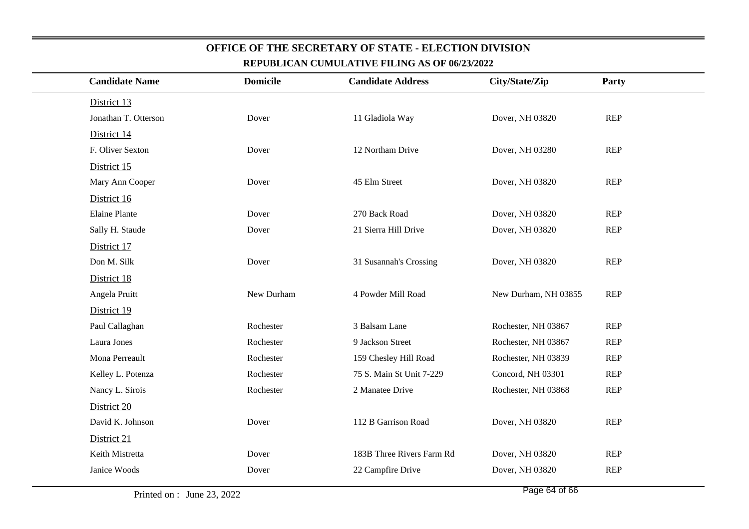**OFFICE OF THE SECRETARY OF STATE - ELECTION DIVISION**

**REPUBLICAN CUMULATIVE FILING AS OF 06/23/2022**

| Candidate Name | Domicile | Candidate Address | City/State/Zip | Party |
|---|---|---|---|---|
| District 13 | | | | |
| Jonathan T. Otterson | Dover | 11 Gladiola Way | Dover, NH 03820 | REP |
| District 14 | | | | |
| F. Oliver Sexton | Dover | 12 Northam Drive | Dover, NH 03280 | REP |
| District 15 | | | | |
| Mary Ann Cooper | Dover | 45 Elm Street | Dover, NH 03820 | REP |
| District 16 | | | | |
| Elaine Plante | Dover | 270 Back Road | Dover, NH 03820 | REP |
| Sally H. Staude | Dover | 21 Sierra Hill Drive | Dover, NH 03820 | REP |
| District 17 | | | | |
| Don M. Silk | Dover | 31 Susannah's Crossing | Dover, NH 03820 | REP |
| District 18 | | | | |
| Angela Pruitt | New Durham | 4 Powder Mill Road | New Durham, NH 03855 | REP |
| District 19 | | | | |
| Paul Callaghan | Rochester | 3 Balsam Lane | Rochester, NH 03867 | REP |
| Laura Jones | Rochester | 9 Jackson Street | Rochester, NH 03867 | REP |
| Mona Perreault | Rochester | 159 Chesley Hill Road | Rochester, NH 03839 | REP |
| Kelley L. Potenza | Rochester | 75 S. Main St Unit 7-229 | Concord, NH 03301 | REP |
| Nancy L. Sirois | Rochester | 2 Manatee Drive | Rochester, NH 03868 | REP |
| District 20 | | | | |
| David K. Johnson | Dover | 112 B Garrison Road | Dover, NH 03820 | REP |
| District 21 | | | | |
| Keith Mistretta | Dover | 183B Three Rivers Farm Rd | Dover, NH 03820 | REP |
| Janice Woods | Dover | 22 Campfire Drive | Dover, NH 03820 | REP |

Printed on : June 23, 2022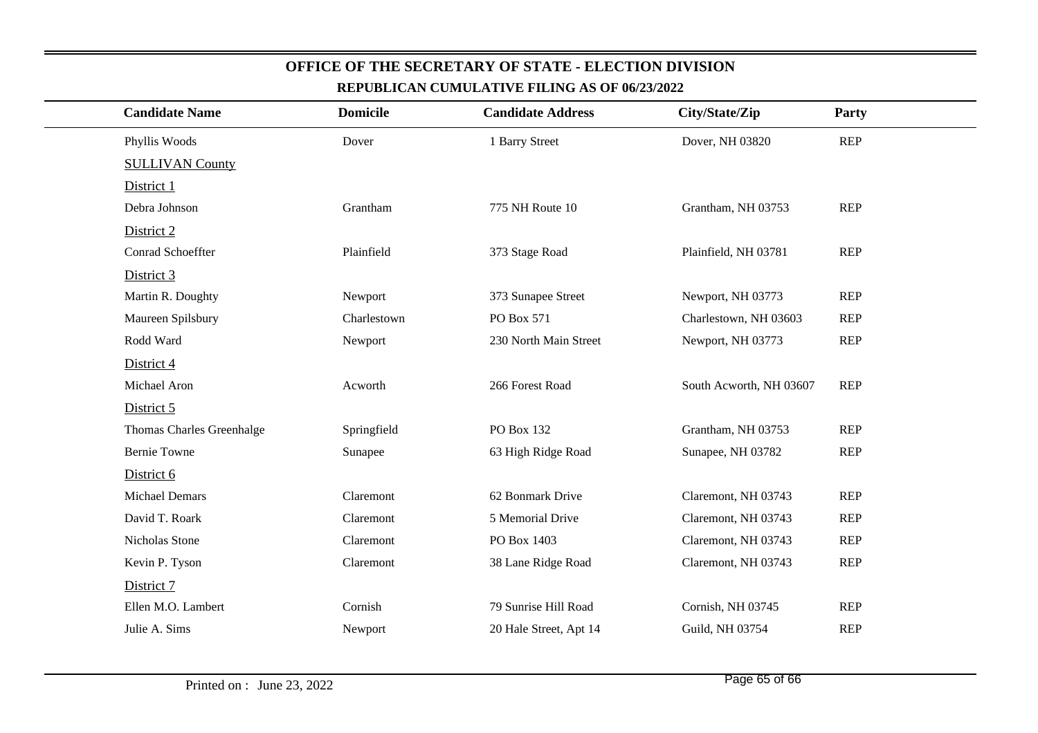# OFFICE OF THE SECRETARY OF STATE - ELECTION DIVISION

## REPUBLICAN CUMULATIVE FILING AS OF 06/23/2022

| Candidate Name | Domicile | Candidate Address | City/State/Zip | Party |
|---|---|---|---|---|
| Phyllis Woods | Dover | 1 Barry Street | Dover, NH 03820 | REP |
| SULLIVAN County | | | | |
| District 1 | | | | |
| Debra Johnson | Grantham | 775 NH Route 10 | Grantham, NH 03753 | REP |
| District 2 | | | | |
| Conrad Schoeffter | Plainfield | 373 Stage Road | Plainfield, NH 03781 | REP |
| District 3 | | | | |
| Martin R. Doughty | Newport | 373 Sunapee Street | Newport, NH 03773 | REP |
| Maureen Spilsbury | Charlestown | PO Box 571 | Charlestown, NH 03603 | REP |
| Rodd Ward | Newport | 230 North Main Street | Newport, NH 03773 | REP |
| District 4 | | | | |
| Michael Aron | Acworth | 266 Forest Road | South Acworth, NH 03607 | REP |
| District 5 | | | | |
| Thomas Charles Greenhalge | Springfield | PO Box 132 | Grantham, NH 03753 | REP |
| Bernie Towne | Sunapee | 63 High Ridge Road | Sunapee, NH 03782 | REP |
| District 6 | | | | |
| Michael Demars | Claremont | 62 Bonmark Drive | Claremont, NH 03743 | REP |
| David T. Roark | Claremont | 5 Memorial Drive | Claremont, NH 03743 | REP |
| Nicholas Stone | Claremont | PO Box 1403 | Claremont, NH 03743 | REP |
| Kevin P. Tyson | Claremont | 38 Lane Ridge Road | Claremont, NH 03743 | REP |
| District 7 | | | | |
| Ellen M.O. Lambert | Cornish | 79 Sunrise Hill Road | Cornish, NH 03745 | REP |
| Julie A. Sims | Newport | 20 Hale Street, Apt 14 | Guild, NH 03754 | REP |

Printed on : June 23, 2022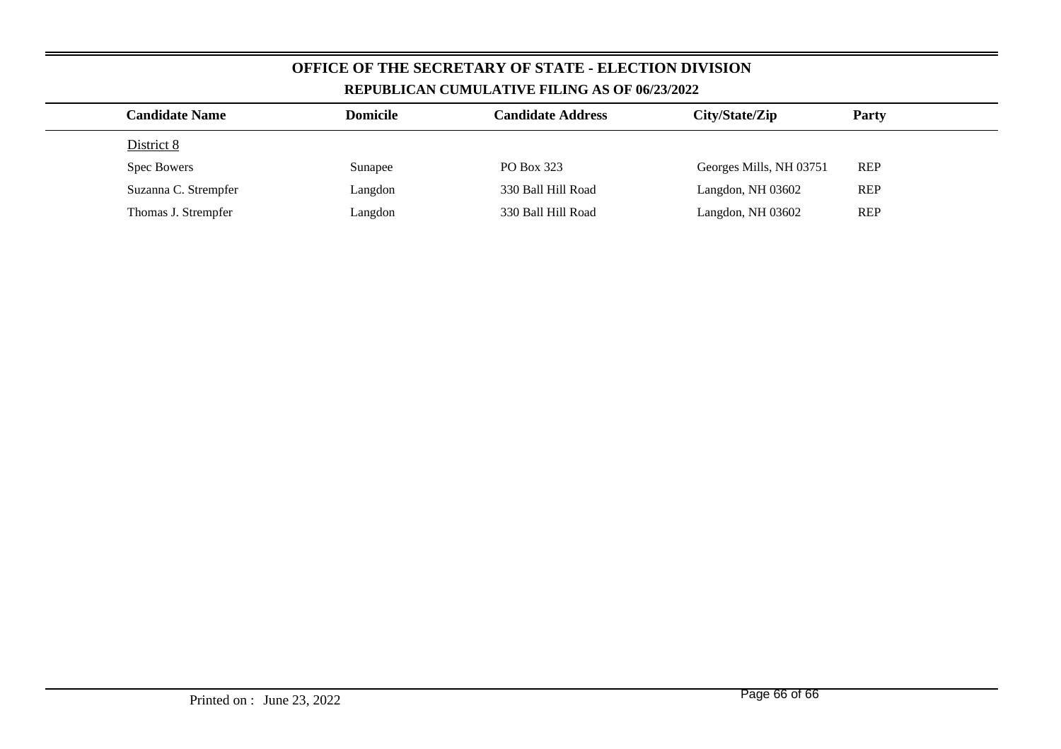# OFFICE OF THE SECRETARY OF STATE - ELECTION DIVISION

## REPUBLICAN CUMULATIVE FILING AS OF 06/23/2022

| Candidate Name | Domicile | Candidate Address | City/State/Zip | Party |
|---|---|---|---|---|
| District 8 | | | | |
| Spec Bowers | Sunapee | PO Box 323 | Georges Mills, NH 03751 | REP |
| Suzanna C. Strempfer | Langdon | 330 Ball Hill Road | Langdon, NH 03602 | REP |
| Thomas J. Strempfer | Langdon | 330 Ball Hill Road | Langdon, NH 03602 | REP |

Printed on : June 23, 2022